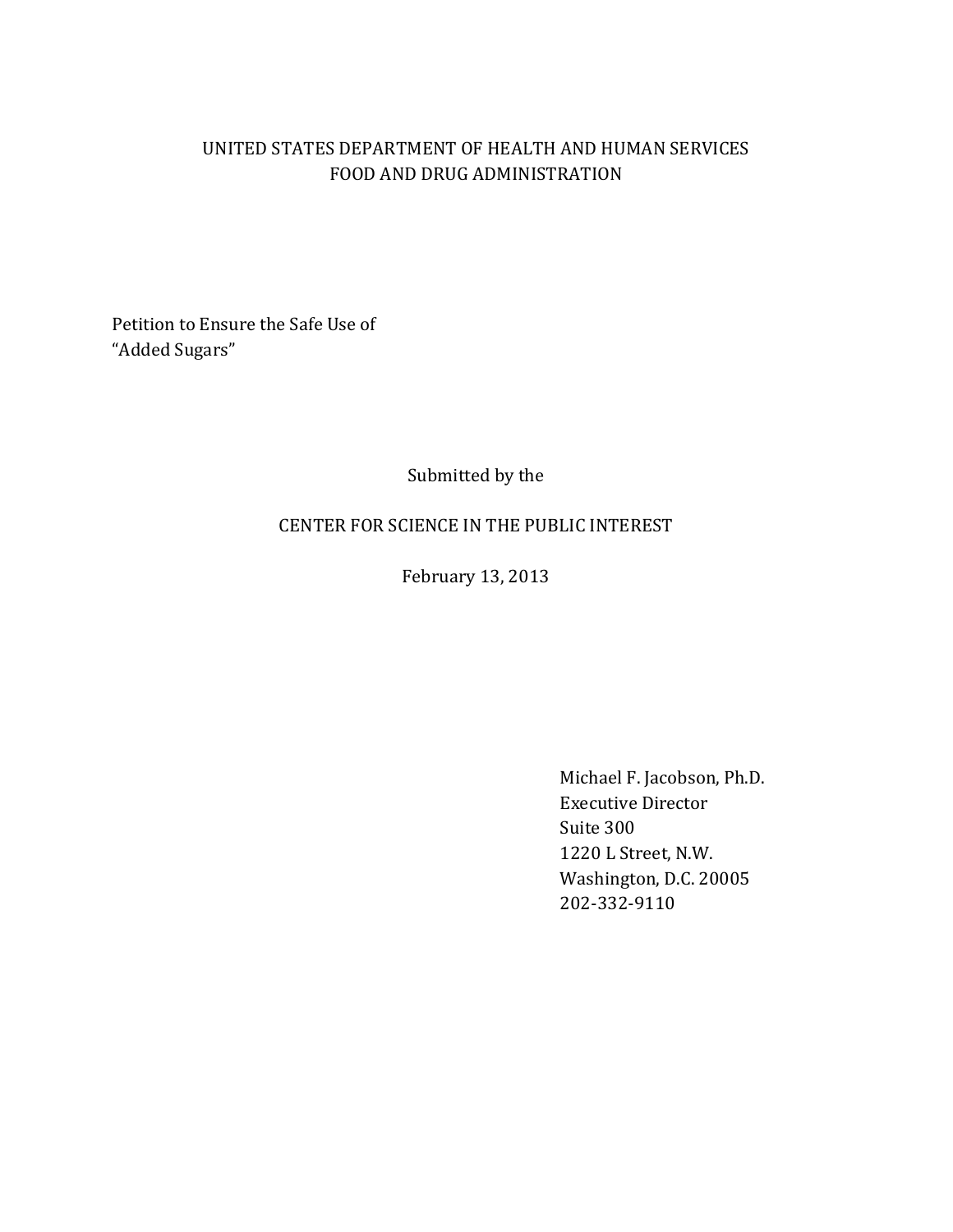UNITED STATES DEPARTMENT OF HEALTH AND HUMAN SERVICES
FOOD AND DRUG ADMINISTRATION

Petition to Ensure the Safe Use of
"Added Sugars"

Submitted by the

CENTER FOR SCIENCE IN THE PUBLIC INTEREST

February 13, 2013

Michael F. Jacobson, Ph.D.
Executive Director
Suite 300
1220 L Street, N.W.
Washington, D.C. 20005
202-332-9110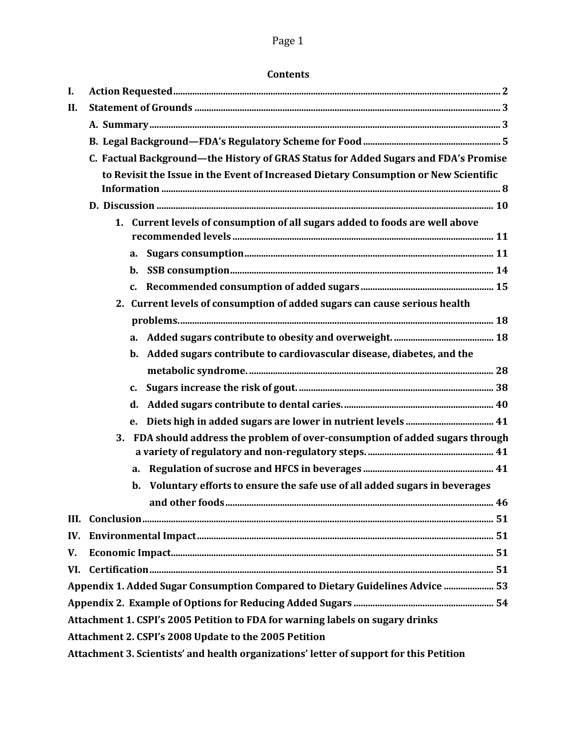## Contents

- I. Action Requested ..... 2
- II. Statement of Grounds ..... 3
  - A. Summary ..... 3
  - B. Legal Background—FDA's Regulatory Scheme for Food ..... 5
  - C. Factual Background—the History of GRAS Status for Added Sugars and FDA's Promise to Revisit the Issue in the Event of Increased Dietary Consumption or New Scientific Information ..... 8
  - D. Discussion ..... 10
    1. Current levels of consumption of all sugars added to foods are well above recommended levels ..... 11
       - a. Sugars consumption ..... 11
       - b. SSB consumption ..... 14
       - c. Recommended consumption of added sugars ..... 15
    2. Current levels of consumption of added sugars can cause serious health problems. ..... 18
       - a. Added sugars contribute to obesity and overweight. ..... 18
       - b. Added sugars contribute to cardiovascular disease, diabetes, and the metabolic syndrome. ..... 28
       - c. Sugars increase the risk of gout. ..... 38
       - d. Added sugars contribute to dental caries. ..... 40
       - e. Diets high in added sugars are lower in nutrient levels ..... 41
    3. FDA should address the problem of over-consumption of added sugars through a variety of regulatory and non-regulatory steps. ..... 41
       - a. Regulation of sucrose and HFCS in beverages ..... 41
       - b. Voluntary efforts to ensure the safe use of all added sugars in beverages and other foods ..... 46
- III. Conclusion ..... 51
- IV. Environmental Impact ..... 51
- V. Economic Impact ..... 51
- VI. Certification ..... 51

Appendix 1. Added Sugar Consumption Compared to Dietary Guidelines Advice ..... 53

Appendix 2. Example of Options for Reducing Added Sugars ..... 54

Attachment 1. CSPI's 2005 Petition to FDA for warning labels on sugary drinks

Attachment 2. CSPI's 2008 Update to the 2005 Petition

Attachment 3. Scientists' and health organizations' letter of support for this Petition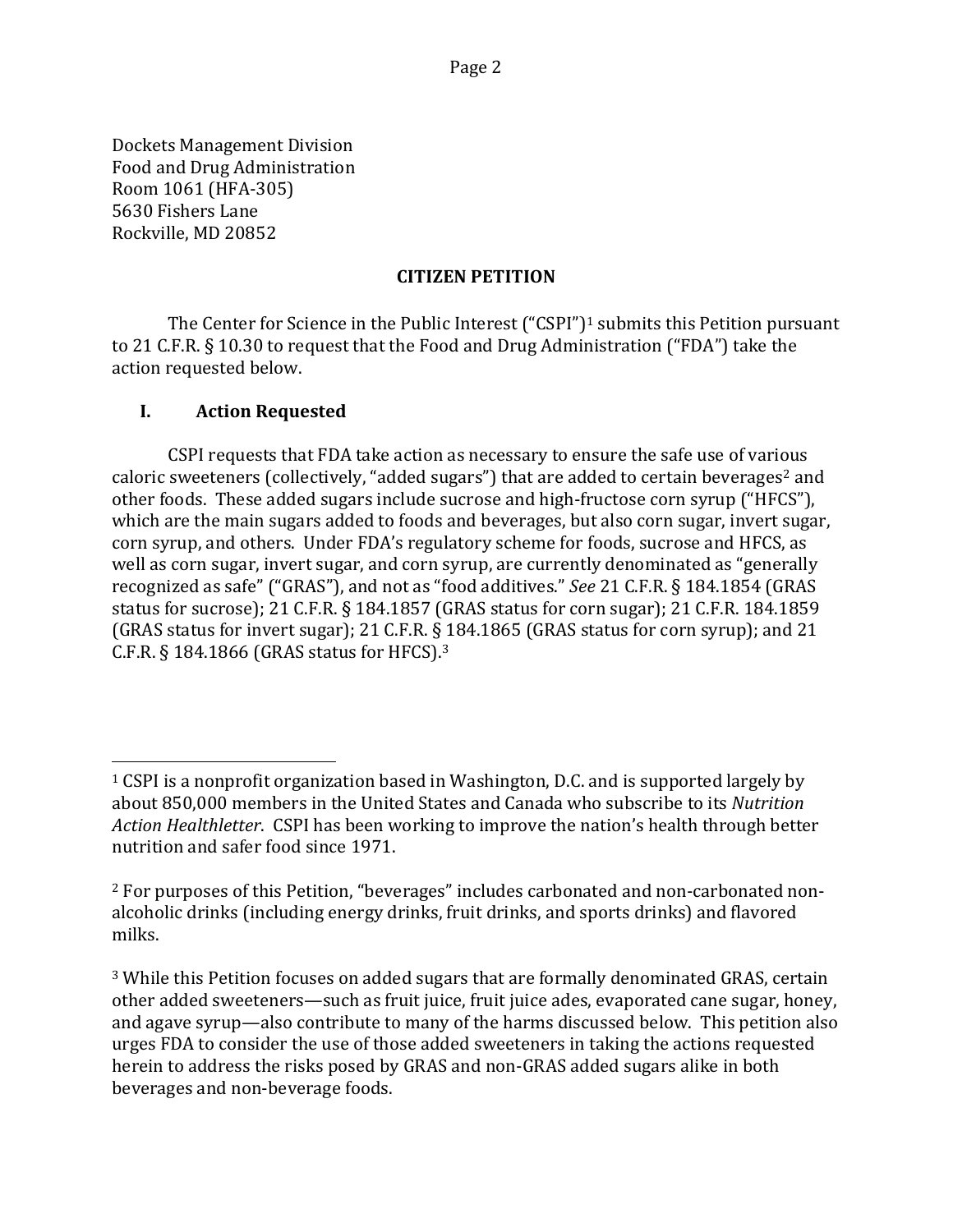Dockets Management Division
Food and Drug Administration
Room 1061 (HFA-305)
5630 Fishers Lane
Rockville, MD 20852

**CITIZEN PETITION**

The Center for Science in the Public Interest ("CSPI")[1] submits this Petition pursuant to 21 C.F.R. § 10.30 to request that the Food and Drug Administration ("FDA") take the action requested below.

## I. Action Requested

CSPI requests that FDA take action as necessary to ensure the safe use of various caloric sweeteners (collectively, "added sugars") that are added to certain beverages[2] and other foods. These added sugars include sucrose and high-fructose corn syrup ("HFCS"), which are the main sugars added to foods and beverages, but also corn sugar, invert sugar, corn syrup, and others. Under FDA's regulatory scheme for foods, sucrose and HFCS, as well as corn sugar, invert sugar, and corn syrup, are currently denominated as "generally recognized as safe" ("GRAS"), and not as "food additives." *See* 21 C.F.R. § 184.1854 (GRAS status for sucrose); 21 C.F.R. § 184.1857 (GRAS status for corn sugar); 21 C.F.R. 184.1859 (GRAS status for invert sugar); 21 C.F.R. § 184.1865 (GRAS status for corn syrup); and 21 C.F.R. § 184.1866 (GRAS status for HFCS).[3]

---

[1] CSPI is a nonprofit organization based in Washington, D.C. and is supported largely by about 850,000 members in the United States and Canada who subscribe to its *Nutrition Action Healthletter*. CSPI has been working to improve the nation's health through better nutrition and safer food since 1971.

[2] For purposes of this Petition, "beverages" includes carbonated and non-carbonated non-alcoholic drinks (including energy drinks, fruit drinks, and sports drinks) and flavored milks.

[3] While this Petition focuses on added sugars that are formally denominated GRAS, certain other added sweeteners—such as fruit juice, fruit juice ades, evaporated cane sugar, honey, and agave syrup—also contribute to many of the harms discussed below. This petition also urges FDA to consider the use of those added sweeteners in taking the actions requested herein to address the risks posed by GRAS and non-GRAS added sugars alike in both beverages and non-beverage foods.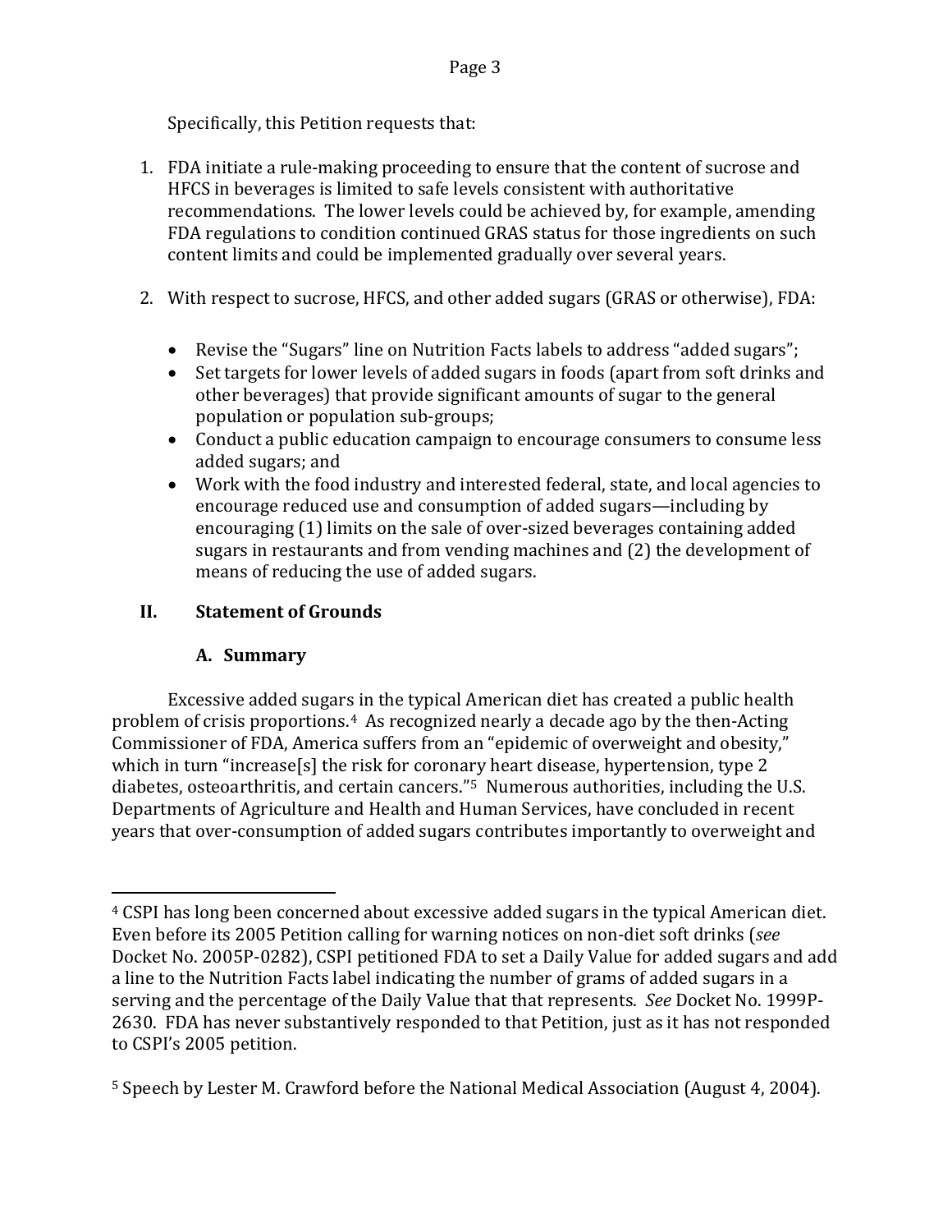Specifically, this Petition requests that:

1. FDA initiate a rule-making proceeding to ensure that the content of sucrose and HFCS in beverages is limited to safe levels consistent with authoritative recommendations. The lower levels could be achieved by, for example, amending FDA regulations to condition continued GRAS status for those ingredients on such content limits and could be implemented gradually over several years.

2. With respect to sucrose, HFCS, and other added sugars (GRAS or otherwise), FDA:

   - Revise the "Sugars" line on Nutrition Facts labels to address "added sugars";
   - Set targets for lower levels of added sugars in foods (apart from soft drinks and other beverages) that provide significant amounts of sugar to the general population or population sub-groups;
   - Conduct a public education campaign to encourage consumers to consume less added sugars; and
   - Work with the food industry and interested federal, state, and local agencies to encourage reduced use and consumption of added sugars—including by encouraging (1) limits on the sale of over-sized beverages containing added sugars in restaurants and from vending machines and (2) the development of means of reducing the use of added sugars.

## II. Statement of Grounds

### A. Summary

Excessive added sugars in the typical American diet has created a public health problem of crisis proportions.[4] As recognized nearly a decade ago by the then-Acting Commissioner of FDA, America suffers from an "epidemic of overweight and obesity," which in turn "increase[s] the risk for coronary heart disease, hypertension, type 2 diabetes, osteoarthritis, and certain cancers."[5] Numerous authorities, including the U.S. Departments of Agriculture and Health and Human Services, have concluded in recent years that over-consumption of added sugars contributes importantly to overweight and

---

[4] CSPI has long been concerned about excessive added sugars in the typical American diet. Even before its 2005 Petition calling for warning notices on non-diet soft drinks (*see* Docket No. 2005P-0282), CSPI petitioned FDA to set a Daily Value for added sugars and add a line to the Nutrition Facts label indicating the number of grams of added sugars in a serving and the percentage of the Daily Value that that represents. *See* Docket No. 1999P-2630. FDA has never substantively responded to that Petition, just as it has not responded to CSPI's 2005 petition.

[5] Speech by Lester M. Crawford before the National Medical Association (August 4, 2004).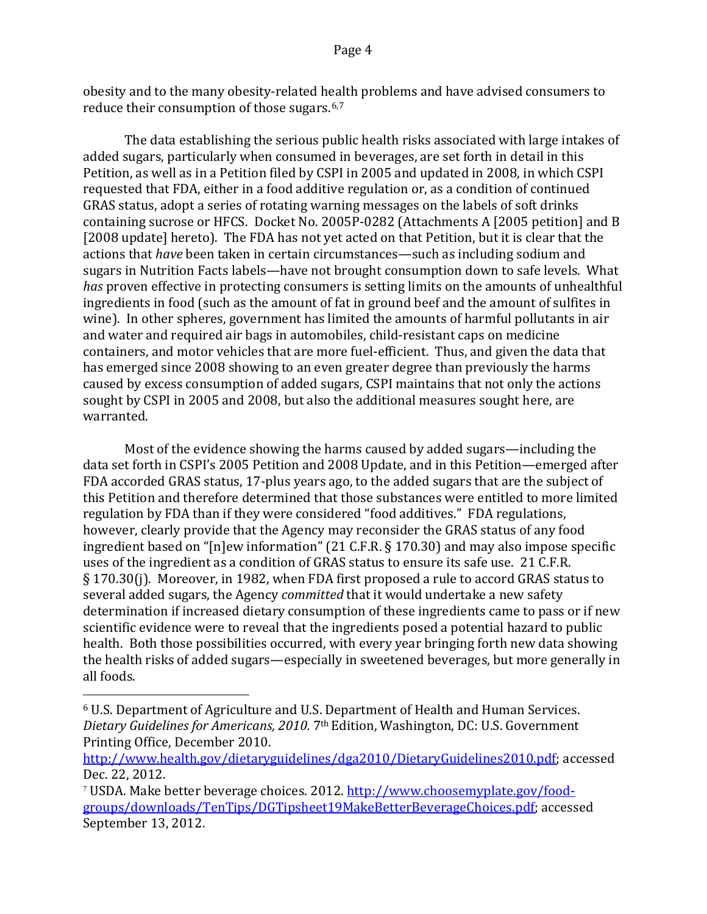obesity and to the many obesity-related health problems and have advised consumers to reduce their consumption of those sugars.[6,7]

The data establishing the serious public health risks associated with large intakes of added sugars, particularly when consumed in beverages, are set forth in detail in this Petition, as well as in a Petition filed by CSPI in 2005 and updated in 2008, in which CSPI requested that FDA, either in a food additive regulation or, as a condition of continued GRAS status, adopt a series of rotating warning messages on the labels of soft drinks containing sucrose or HFCS. Docket No. 2005P-0282 (Attachments A [2005 petition] and B [2008 update] hereto). The FDA has not yet acted on that Petition, but it is clear that the actions that *have* been taken in certain circumstances—such as including sodium and sugars in Nutrition Facts labels—have not brought consumption down to safe levels. What *has* proven effective in protecting consumers is setting limits on the amounts of unhealthful ingredients in food (such as the amount of fat in ground beef and the amount of sulfites in wine). In other spheres, government has limited the amounts of harmful pollutants in air and water and required air bags in automobiles, child-resistant caps on medicine containers, and motor vehicles that are more fuel-efficient. Thus, and given the data that has emerged since 2008 showing to an even greater degree than previously the harms caused by excess consumption of added sugars, CSPI maintains that not only the actions sought by CSPI in 2005 and 2008, but also the additional measures sought here, are warranted.

Most of the evidence showing the harms caused by added sugars—including the data set forth in CSPI's 2005 Petition and 2008 Update, and in this Petition—emerged after FDA accorded GRAS status, 17-plus years ago, to the added sugars that are the subject of this Petition and therefore determined that those substances were entitled to more limited regulation by FDA than if they were considered "food additives." FDA regulations, however, clearly provide that the Agency may reconsider the GRAS status of any food ingredient based on "[n]ew information" (21 C.F.R. § 170.30) and may also impose specific uses of the ingredient as a condition of GRAS status to ensure its safe use. 21 C.F.R. § 170.30(j). Moreover, in 1982, when FDA first proposed a rule to accord GRAS status to several added sugars, the Agency *committed* that it would undertake a new safety determination if increased dietary consumption of these ingredients came to pass or if new scientific evidence were to reveal that the ingredients posed a potential hazard to public health. Both those possibilities occurred, with every year bringing forth new data showing the health risks of added sugars—especially in sweetened beverages, but more generally in all foods.

---

[6] U.S. Department of Agriculture and U.S. Department of Health and Human Services. *Dietary Guidelines for Americans, 2010.* 7th Edition, Washington, DC: U.S. Government Printing Office, December 2010. http://www.health.gov/dietaryguidelines/dga2010/DietaryGuidelines2010.pdf; accessed Dec. 22, 2012.

[7] USDA. Make better beverage choices. 2012. http://www.choosemyplate.gov/food-groups/downloads/TenTips/DGTipsheet19MakeBetterBeverageChoices.pdf; accessed September 13, 2012.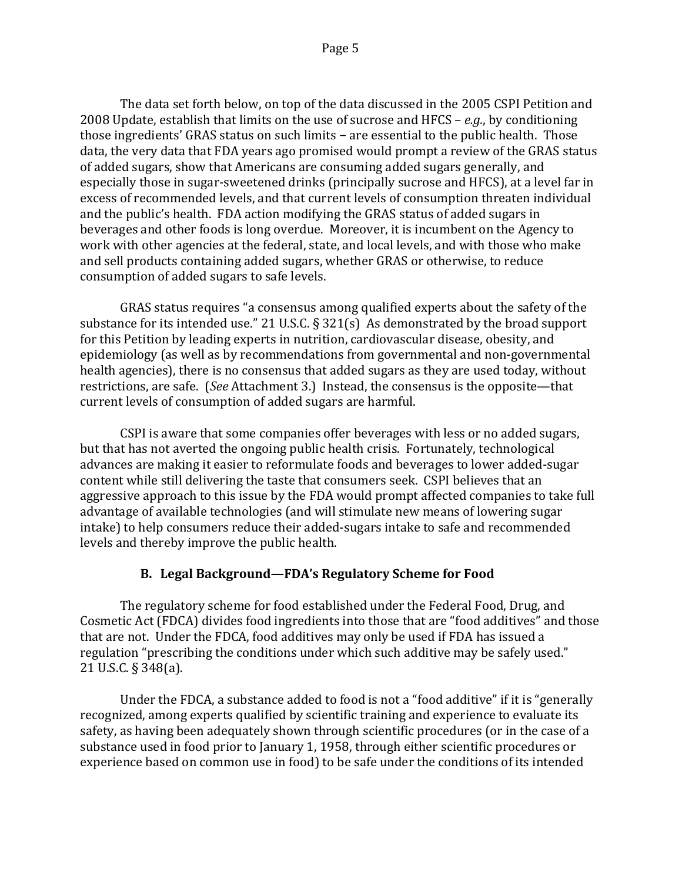The data set forth below, on top of the data discussed in the 2005 CSPI Petition and 2008 Update, establish that limits on the use of sucrose and HFCS – *e.g.*, by conditioning those ingredients' GRAS status on such limits – are essential to the public health. Those data, the very data that FDA years ago promised would prompt a review of the GRAS status of added sugars, show that Americans are consuming added sugars generally, and especially those in sugar-sweetened drinks (principally sucrose and HFCS), at a level far in excess of recommended levels, and that current levels of consumption threaten individual and the public's health. FDA action modifying the GRAS status of added sugars in beverages and other foods is long overdue. Moreover, it is incumbent on the Agency to work with other agencies at the federal, state, and local levels, and with those who make and sell products containing added sugars, whether GRAS or otherwise, to reduce consumption of added sugars to safe levels.

GRAS status requires "a consensus among qualified experts about the safety of the substance for its intended use." 21 U.S.C. § 321(s) As demonstrated by the broad support for this Petition by leading experts in nutrition, cardiovascular disease, obesity, and epidemiology (as well as by recommendations from governmental and non-governmental health agencies), there is no consensus that added sugars as they are used today, without restrictions, are safe. (*See* Attachment 3.) Instead, the consensus is the opposite—that current levels of consumption of added sugars are harmful.

CSPI is aware that some companies offer beverages with less or no added sugars, but that has not averted the ongoing public health crisis. Fortunately, technological advances are making it easier to reformulate foods and beverages to lower added-sugar content while still delivering the taste that consumers seek. CSPI believes that an aggressive approach to this issue by the FDA would prompt affected companies to take full advantage of available technologies (and will stimulate new means of lowering sugar intake) to help consumers reduce their added-sugars intake to safe and recommended levels and thereby improve the public health.

### B. Legal Background—FDA's Regulatory Scheme for Food

The regulatory scheme for food established under the Federal Food, Drug, and Cosmetic Act (FDCA) divides food ingredients into those that are "food additives" and those that are not. Under the FDCA, food additives may only be used if FDA has issued a regulation "prescribing the conditions under which such additive may be safely used." 21 U.S.C. § 348(a).

Under the FDCA, a substance added to food is not a "food additive" if it is "generally recognized, among experts qualified by scientific training and experience to evaluate its safety, as having been adequately shown through scientific procedures (or in the case of a substance used in food prior to January 1, 1958, through either scientific procedures or experience based on common use in food) to be safe under the conditions of its intended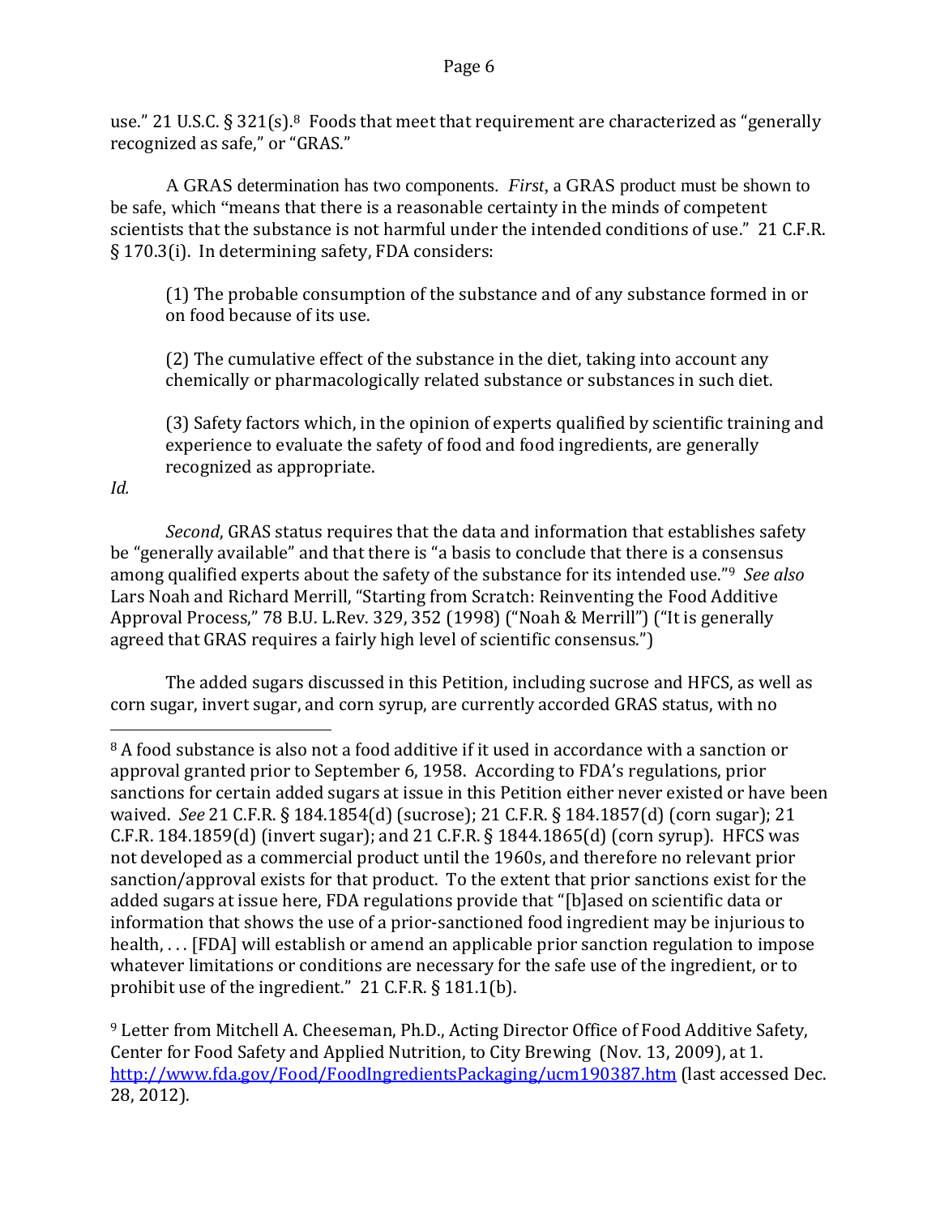use." 21 U.S.C. § 321(s).[8] Foods that meet that requirement are characterized as "generally recognized as safe," or "GRAS."

A GRAS determination has two components. *First*, a GRAS product must be shown to be safe, which "means that there is a reasonable certainty in the minds of competent scientists that the substance is not harmful under the intended conditions of use." 21 C.F.R. § 170.3(i). In determining safety, FDA considers:

> (1) The probable consumption of the substance and of any substance formed in or on food because of its use.
>
> (2) The cumulative effect of the substance in the diet, taking into account any chemically or pharmacologically related substance or substances in such diet.
>
> (3) Safety factors which, in the opinion of experts qualified by scientific training and experience to evaluate the safety of food and food ingredients, are generally recognized as appropriate.

*Id.*

*Second*, GRAS status requires that the data and information that establishes safety be "generally available" and that there is "a basis to conclude that there is a consensus among qualified experts about the safety of the substance for its intended use."[9] *See also* Lars Noah and Richard Merrill, "Starting from Scratch: Reinventing the Food Additive Approval Process," 78 B.U. L.Rev. 329, 352 (1998) ("Noah & Merrill") ("It is generally agreed that GRAS requires a fairly high level of scientific consensus.")

The added sugars discussed in this Petition, including sucrose and HFCS, as well as corn sugar, invert sugar, and corn syrup, are currently accorded GRAS status, with no

---

[8] A food substance is also not a food additive if it used in accordance with a sanction or approval granted prior to September 6, 1958. According to FDA's regulations, prior sanctions for certain added sugars at issue in this Petition either never existed or have been waived. *See* 21 C.F.R. § 184.1854(d) (sucrose); 21 C.F.R. § 184.1857(d) (corn sugar); 21 C.F.R. 184.1859(d) (invert sugar); and 21 C.F.R. § 1844.1865(d) (corn syrup). HFCS was not developed as a commercial product until the 1960s, and therefore no relevant prior sanction/approval exists for that product. To the extent that prior sanctions exist for the added sugars at issue here, FDA regulations provide that "[b]ased on scientific data or information that shows the use of a prior-sanctioned food ingredient may be injurious to health, . . . [FDA] will establish or amend an applicable prior sanction regulation to impose whatever limitations or conditions are necessary for the safe use of the ingredient, or to prohibit use of the ingredient." 21 C.F.R. § 181.1(b).

[9] Letter from Mitchell A. Cheeseman, Ph.D., Acting Director Office of Food Additive Safety, Center for Food Safety and Applied Nutrition, to City Brewing (Nov. 13, 2009), at 1. http://www.fda.gov/Food/FoodIngredientsPackaging/ucm190387.htm (last accessed Dec. 28, 2012).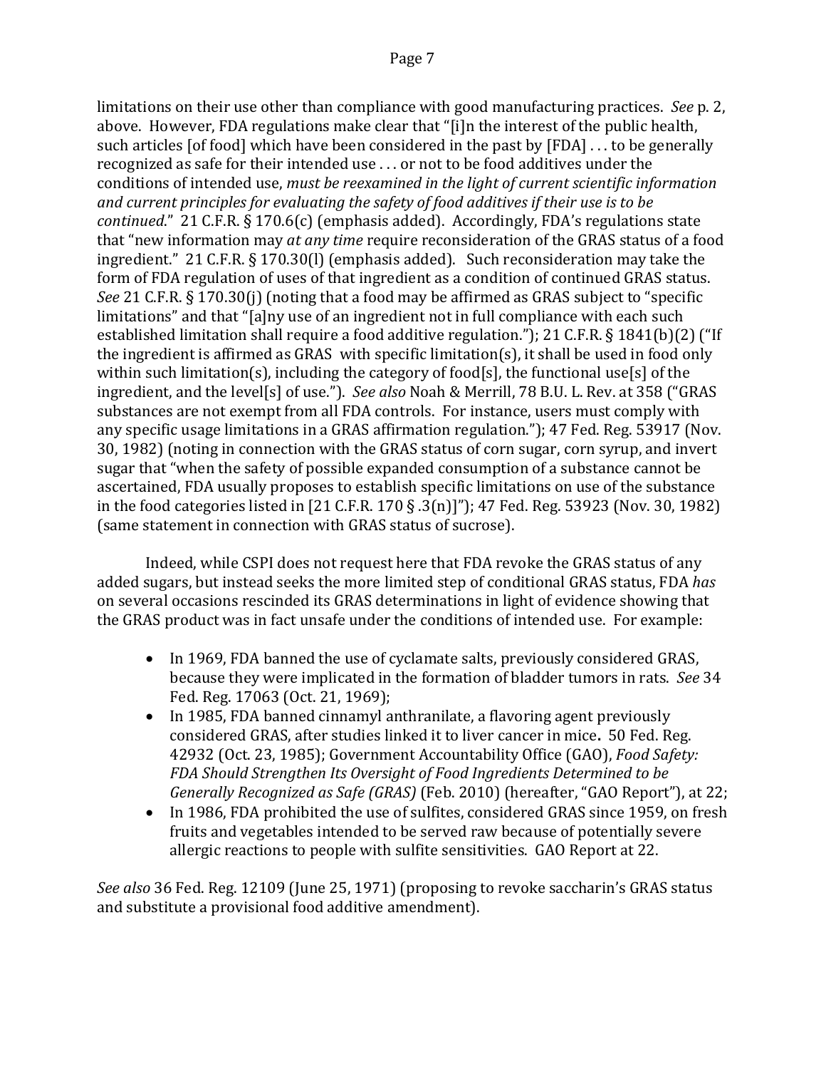limitations on their use other than compliance with good manufacturing practices. *See* p. 2, above. However, FDA regulations make clear that "[i]n the interest of the public health, such articles [of food] which have been considered in the past by [FDA] . . . to be generally recognized as safe for their intended use . . . or not to be food additives under the conditions of intended use, *must be reexamined in the light of current scientific information and current principles for evaluating the safety of food additives if their use is to be continued*." 21 C.F.R. § 170.6(c) (emphasis added). Accordingly, FDA's regulations state that "new information may *at any time* require reconsideration of the GRAS status of a food ingredient." 21 C.F.R. § 170.30(l) (emphasis added). Such reconsideration may take the form of FDA regulation of uses of that ingredient as a condition of continued GRAS status. *See* 21 C.F.R. § 170.30(j) (noting that a food may be affirmed as GRAS subject to "specific limitations" and that "[a]ny use of an ingredient not in full compliance with each such established limitation shall require a food additive regulation."); 21 C.F.R. § 1841(b)(2) ("If the ingredient is affirmed as GRAS with specific limitation(s), it shall be used in food only within such limitation(s), including the category of food[s], the functional use[s] of the ingredient, and the level[s] of use."). *See also* Noah & Merrill, 78 B.U. L. Rev. at 358 ("GRAS substances are not exempt from all FDA controls. For instance, users must comply with any specific usage limitations in a GRAS affirmation regulation."); 47 Fed. Reg. 53917 (Nov. 30, 1982) (noting in connection with the GRAS status of corn sugar, corn syrup, and invert sugar that "when the safety of possible expanded consumption of a substance cannot be ascertained, FDA usually proposes to establish specific limitations on use of the substance in the food categories listed in [21 C.F.R. 170 § .3(n)]"); 47 Fed. Reg. 53923 (Nov. 30, 1982) (same statement in connection with GRAS status of sucrose).

Indeed, while CSPI does not request here that FDA revoke the GRAS status of any added sugars, but instead seeks the more limited step of conditional GRAS status, FDA *has* on several occasions rescinded its GRAS determinations in light of evidence showing that the GRAS product was in fact unsafe under the conditions of intended use. For example:

- In 1969, FDA banned the use of cyclamate salts, previously considered GRAS, because they were implicated in the formation of bladder tumors in rats. *See* 34 Fed. Reg. 17063 (Oct. 21, 1969);
- In 1985, FDA banned cinnamyl anthranilate, a flavoring agent previously considered GRAS, after studies linked it to liver cancer in mice**.** 50 Fed. Reg. 42932 (Oct. 23, 1985); Government Accountability Office (GAO), *Food Safety: FDA Should Strengthen Its Oversight of Food Ingredients Determined to be Generally Recognized as Safe (GRAS)* (Feb. 2010) (hereafter, "GAO Report"), at 22;
- In 1986, FDA prohibited the use of sulfites, considered GRAS since 1959, on fresh fruits and vegetables intended to be served raw because of potentially severe allergic reactions to people with sulfite sensitivities. GAO Report at 22.

*See also* 36 Fed. Reg. 12109 (June 25, 1971) (proposing to revoke saccharin's GRAS status and substitute a provisional food additive amendment).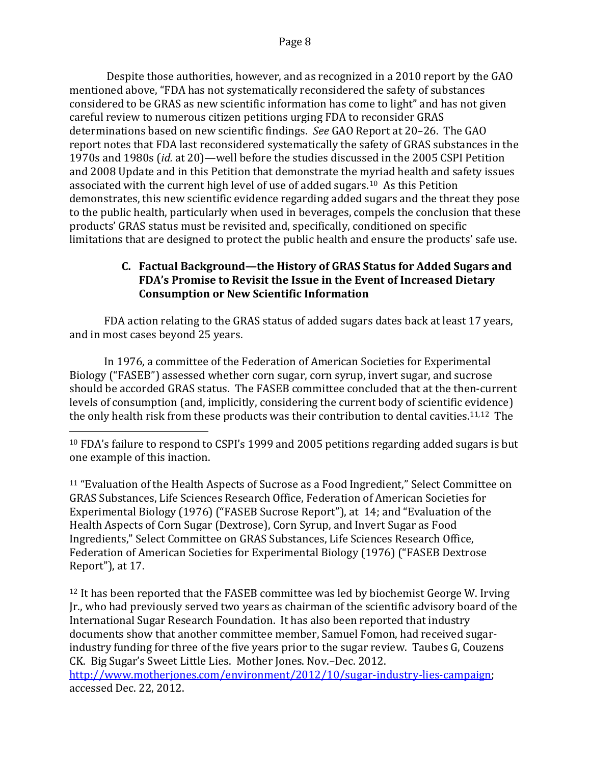Despite those authorities, however, and as recognized in a 2010 report by the GAO mentioned above, "FDA has not systematically reconsidered the safety of substances considered to be GRAS as new scientific information has come to light" and has not given careful review to numerous citizen petitions urging FDA to reconsider GRAS determinations based on new scientific findings. *See* GAO Report at 20–26. The GAO report notes that FDA last reconsidered systematically the safety of GRAS substances in the 1970s and 1980s (*id.* at 20)—well before the studies discussed in the 2005 CSPI Petition and 2008 Update and in this Petition that demonstrate the myriad health and safety issues associated with the current high level of use of added sugars.[10] As this Petition demonstrates, this new scientific evidence regarding added sugars and the threat they pose to the public health, particularly when used in beverages, compels the conclusion that these products' GRAS status must be revisited and, specifically, conditioned on specific limitations that are designed to protect the public health and ensure the products' safe use.

### C. Factual Background—the History of GRAS Status for Added Sugars and FDA's Promise to Revisit the Issue in the Event of Increased Dietary Consumption or New Scientific Information

FDA action relating to the GRAS status of added sugars dates back at least 17 years, and in most cases beyond 25 years.

In 1976, a committee of the Federation of American Societies for Experimental Biology ("FASEB") assessed whether corn sugar, corn syrup, invert sugar, and sucrose should be accorded GRAS status. The FASEB committee concluded that at the then-current levels of consumption (and, implicitly, considering the current body of scientific evidence) the only health risk from these products was their contribution to dental cavities.[11,12] The

---

[10] FDA's failure to respond to CSPI's 1999 and 2005 petitions regarding added sugars is but one example of this inaction.

[11] "Evaluation of the Health Aspects of Sucrose as a Food Ingredient," Select Committee on GRAS Substances, Life Sciences Research Office, Federation of American Societies for Experimental Biology (1976) ("FASEB Sucrose Report"), at 14; and "Evaluation of the Health Aspects of Corn Sugar (Dextrose), Corn Syrup, and Invert Sugar as Food Ingredients," Select Committee on GRAS Substances, Life Sciences Research Office, Federation of American Societies for Experimental Biology (1976) ("FASEB Dextrose Report"), at 17.

[12] It has been reported that the FASEB committee was led by biochemist George W. Irving Jr., who had previously served two years as chairman of the scientific advisory board of the International Sugar Research Foundation. It has also been reported that industry documents show that another committee member, Samuel Fomon, had received sugar-industry funding for three of the five years prior to the sugar review. Taubes G, Couzens CK. Big Sugar's Sweet Little Lies. Mother Jones. Nov.–Dec. 2012. http://www.motherjones.com/environment/2012/10/sugar-industry-lies-campaign; accessed Dec. 22, 2012.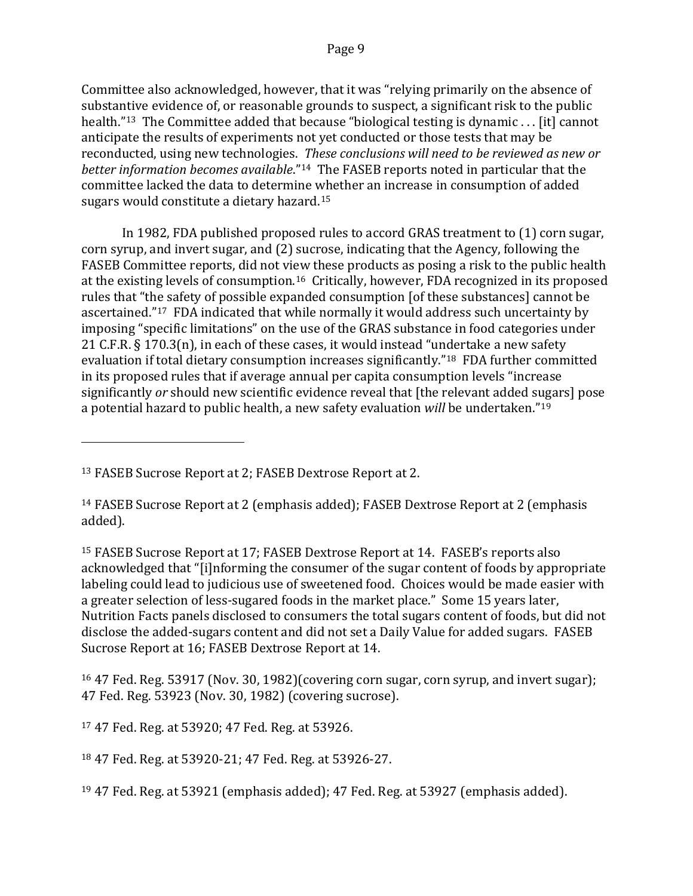Committee also acknowledged, however, that it was "relying primarily on the absence of substantive evidence of, or reasonable grounds to suspect, a significant risk to the public health."[13] The Committee added that because "biological testing is dynamic . . . [it] cannot anticipate the results of experiments not yet conducted or those tests that may be reconducted, using new technologies. *These conclusions will need to be reviewed as new or better information becomes available*."[14] The FASEB reports noted in particular that the committee lacked the data to determine whether an increase in consumption of added sugars would constitute a dietary hazard.[15]

In 1982, FDA published proposed rules to accord GRAS treatment to (1) corn sugar, corn syrup, and invert sugar, and (2) sucrose, indicating that the Agency, following the FASEB Committee reports, did not view these products as posing a risk to the public health at the existing levels of consumption.[16] Critically, however, FDA recognized in its proposed rules that "the safety of possible expanded consumption [of these substances] cannot be ascertained."[17] FDA indicated that while normally it would address such uncertainty by imposing "specific limitations" on the use of the GRAS substance in food categories under 21 C.F.R. § 170.3(n), in each of these cases, it would instead "undertake a new safety evaluation if total dietary consumption increases significantly."[18] FDA further committed in its proposed rules that if average annual per capita consumption levels "increase significantly *or* should new scientific evidence reveal that [the relevant added sugars] pose a potential hazard to public health, a new safety evaluation *will* be undertaken."[19]

---

[13] FASEB Sucrose Report at 2; FASEB Dextrose Report at 2.

[14] FASEB Sucrose Report at 2 (emphasis added); FASEB Dextrose Report at 2 (emphasis added).

[15] FASEB Sucrose Report at 17; FASEB Dextrose Report at 14. FASEB's reports also acknowledged that "[i]nforming the consumer of the sugar content of foods by appropriate labeling could lead to judicious use of sweetened food. Choices would be made easier with a greater selection of less-sugared foods in the market place." Some 15 years later, Nutrition Facts panels disclosed to consumers the total sugars content of foods, but did not disclose the added-sugars content and did not set a Daily Value for added sugars. FASEB Sucrose Report at 16; FASEB Dextrose Report at 14.

[16] 47 Fed. Reg. 53917 (Nov. 30, 1982)(covering corn sugar, corn syrup, and invert sugar); 47 Fed. Reg. 53923 (Nov. 30, 1982) (covering sucrose).

[17] 47 Fed. Reg. at 53920; 47 Fed. Reg. at 53926.

[18] 47 Fed. Reg. at 53920-21; 47 Fed. Reg. at 53926-27.

[19] 47 Fed. Reg. at 53921 (emphasis added); 47 Fed. Reg. at 53927 (emphasis added).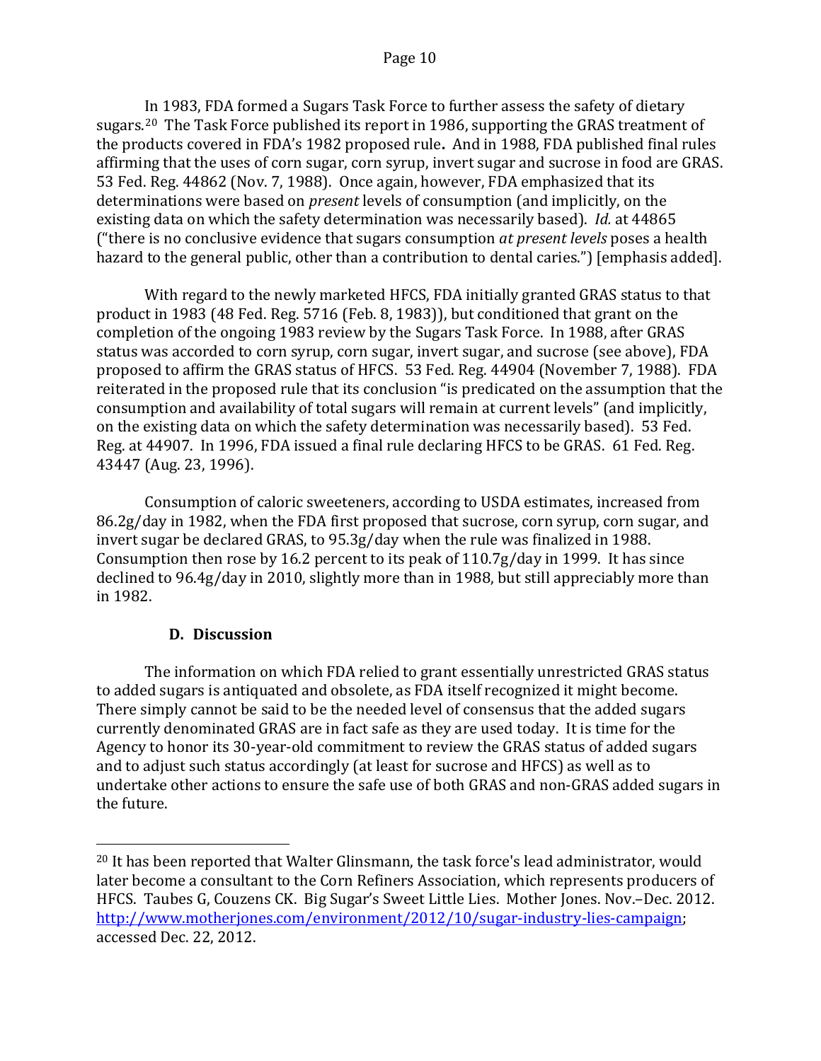In 1983, FDA formed a Sugars Task Force to further assess the safety of dietary sugars.[20] The Task Force published its report in 1986, supporting the GRAS treatment of the products covered in FDA's 1982 proposed rule**.** And in 1988, FDA published final rules affirming that the uses of corn sugar, corn syrup, invert sugar and sucrose in food are GRAS. 53 Fed. Reg. 44862 (Nov. 7, 1988). Once again, however, FDA emphasized that its determinations were based on *present* levels of consumption (and implicitly, on the existing data on which the safety determination was necessarily based). *Id.* at 44865 ("there is no conclusive evidence that sugars consumption *at present levels* poses a health hazard to the general public, other than a contribution to dental caries.") [emphasis added].

With regard to the newly marketed HFCS, FDA initially granted GRAS status to that product in 1983 (48 Fed. Reg. 5716 (Feb. 8, 1983)), but conditioned that grant on the completion of the ongoing 1983 review by the Sugars Task Force. In 1988, after GRAS status was accorded to corn syrup, corn sugar, invert sugar, and sucrose (see above), FDA proposed to affirm the GRAS status of HFCS. 53 Fed. Reg. 44904 (November 7, 1988). FDA reiterated in the proposed rule that its conclusion "is predicated on the assumption that the consumption and availability of total sugars will remain at current levels" (and implicitly, on the existing data on which the safety determination was necessarily based). 53 Fed. Reg. at 44907. In 1996, FDA issued a final rule declaring HFCS to be GRAS. 61 Fed. Reg. 43447 (Aug. 23, 1996).

Consumption of caloric sweeteners, according to USDA estimates, increased from 86.2g/day in 1982, when the FDA first proposed that sucrose, corn syrup, corn sugar, and invert sugar be declared GRAS, to 95.3g/day when the rule was finalized in 1988. Consumption then rose by 16.2 percent to its peak of 110.7g/day in 1999. It has since declined to 96.4g/day in 2010, slightly more than in 1988, but still appreciably more than in 1982.

### D. Discussion

The information on which FDA relied to grant essentially unrestricted GRAS status to added sugars is antiquated and obsolete, as FDA itself recognized it might become. There simply cannot be said to be the needed level of consensus that the added sugars currently denominated GRAS are in fact safe as they are used today. It is time for the Agency to honor its 30-year-old commitment to review the GRAS status of added sugars and to adjust such status accordingly (at least for sucrose and HFCS) as well as to undertake other actions to ensure the safe use of both GRAS and non-GRAS added sugars in the future.

---

[20] It has been reported that Walter Glinsmann, the task force's lead administrator, would later become a consultant to the Corn Refiners Association, which represents producers of HFCS. Taubes G, Couzens CK. Big Sugar's Sweet Little Lies. Mother Jones. Nov.–Dec. 2012. http://www.motherjones.com/environment/2012/10/sugar-industry-lies-campaign; accessed Dec. 22, 2012.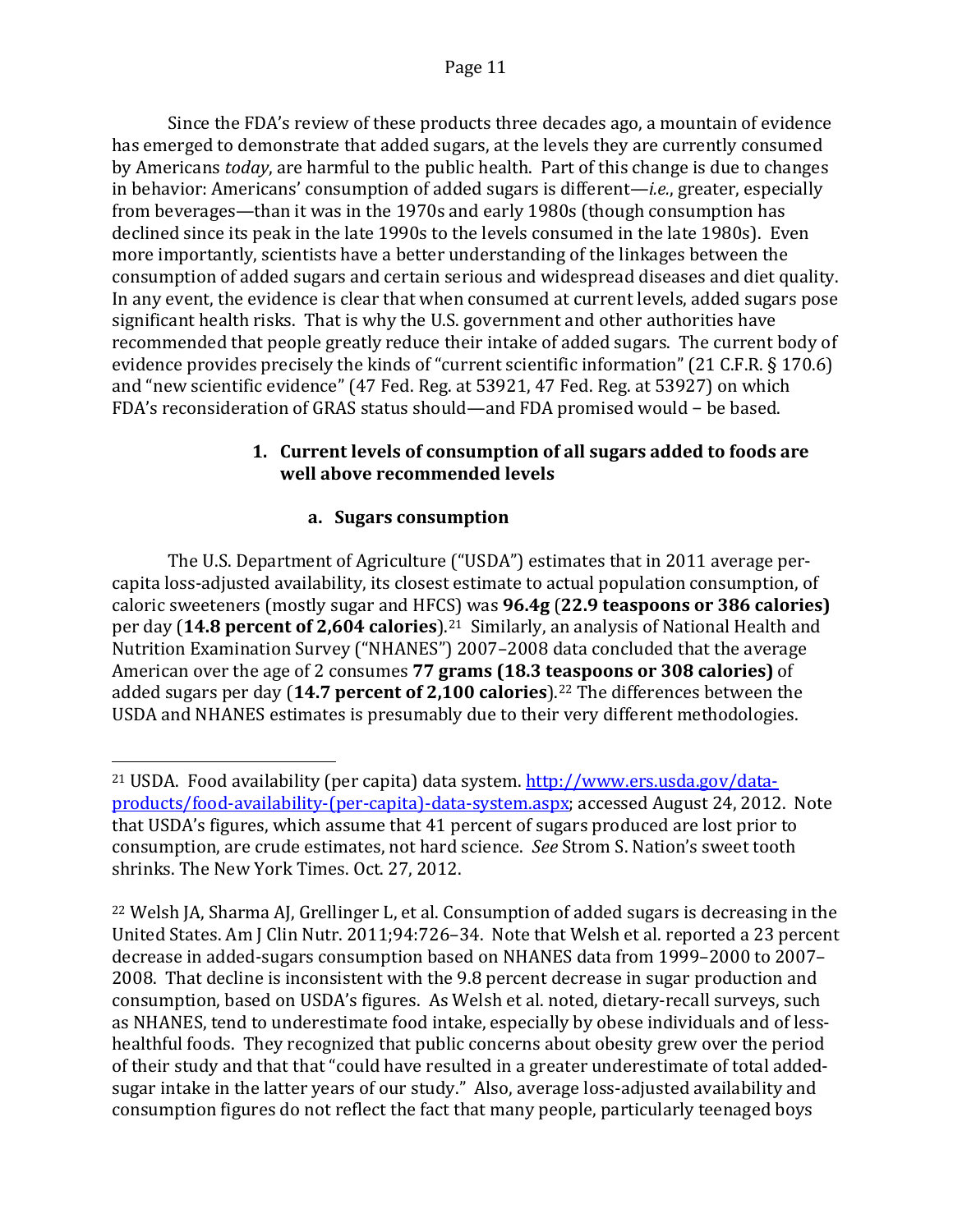Since the FDA's review of these products three decades ago, a mountain of evidence has emerged to demonstrate that added sugars, at the levels they are currently consumed by Americans *today*, are harmful to the public health. Part of this change is due to changes in behavior: Americans' consumption of added sugars is different—*i.e.*, greater, especially from beverages—than it was in the 1970s and early 1980s (though consumption has declined since its peak in the late 1990s to the levels consumed in the late 1980s). Even more importantly, scientists have a better understanding of the linkages between the consumption of added sugars and certain serious and widespread diseases and diet quality. In any event, the evidence is clear that when consumed at current levels, added sugars pose significant health risks. That is why the U.S. government and other authorities have recommended that people greatly reduce their intake of added sugars. The current body of evidence provides precisely the kinds of "current scientific information" (21 C.F.R. § 170.6) and "new scientific evidence" (47 Fed. Reg. at 53921, 47 Fed. Reg. at 53927) on which FDA's reconsideration of GRAS status should—and FDA promised would – be based.

### 1. Current levels of consumption of all sugars added to foods are well above recommended levels

#### a. Sugars consumption

The U.S. Department of Agriculture ("USDA") estimates that in 2011 average per-capita loss-adjusted availability, its closest estimate to actual population consumption, of caloric sweeteners (mostly sugar and HFCS) was **96.4g** (**22.9 teaspoons or 386 calories)** per day (**14.8 percent of 2,604 calories**).[21] Similarly, an analysis of National Health and Nutrition Examination Survey ("NHANES") 2007–2008 data concluded that the average American over the age of 2 consumes **77 grams (18.3 teaspoons or 308 calories)** of added sugars per day (**14.7 percent of 2,100 calories**).[22] The differences between the USDA and NHANES estimates is presumably due to their very different methodologies.

---

[21] USDA. Food availability (per capita) data system. http://www.ers.usda.gov/data-products/food-availability-(per-capita)-data-system.aspx; accessed August 24, 2012. Note that USDA's figures, which assume that 41 percent of sugars produced are lost prior to consumption, are crude estimates, not hard science. *See* Strom S. Nation's sweet tooth shrinks. The New York Times. Oct. 27, 2012.

[22] Welsh JA, Sharma AJ, Grellinger L, et al. Consumption of added sugars is decreasing in the United States. Am J Clin Nutr. 2011;94:726–34. Note that Welsh et al. reported a 23 percent decrease in added-sugars consumption based on NHANES data from 1999–2000 to 2007–2008. That decline is inconsistent with the 9.8 percent decrease in sugar production and consumption, based on USDA's figures. As Welsh et al. noted, dietary-recall surveys, such as NHANES, tend to underestimate food intake, especially by obese individuals and of less-healthful foods. They recognized that public concerns about obesity grew over the period of their study and that that "could have resulted in a greater underestimate of total added-sugar intake in the latter years of our study." Also, average loss-adjusted availability and consumption figures do not reflect the fact that many people, particularly teenaged boys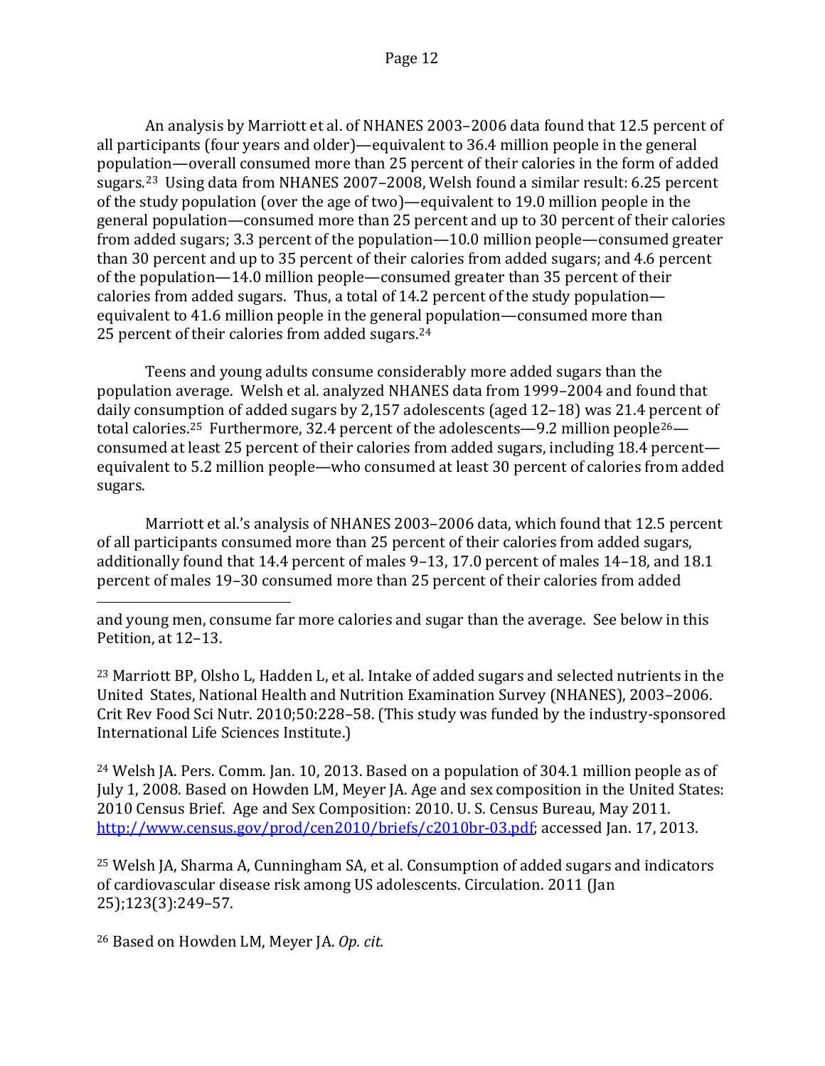An analysis by Marriott et al. of NHANES 2003–2006 data found that 12.5 percent of all participants (four years and older)—equivalent to 36.4 million people in the general population—overall consumed more than 25 percent of their calories in the form of added sugars.[23] Using data from NHANES 2007–2008, Welsh found a similar result: 6.25 percent of the study population (over the age of two)—equivalent to 19.0 million people in the general population—consumed more than 25 percent and up to 30 percent of their calories from added sugars; 3.3 percent of the population—10.0 million people—consumed greater than 30 percent and up to 35 percent of their calories from added sugars; and 4.6 percent of the population—14.0 million people—consumed greater than 35 percent of their calories from added sugars. Thus, a total of 14.2 percent of the study population—equivalent to 41.6 million people in the general population—consumed more than 25 percent of their calories from added sugars.[24]

Teens and young adults consume considerably more added sugars than the population average. Welsh et al. analyzed NHANES data from 1999–2004 and found that daily consumption of added sugars by 2,157 adolescents (aged 12–18) was 21.4 percent of total calories.[25] Furthermore, 32.4 percent of the adolescents—9.2 million people[26]—consumed at least 25 percent of their calories from added sugars, including 18.4 percent—equivalent to 5.2 million people—who consumed at least 30 percent of calories from added sugars.

Marriott et al.'s analysis of NHANES 2003–2006 data, which found that 12.5 percent of all participants consumed more than 25 percent of their calories from added sugars, additionally found that 14.4 percent of males 9–13, 17.0 percent of males 14–18, and 18.1 percent of males 19–30 consumed more than 25 percent of their calories from added

---

and young men, consume far more calories and sugar than the average. See below in this Petition, at 12–13.

[23] Marriott BP, Olsho L, Hadden L, et al. Intake of added sugars and selected nutrients in the United States, National Health and Nutrition Examination Survey (NHANES), 2003–2006. Crit Rev Food Sci Nutr. 2010;50:228–58. (This study was funded by the industry-sponsored International Life Sciences Institute.)

[24] Welsh JA. Pers. Comm. Jan. 10, 2013. Based on a population of 304.1 million people as of July 1, 2008. Based on Howden LM, Meyer JA. Age and sex composition in the United States: 2010 Census Brief. Age and Sex Composition: 2010. U. S. Census Bureau, May 2011. http://www.census.gov/prod/cen2010/briefs/c2010br-03.pdf; accessed Jan. 17, 2013.

[25] Welsh JA, Sharma A, Cunningham SA, et al. Consumption of added sugars and indicators of cardiovascular disease risk among US adolescents. Circulation. 2011 (Jan 25);123(3):249–57.

[26] Based on Howden LM, Meyer JA. *Op. cit.*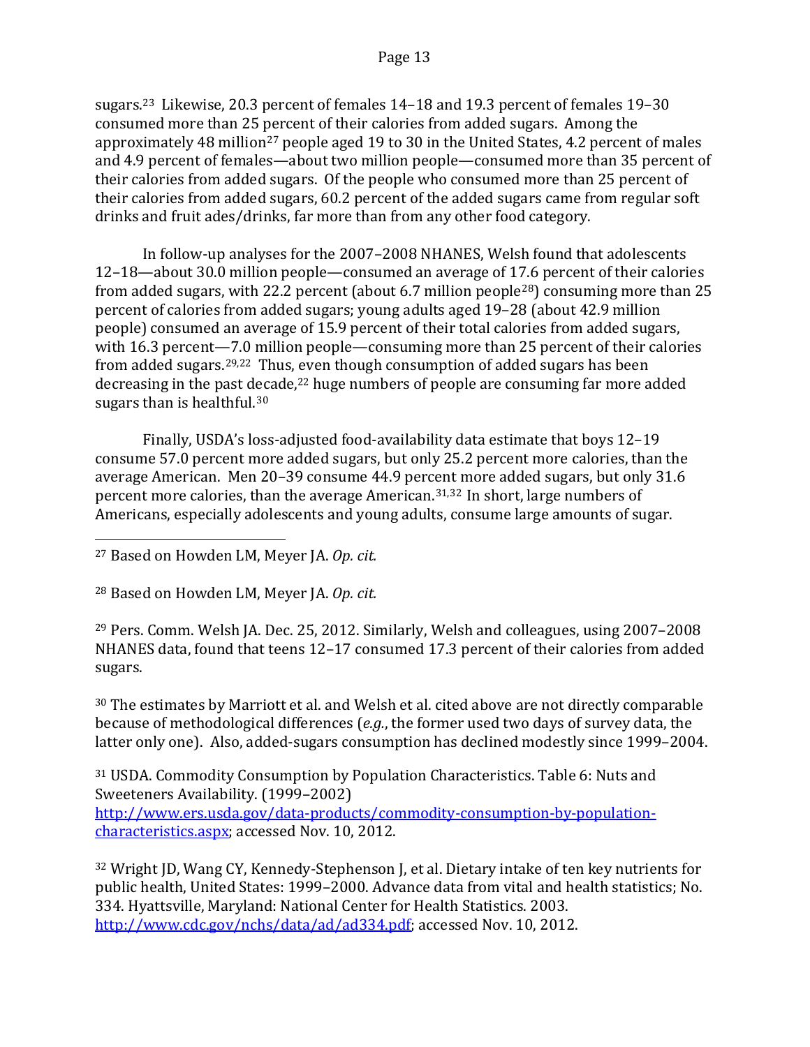sugars.[23] Likewise, 20.3 percent of females 14–18 and 19.3 percent of females 19–30 consumed more than 25 percent of their calories from added sugars. Among the approximately 48 million[27] people aged 19 to 30 in the United States, 4.2 percent of males and 4.9 percent of females—about two million people—consumed more than 35 percent of their calories from added sugars. Of the people who consumed more than 25 percent of their calories from added sugars, 60.2 percent of the added sugars came from regular soft drinks and fruit ades/drinks, far more than from any other food category.

In follow-up analyses for the 2007–2008 NHANES, Welsh found that adolescents 12–18—about 30.0 million people—consumed an average of 17.6 percent of their calories from added sugars, with 22.2 percent (about 6.7 million people[28]) consuming more than 25 percent of calories from added sugars; young adults aged 19–28 (about 42.9 million people) consumed an average of 15.9 percent of their total calories from added sugars, with 16.3 percent—7.0 million people—consuming more than 25 percent of their calories from added sugars.[29,22] Thus, even though consumption of added sugars has been decreasing in the past decade,[22] huge numbers of people are consuming far more added sugars than is healthful.[30]

Finally, USDA's loss-adjusted food-availability data estimate that boys 12–19 consume 57.0 percent more added sugars, but only 25.2 percent more calories, than the average American. Men 20–39 consume 44.9 percent more added sugars, but only 31.6 percent more calories, than the average American.[31,32] In short, large numbers of Americans, especially adolescents and young adults, consume large amounts of sugar.

---

[27] Based on Howden LM, Meyer JA. *Op. cit.*

[28] Based on Howden LM, Meyer JA. *Op. cit.*

[29] Pers. Comm. Welsh JA. Dec. 25, 2012. Similarly, Welsh and colleagues, using 2007–2008 NHANES data, found that teens 12–17 consumed 17.3 percent of their calories from added sugars.

[30] The estimates by Marriott et al. and Welsh et al. cited above are not directly comparable because of methodological differences (*e.g.*, the former used two days of survey data, the latter only one). Also, added-sugars consumption has declined modestly since 1999–2004.

[31] USDA. Commodity Consumption by Population Characteristics. Table 6: Nuts and Sweeteners Availability. (1999–2002) http://www.ers.usda.gov/data-products/commodity-consumption-by-population-characteristics.aspx; accessed Nov. 10, 2012.

[32] Wright JD, Wang CY, Kennedy-Stephenson J, et al. Dietary intake of ten key nutrients for public health, United States: 1999–2000. Advance data from vital and health statistics; No. 334. Hyattsville, Maryland: National Center for Health Statistics. 2003. http://www.cdc.gov/nchs/data/ad/ad334.pdf; accessed Nov. 10, 2012.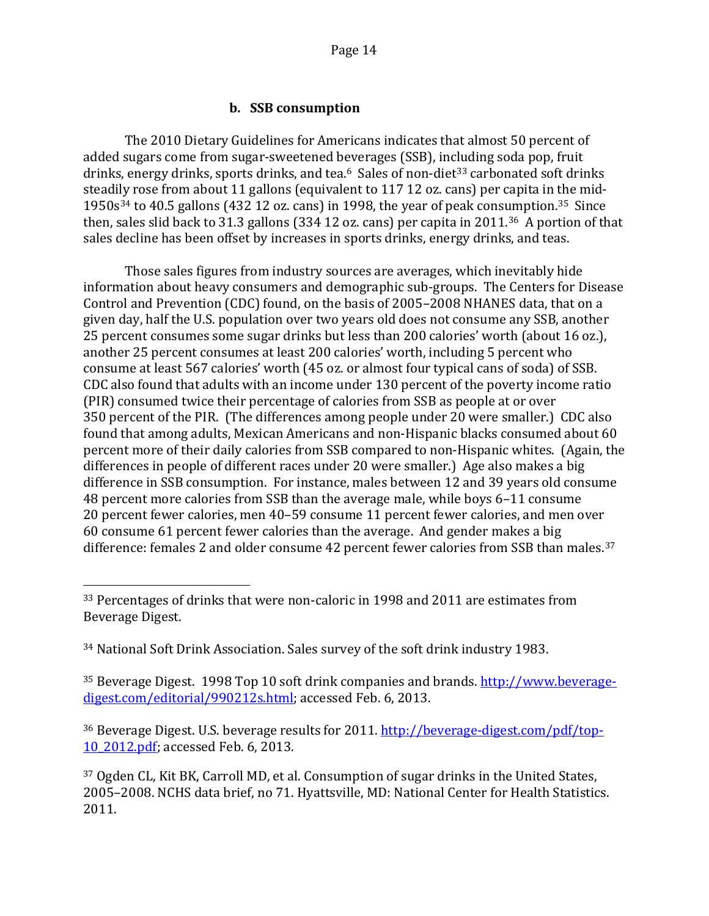### b. SSB consumption

The 2010 Dietary Guidelines for Americans indicates that almost 50 percent of added sugars come from sugar-sweetened beverages (SSB), including soda pop, fruit drinks, energy drinks, sports drinks, and tea.[6] Sales of non-diet[33] carbonated soft drinks steadily rose from about 11 gallons (equivalent to 117 12 oz. cans) per capita in the mid-1950s[34] to 40.5 gallons (432 12 oz. cans) in 1998, the year of peak consumption.[35] Since then, sales slid back to 31.3 gallons (334 12 oz. cans) per capita in 2011.[36] A portion of that sales decline has been offset by increases in sports drinks, energy drinks, and teas.

Those sales figures from industry sources are averages, which inevitably hide information about heavy consumers and demographic sub-groups. The Centers for Disease Control and Prevention (CDC) found, on the basis of 2005–2008 NHANES data, that on a given day, half the U.S. population over two years old does not consume any SSB, another 25 percent consumes some sugar drinks but less than 200 calories' worth (about 16 oz.), another 25 percent consumes at least 200 calories' worth, including 5 percent who consume at least 567 calories' worth (45 oz. or almost four typical cans of soda) of SSB. CDC also found that adults with an income under 130 percent of the poverty income ratio (PIR) consumed twice their percentage of calories from SSB as people at or over 350 percent of the PIR. (The differences among people under 20 were smaller.) CDC also found that among adults, Mexican Americans and non-Hispanic blacks consumed about 60 percent more of their daily calories from SSB compared to non-Hispanic whites. (Again, the differences in people of different races under 20 were smaller.) Age also makes a big difference in SSB consumption. For instance, males between 12 and 39 years old consume 48 percent more calories from SSB than the average male, while boys 6–11 consume 20 percent fewer calories, men 40–59 consume 11 percent fewer calories, and men over 60 consume 61 percent fewer calories than the average. And gender makes a big difference: females 2 and older consume 42 percent fewer calories from SSB than males.[37]

---

[33] Percentages of drinks that were non-caloric in 1998 and 2011 are estimates from Beverage Digest.

[34] National Soft Drink Association. Sales survey of the soft drink industry 1983.

[35] Beverage Digest. 1998 Top 10 soft drink companies and brands. http://www.beverage-digest.com/editorial/990212s.html; accessed Feb. 6, 2013.

[36] Beverage Digest. U.S. beverage results for 2011. http://beverage-digest.com/pdf/top-10_2012.pdf; accessed Feb. 6, 2013.

[37] Ogden CL, Kit BK, Carroll MD, et al. Consumption of sugar drinks in the United States, 2005–2008. NCHS data brief, no 71. Hyattsville, MD: National Center for Health Statistics. 2011.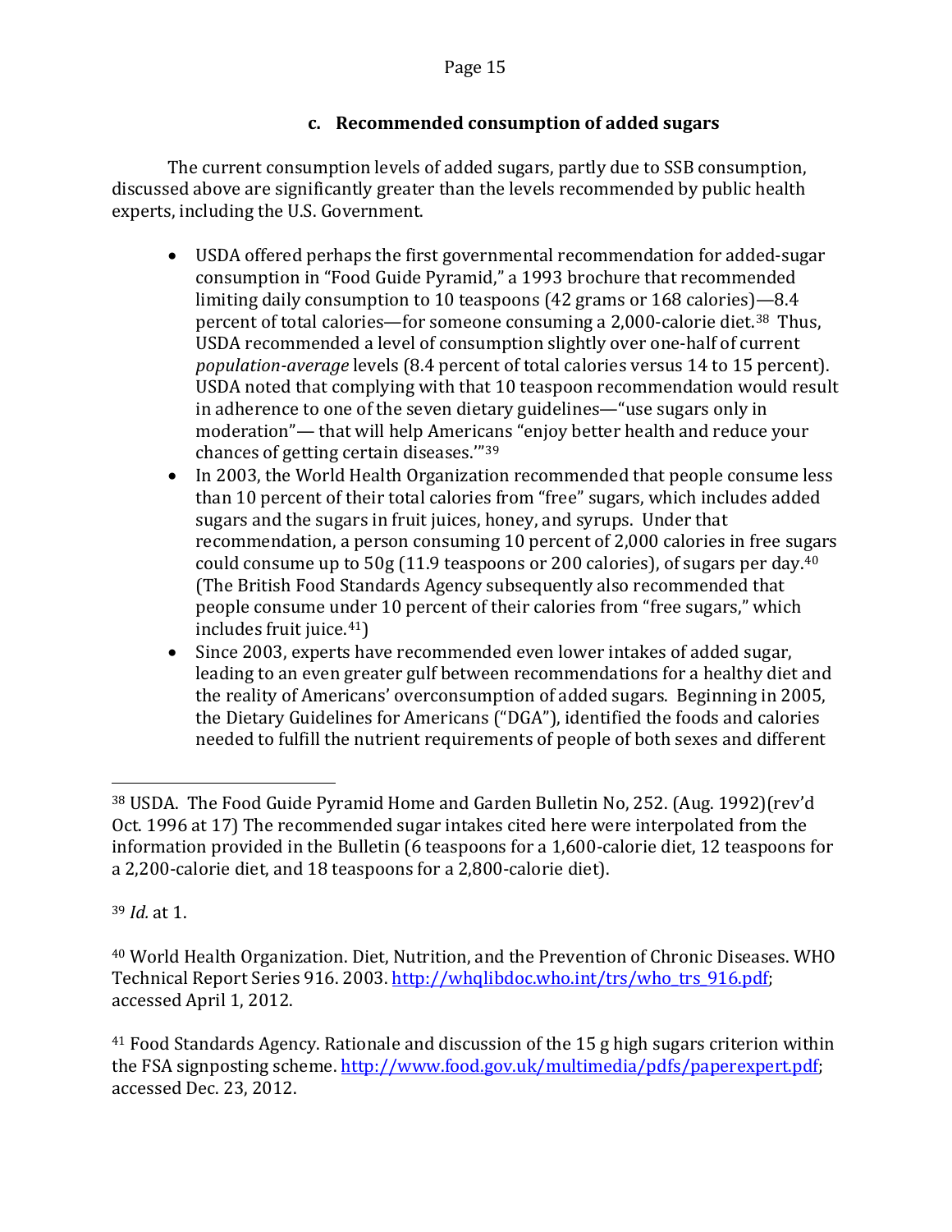### c. Recommended consumption of added sugars

The current consumption levels of added sugars, partly due to SSB consumption, discussed above are significantly greater than the levels recommended by public health experts, including the U.S. Government.

- USDA offered perhaps the first governmental recommendation for added-sugar consumption in "Food Guide Pyramid," a 1993 brochure that recommended limiting daily consumption to 10 teaspoons (42 grams or 168 calories)—8.4 percent of total calories—for someone consuming a 2,000-calorie diet.[38] Thus, USDA recommended a level of consumption slightly over one-half of current *population-average* levels (8.4 percent of total calories versus 14 to 15 percent). USDA noted that complying with that 10 teaspoon recommendation would result in adherence to one of the seven dietary guidelines—"use sugars only in moderation"— that will help Americans "enjoy better health and reduce your chances of getting certain diseases.'"[39]
- In 2003, the World Health Organization recommended that people consume less than 10 percent of their total calories from "free" sugars, which includes added sugars and the sugars in fruit juices, honey, and syrups. Under that recommendation, a person consuming 10 percent of 2,000 calories in free sugars could consume up to 50g (11.9 teaspoons or 200 calories), of sugars per day.[40] (The British Food Standards Agency subsequently also recommended that people consume under 10 percent of their calories from "free sugars," which includes fruit juice.[41])
- Since 2003, experts have recommended even lower intakes of added sugar, leading to an even greater gulf between recommendations for a healthy diet and the reality of Americans' overconsumption of added sugars. Beginning in 2005, the Dietary Guidelines for Americans ("DGA"), identified the foods and calories needed to fulfill the nutrient requirements of people of both sexes and different

---

[38] USDA. The Food Guide Pyramid Home and Garden Bulletin No, 252. (Aug. 1992)(rev'd Oct. 1996 at 17) The recommended sugar intakes cited here were interpolated from the information provided in the Bulletin (6 teaspoons for a 1,600-calorie diet, 12 teaspoons for a 2,200-calorie diet, and 18 teaspoons for a 2,800-calorie diet).

[39] *Id.* at 1.

[40] World Health Organization. Diet, Nutrition, and the Prevention of Chronic Diseases. WHO Technical Report Series 916. 2003. http://whqlibdoc.who.int/trs/who_trs_916.pdf; accessed April 1, 2012.

[41] Food Standards Agency. Rationale and discussion of the 15 g high sugars criterion within the FSA signposting scheme. http://www.food.gov.uk/multimedia/pdfs/paperexpert.pdf; accessed Dec. 23, 2012.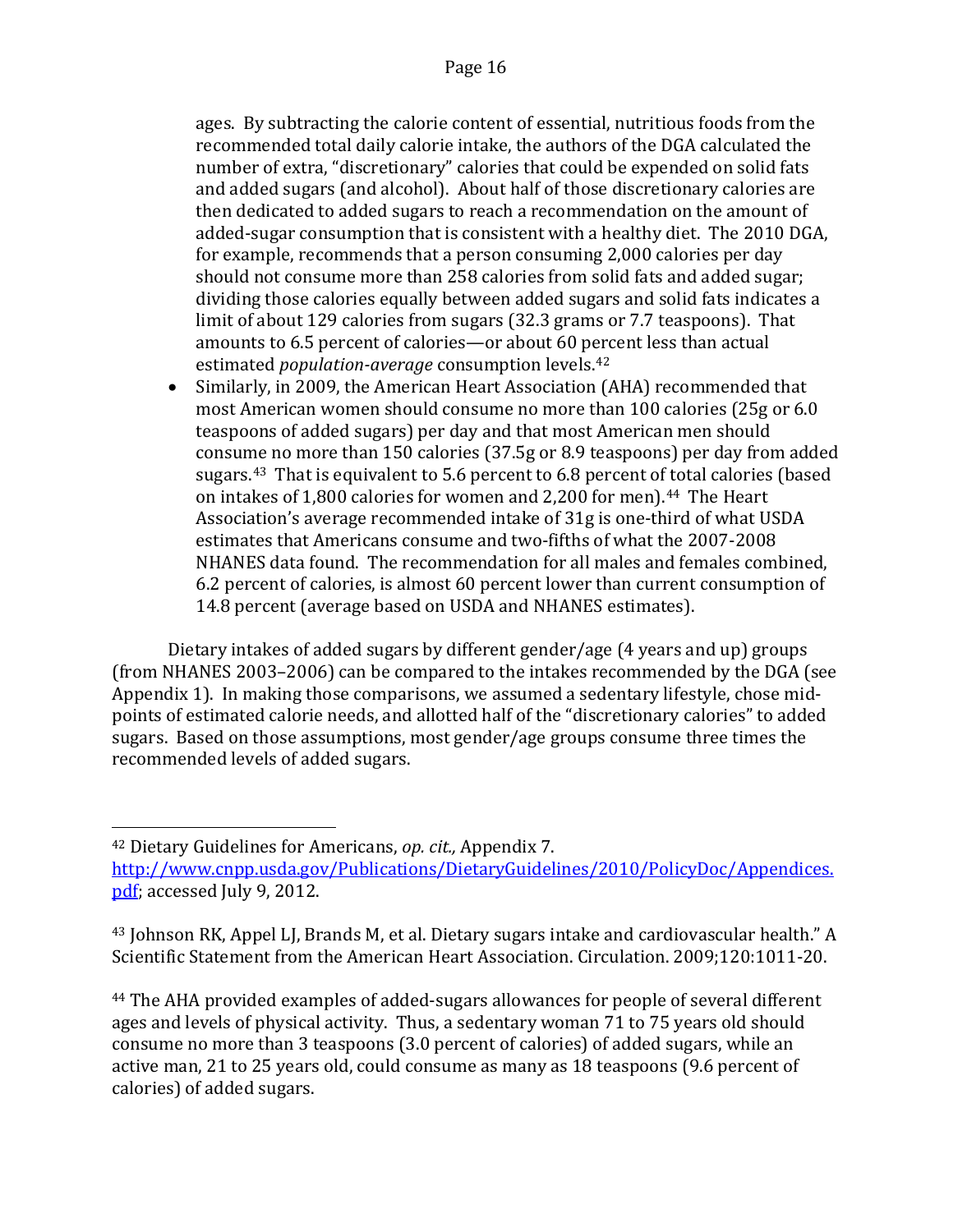ages. By subtracting the calorie content of essential, nutritious foods from the recommended total daily calorie intake, the authors of the DGA calculated the number of extra, "discretionary" calories that could be expended on solid fats and added sugars (and alcohol). About half of those discretionary calories are then dedicated to added sugars to reach a recommendation on the amount of added-sugar consumption that is consistent with a healthy diet. The 2010 DGA, for example, recommends that a person consuming 2,000 calories per day should not consume more than 258 calories from solid fats and added sugar; dividing those calories equally between added sugars and solid fats indicates a limit of about 129 calories from sugars (32.3 grams or 7.7 teaspoons). That amounts to 6.5 percent of calories—or about 60 percent less than actual estimated *population-average* consumption levels.[42]

- Similarly, in 2009, the American Heart Association (AHA) recommended that most American women should consume no more than 100 calories (25g or 6.0 teaspoons of added sugars) per day and that most American men should consume no more than 150 calories (37.5g or 8.9 teaspoons) per day from added sugars.[43] That is equivalent to 5.6 percent to 6.8 percent of total calories (based on intakes of 1,800 calories for women and 2,200 for men).[44] The Heart Association's average recommended intake of 31g is one-third of what USDA estimates that Americans consume and two-fifths of what the 2007-2008 NHANES data found. The recommendation for all males and females combined, 6.2 percent of calories, is almost 60 percent lower than current consumption of 14.8 percent (average based on USDA and NHANES estimates).

Dietary intakes of added sugars by different gender/age (4 years and up) groups (from NHANES 2003–2006) can be compared to the intakes recommended by the DGA (see Appendix 1). In making those comparisons, we assumed a sedentary lifestyle, chose mid-points of estimated calorie needs, and allotted half of the "discretionary calories" to added sugars. Based on those assumptions, most gender/age groups consume three times the recommended levels of added sugars.

---

[42] Dietary Guidelines for Americans, *op. cit.,* Appendix 7. http://www.cnpp.usda.gov/Publications/DietaryGuidelines/2010/PolicyDoc/Appendices.pdf; accessed July 9, 2012.

[43] Johnson RK, Appel LJ, Brands M, et al. Dietary sugars intake and cardiovascular health." A Scientific Statement from the American Heart Association. Circulation. 2009;120:1011-20.

[44] The AHA provided examples of added-sugars allowances for people of several different ages and levels of physical activity. Thus, a sedentary woman 71 to 75 years old should consume no more than 3 teaspoons (3.0 percent of calories) of added sugars, while an active man, 21 to 25 years old, could consume as many as 18 teaspoons (9.6 percent of calories) of added sugars.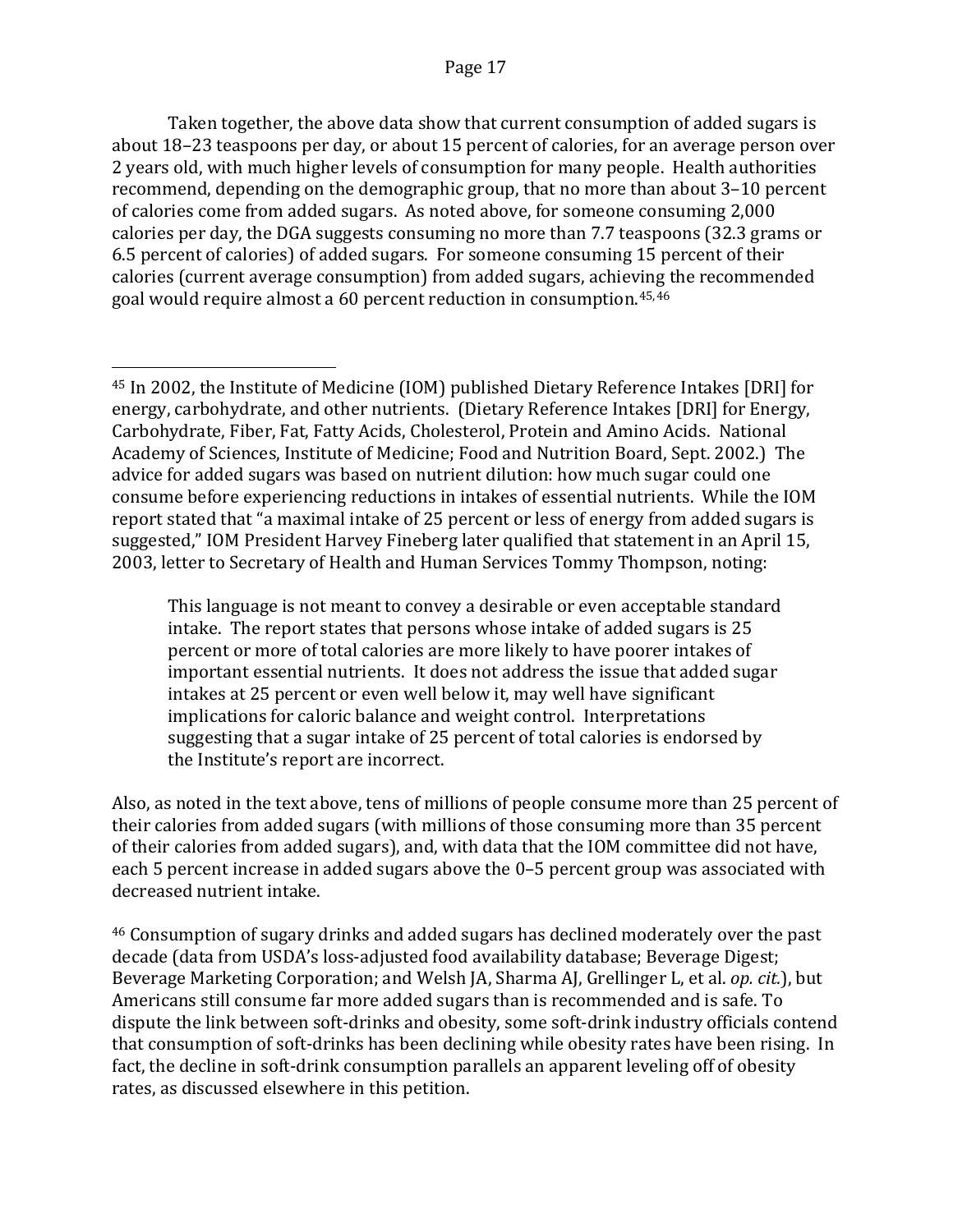Taken together, the above data show that current consumption of added sugars is about 18–23 teaspoons per day, or about 15 percent of calories, for an average person over 2 years old, with much higher levels of consumption for many people. Health authorities recommend, depending on the demographic group, that no more than about 3–10 percent of calories come from added sugars. As noted above, for someone consuming 2,000 calories per day, the DGA suggests consuming no more than 7.7 teaspoons (32.3 grams or 6.5 percent of calories) of added sugars. For someone consuming 15 percent of their calories (current average consumption) from added sugars, achieving the recommended goal would require almost a 60 percent reduction in consumption.[45, 46]

---

[45] In 2002, the Institute of Medicine (IOM) published Dietary Reference Intakes [DRI] for energy, carbohydrate, and other nutrients. (Dietary Reference Intakes [DRI] for Energy, Carbohydrate, Fiber, Fat, Fatty Acids, Cholesterol, Protein and Amino Acids. National Academy of Sciences, Institute of Medicine; Food and Nutrition Board, Sept. 2002.) The advice for added sugars was based on nutrient dilution: how much sugar could one consume before experiencing reductions in intakes of essential nutrients. While the IOM report stated that "a maximal intake of 25 percent or less of energy from added sugars is suggested," IOM President Harvey Fineberg later qualified that statement in an April 15, 2003, letter to Secretary of Health and Human Services Tommy Thompson, noting:

> This language is not meant to convey a desirable or even acceptable standard intake. The report states that persons whose intake of added sugars is 25 percent or more of total calories are more likely to have poorer intakes of important essential nutrients. It does not address the issue that added sugar intakes at 25 percent or even well below it, may well have significant implications for caloric balance and weight control. Interpretations suggesting that a sugar intake of 25 percent of total calories is endorsed by the Institute's report are incorrect.

Also, as noted in the text above, tens of millions of people consume more than 25 percent of their calories from added sugars (with millions of those consuming more than 35 percent of their calories from added sugars), and, with data that the IOM committee did not have, each 5 percent increase in added sugars above the 0–5 percent group was associated with decreased nutrient intake.

[46] Consumption of sugary drinks and added sugars has declined moderately over the past decade (data from USDA's loss-adjusted food availability database; Beverage Digest; Beverage Marketing Corporation; and Welsh JA, Sharma AJ, Grellinger L, et al. *op. cit.*), but Americans still consume far more added sugars than is recommended and is safe. To dispute the link between soft-drinks and obesity, some soft-drink industry officials contend that consumption of soft-drinks has been declining while obesity rates have been rising. In fact, the decline in soft-drink consumption parallels an apparent leveling off of obesity rates, as discussed elsewhere in this petition.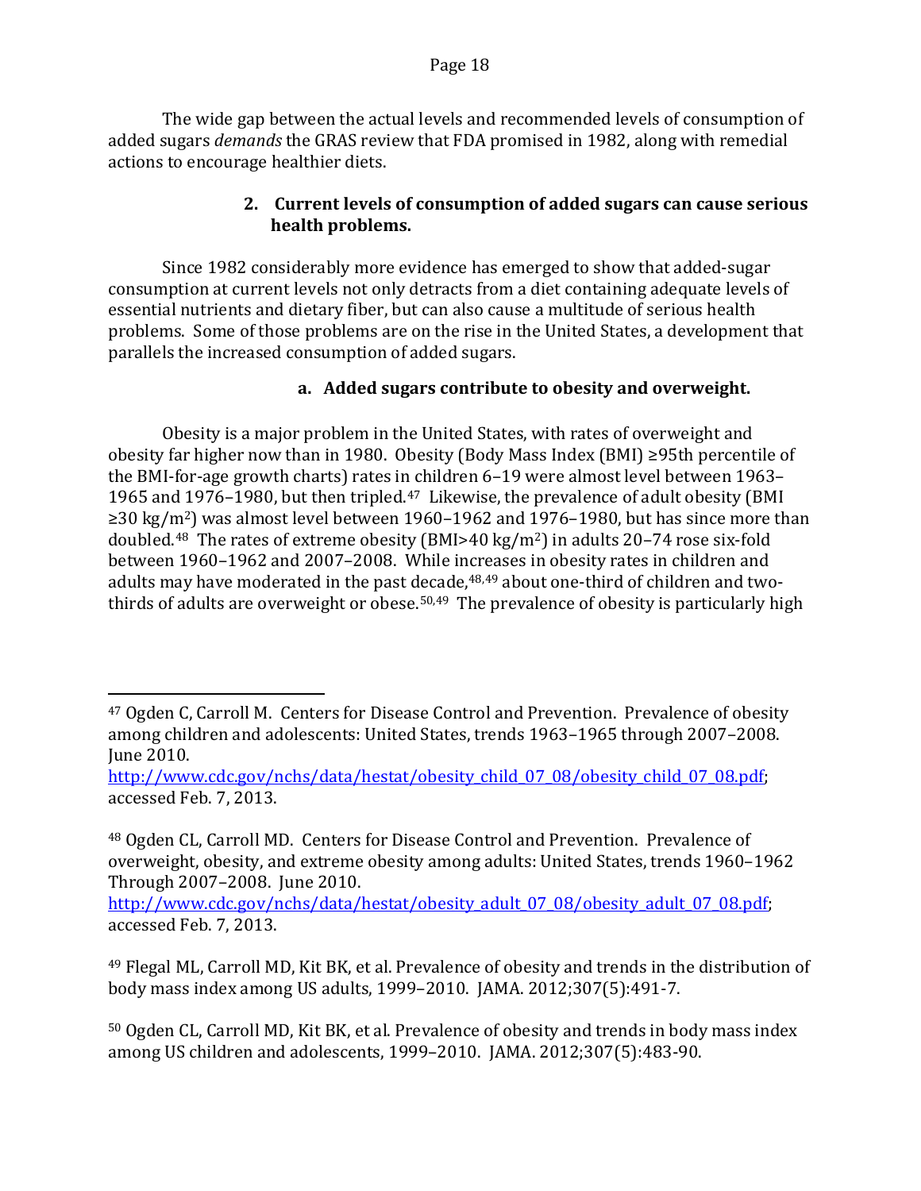The wide gap between the actual levels and recommended levels of consumption of added sugars *demands* the GRAS review that FDA promised in 1982, along with remedial actions to encourage healthier diets.

### 2. Current levels of consumption of added sugars can cause serious health problems.

Since 1982 considerably more evidence has emerged to show that added-sugar consumption at current levels not only detracts from a diet containing adequate levels of essential nutrients and dietary fiber, but can also cause a multitude of serious health problems. Some of those problems are on the rise in the United States, a development that parallels the increased consumption of added sugars.

#### a. Added sugars contribute to obesity and overweight.

Obesity is a major problem in the United States, with rates of overweight and obesity far higher now than in 1980. Obesity (Body Mass Index (BMI) ≥95th percentile of the BMI-for-age growth charts) rates in children 6–19 were almost level between 1963–1965 and 1976–1980, but then tripled.[47] Likewise, the prevalence of adult obesity (BMI ≥30 kg/m$^2$) was almost level between 1960–1962 and 1976–1980, but has since more than doubled.[48] The rates of extreme obesity (BMI>40 kg/m$^2$) in adults 20–74 rose six-fold between 1960–1962 and 2007–2008. While increases in obesity rates in children and adults may have moderated in the past decade,[48,49] about one-third of children and two-thirds of adults are overweight or obese.[50,49] The prevalence of obesity is particularly high

---

[47] Ogden C, Carroll M. Centers for Disease Control and Prevention. Prevalence of obesity among children and adolescents: United States, trends 1963–1965 through 2007–2008. June 2010. http://www.cdc.gov/nchs/data/hestat/obesity_child_07_08/obesity_child_07_08.pdf; accessed Feb. 7, 2013.

[48] Ogden CL, Carroll MD. Centers for Disease Control and Prevention. Prevalence of overweight, obesity, and extreme obesity among adults: United States, trends 1960–1962 Through 2007–2008. June 2010. http://www.cdc.gov/nchs/data/hestat/obesity_adult_07_08/obesity_adult_07_08.pdf; accessed Feb. 7, 2013.

[49] Flegal ML, Carroll MD, Kit BK, et al. Prevalence of obesity and trends in the distribution of body mass index among US adults, 1999–2010. JAMA. 2012;307(5):491-7.

[50] Ogden CL, Carroll MD, Kit BK, et al. Prevalence of obesity and trends in body mass index among US children and adolescents, 1999–2010. JAMA. 2012;307(5):483-90.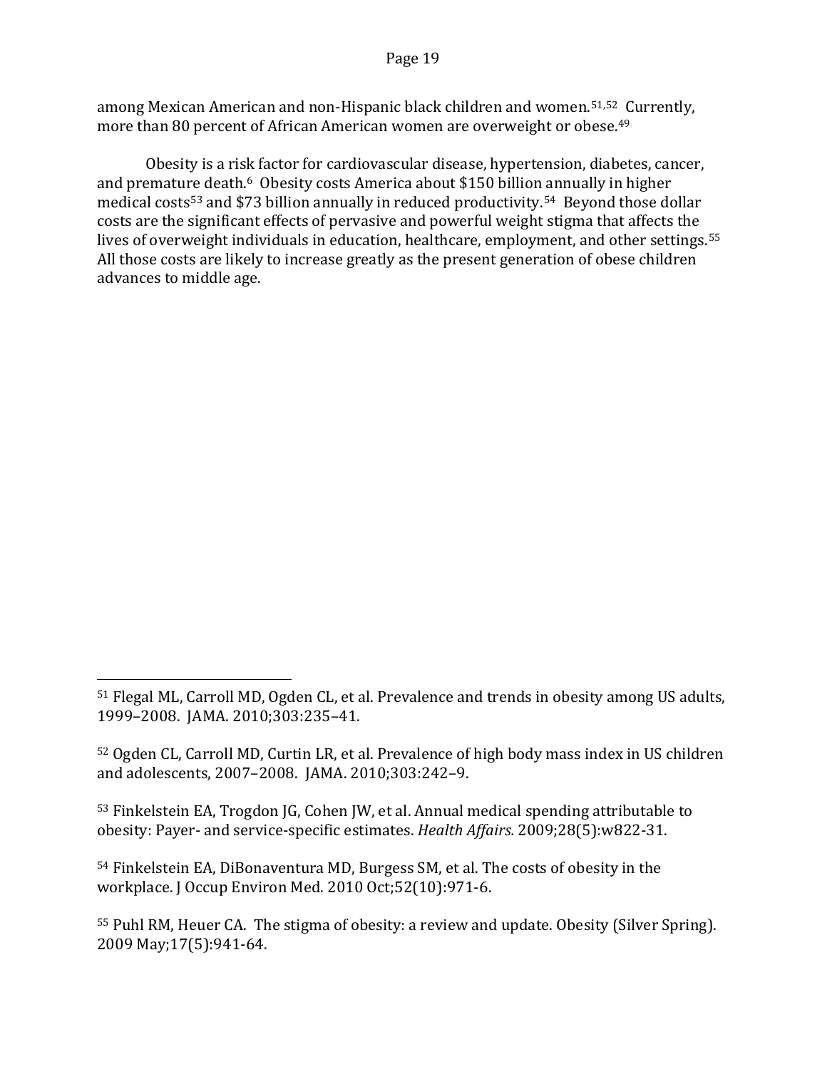among Mexican American and non-Hispanic black children and women.[51,52] Currently, more than 80 percent of African American women are overweight or obese.[49]

Obesity is a risk factor for cardiovascular disease, hypertension, diabetes, cancer, and premature death.[6] Obesity costs America about $150 billion annually in higher medical costs[53] and $73 billion annually in reduced productivity.[54] Beyond those dollar costs are the significant effects of pervasive and powerful weight stigma that affects the lives of overweight individuals in education, healthcare, employment, and other settings.[55] All those costs are likely to increase greatly as the present generation of obese children advances to middle age.

---

[51] Flegal ML, Carroll MD, Ogden CL, et al. Prevalence and trends in obesity among US adults, 1999–2008. JAMA. 2010;303:235–41.

[52] Ogden CL, Carroll MD, Curtin LR, et al. Prevalence of high body mass index in US children and adolescents, 2007–2008. JAMA. 2010;303:242–9.

[53] Finkelstein EA, Trogdon JG, Cohen JW, et al. Annual medical spending attributable to obesity: Payer- and service-specific estimates. *Health Affairs.* 2009;28(5):w822-31.

[54] Finkelstein EA, DiBonaventura MD, Burgess SM, et al. The costs of obesity in the workplace. J Occup Environ Med. 2010 Oct;52(10):971-6.

[55] Puhl RM, Heuer CA. The stigma of obesity: a review and update. Obesity (Silver Spring). 2009 May;17(5):941-64.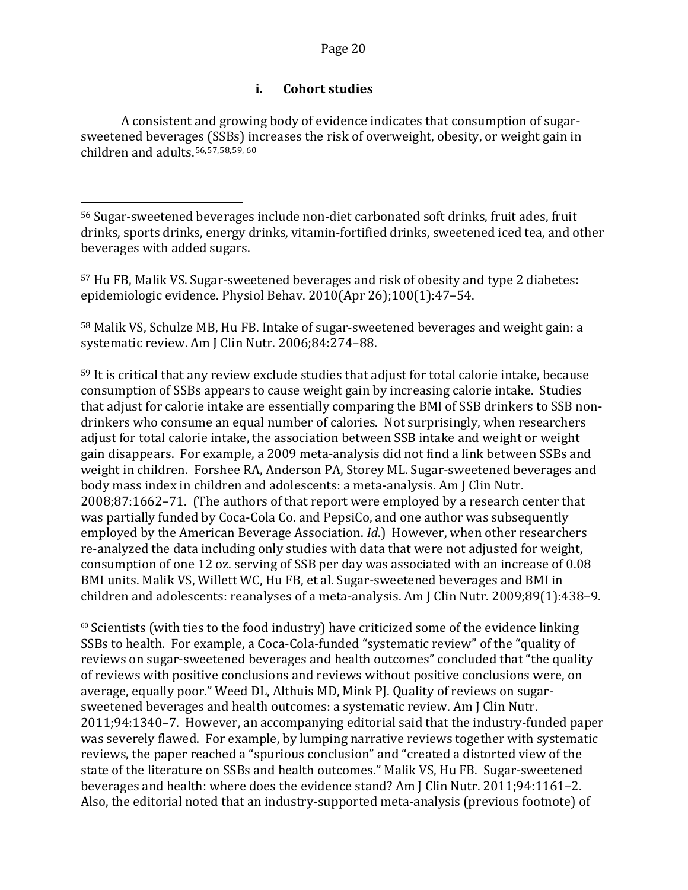### i. Cohort studies

A consistent and growing body of evidence indicates that consumption of sugar-sweetened beverages (SSBs) increases the risk of overweight, obesity, or weight gain in children and adults.[56,57,58,59,60]

---

[56] Sugar-sweetened beverages include non-diet carbonated soft drinks, fruit ades, fruit drinks, sports drinks, energy drinks, vitamin-fortified drinks, sweetened iced tea, and other beverages with added sugars.

[57] Hu FB, Malik VS. Sugar-sweetened beverages and risk of obesity and type 2 diabetes: epidemiologic evidence. Physiol Behav. 2010(Apr 26);100(1):47–54.

[58] Malik VS, Schulze MB, Hu FB. Intake of sugar-sweetened beverages and weight gain: a systematic review. Am J Clin Nutr. 2006;84:274–88.

[59] It is critical that any review exclude studies that adjust for total calorie intake, because consumption of SSBs appears to cause weight gain by increasing calorie intake. Studies that adjust for calorie intake are essentially comparing the BMI of SSB drinkers to SSB non-drinkers who consume an equal number of calories. Not surprisingly, when researchers adjust for total calorie intake, the association between SSB intake and weight or weight gain disappears. For example, a 2009 meta-analysis did not find a link between SSBs and weight in children. Forshee RA, Anderson PA, Storey ML. Sugar-sweetened beverages and body mass index in children and adolescents: a meta-analysis. Am J Clin Nutr. 2008;87:1662–71. (The authors of that report were employed by a research center that was partially funded by Coca-Cola Co. and PepsiCo, and one author was subsequently employed by the American Beverage Association. *Id*.) However, when other researchers re-analyzed the data including only studies with data that were not adjusted for weight, consumption of one 12 oz. serving of SSB per day was associated with an increase of 0.08 BMI units. Malik VS, Willett WC, Hu FB, et al. Sugar-sweetened beverages and BMI in children and adolescents: reanalyses of a meta-analysis. Am J Clin Nutr. 2009;89(1):438–9.

[60] Scientists (with ties to the food industry) have criticized some of the evidence linking SSBs to health. For example, a Coca-Cola-funded "systematic review" of the "quality of reviews on sugar-sweetened beverages and health outcomes" concluded that "the quality of reviews with positive conclusions and reviews without positive conclusions were, on average, equally poor." Weed DL, Althuis MD, Mink PJ. Quality of reviews on sugar-sweetened beverages and health outcomes: a systematic review. Am J Clin Nutr. 2011;94:1340–7. However, an accompanying editorial said that the industry-funded paper was severely flawed. For example, by lumping narrative reviews together with systematic reviews, the paper reached a "spurious conclusion" and "created a distorted view of the state of the literature on SSBs and health outcomes." Malik VS, Hu FB. Sugar-sweetened beverages and health: where does the evidence stand? Am J Clin Nutr. 2011;94:1161–2. Also, the editorial noted that an industry-supported meta-analysis (previous footnote) of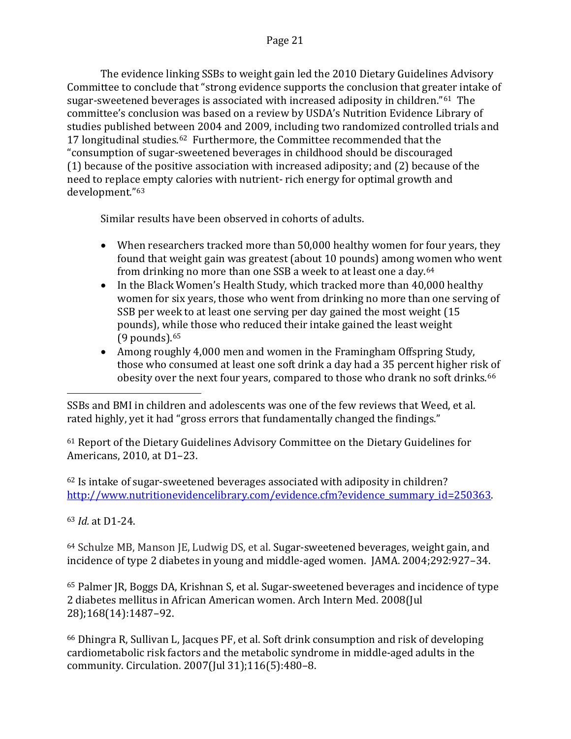The evidence linking SSBs to weight gain led the 2010 Dietary Guidelines Advisory Committee to conclude that "strong evidence supports the conclusion that greater intake of sugar-sweetened beverages is associated with increased adiposity in children."[61] The committee's conclusion was based on a review by USDA's Nutrition Evidence Library of studies published between 2004 and 2009, including two randomized controlled trials and 17 longitudinal studies.[62] Furthermore, the Committee recommended that the "consumption of sugar-sweetened beverages in childhood should be discouraged (1) because of the positive association with increased adiposity; and (2) because of the need to replace empty calories with nutrient- rich energy for optimal growth and development."[63]

Similar results have been observed in cohorts of adults.

- When researchers tracked more than 50,000 healthy women for four years, they found that weight gain was greatest (about 10 pounds) among women who went from drinking no more than one SSB a week to at least one a day.[64]
- In the Black Women's Health Study, which tracked more than 40,000 healthy women for six years, those who went from drinking no more than one serving of SSB per week to at least one serving per day gained the most weight (15 pounds), while those who reduced their intake gained the least weight (9 pounds).[65]
- Among roughly 4,000 men and women in the Framingham Offspring Study, those who consumed at least one soft drink a day had a 35 percent higher risk of obesity over the next four years, compared to those who drank no soft drinks.[66]

---

SSBs and BMI in children and adolescents was one of the few reviews that Weed, et al. rated highly, yet it had "gross errors that fundamentally changed the findings."

[61] Report of the Dietary Guidelines Advisory Committee on the Dietary Guidelines for Americans, 2010, at D1–23.

[62] Is intake of sugar-sweetened beverages associated with adiposity in children? http://www.nutritionevidencelibrary.com/evidence.cfm?evidence_summary_id=250363.

[63] *Id.* at D1-24.

[64] Schulze MB, Manson JE, Ludwig DS, et al. Sugar-sweetened beverages, weight gain, and incidence of type 2 diabetes in young and middle-aged women. JAMA. 2004;292:927–34.

[65] Palmer JR, Boggs DA, Krishnan S, et al. Sugar-sweetened beverages and incidence of type 2 diabetes mellitus in African American women. Arch Intern Med. 2008(Jul 28);168(14):1487–92.

[66] Dhingra R, Sullivan L, Jacques PF, et al. Soft drink consumption and risk of developing cardiometabolic risk factors and the metabolic syndrome in middle-aged adults in the community. Circulation. 2007(Jul 31);116(5):480–8.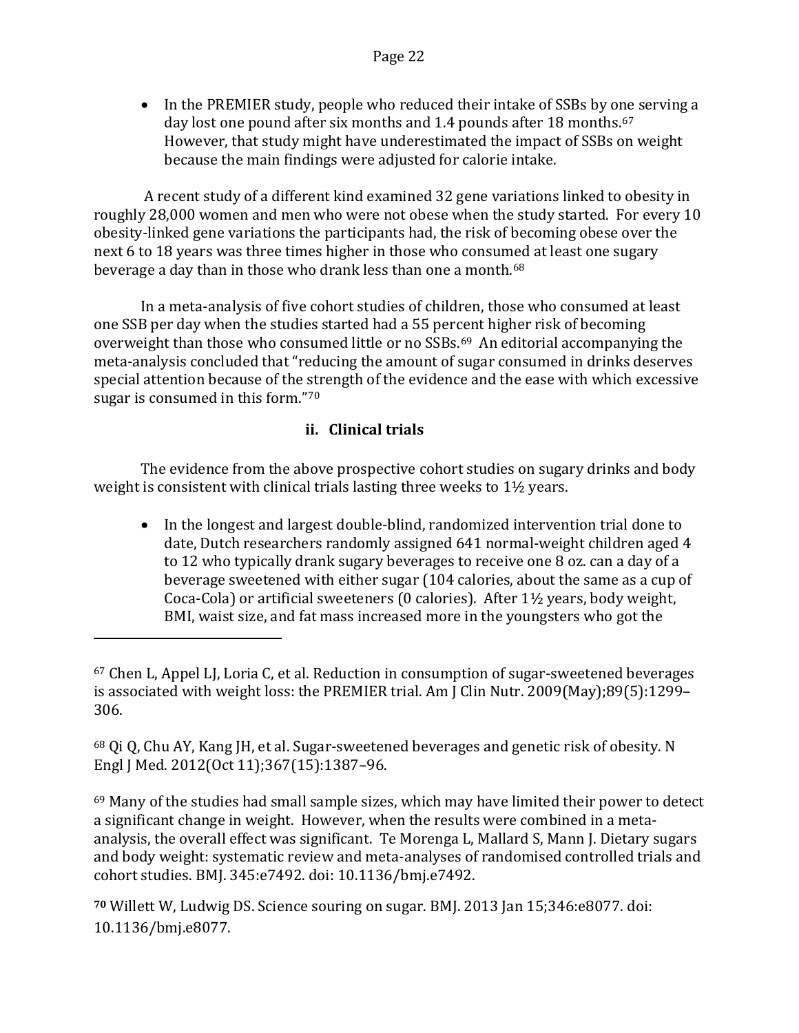- In the PREMIER study, people who reduced their intake of SSBs by one serving a day lost one pound after six months and 1.4 pounds after 18 months.[67] However, that study might have underestimated the impact of SSBs on weight because the main findings were adjusted for calorie intake.

A recent study of a different kind examined 32 gene variations linked to obesity in roughly 28,000 women and men who were not obese when the study started. For every 10 obesity-linked gene variations the participants had, the risk of becoming obese over the next 6 to 18 years was three times higher in those who consumed at least one sugary beverage a day than in those who drank less than one a month.[68]

In a meta-analysis of five cohort studies of children, those who consumed at least one SSB per day when the studies started had a 55 percent higher risk of becoming overweight than those who consumed little or no SSBs.[69] An editorial accompanying the meta-analysis concluded that "reducing the amount of sugar consumed in drinks deserves special attention because of the strength of the evidence and the ease with which excessive sugar is consumed in this form."[70]

### ii. Clinical trials

The evidence from the above prospective cohort studies on sugary drinks and body weight is consistent with clinical trials lasting three weeks to 1½ years.

- In the longest and largest double-blind, randomized intervention trial done to date, Dutch researchers randomly assigned 641 normal-weight children aged 4 to 12 who typically drank sugary beverages to receive one 8 oz. can a day of a beverage sweetened with either sugar (104 calories, about the same as a cup of Coca-Cola) or artificial sweeteners (0 calories). After 1½ years, body weight, BMI, waist size, and fat mass increased more in the youngsters who got the

---

[67] Chen L, Appel LJ, Loria C, et al. Reduction in consumption of sugar-sweetened beverages is associated with weight loss: the PREMIER trial. Am J Clin Nutr. 2009(May);89(5):1299–306.

[68] Qi Q, Chu AY, Kang JH, et al. Sugar-sweetened beverages and genetic risk of obesity. N Engl J Med. 2012(Oct 11);367(15):1387–96.

[69] Many of the studies had small sample sizes, which may have limited their power to detect a significant change in weight. However, when the results were combined in a meta-analysis, the overall effect was significant. Te Morenga L, Mallard S, Mann J. Dietary sugars and body weight: systematic review and meta-analyses of randomised controlled trials and cohort studies. BMJ. 345:e7492. doi: 10.1136/bmj.e7492.

[70] Willett W, Ludwig DS. Science souring on sugar. BMJ. 2013 Jan 15;346:e8077. doi: 10.1136/bmj.e8077.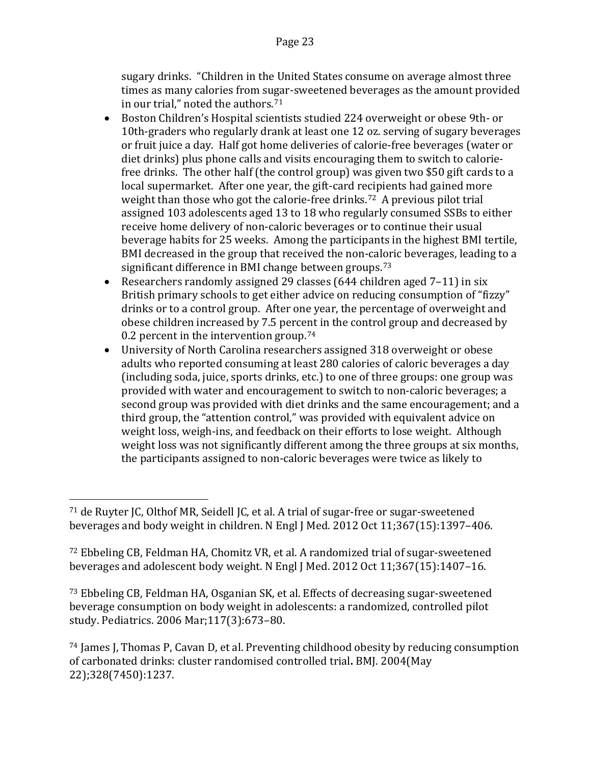sugary drinks. "Children in the United States consume on average almost three times as many calories from sugar-sweetened beverages as the amount provided in our trial," noted the authors.[71]

- Boston Children's Hospital scientists studied 224 overweight or obese 9th- or 10th-graders who regularly drank at least one 12 oz. serving of sugary beverages or fruit juice a day. Half got home deliveries of calorie-free beverages (water or diet drinks) plus phone calls and visits encouraging them to switch to calorie-free drinks. The other half (the control group) was given two $50 gift cards to a local supermarket. After one year, the gift-card recipients had gained more weight than those who got the calorie-free drinks.[72] A previous pilot trial assigned 103 adolescents aged 13 to 18 who regularly consumed SSBs to either receive home delivery of non-caloric beverages or to continue their usual beverage habits for 25 weeks. Among the participants in the highest BMI tertile, BMI decreased in the group that received the non-caloric beverages, leading to a significant difference in BMI change between groups.[73]
- Researchers randomly assigned 29 classes (644 children aged 7–11) in six British primary schools to get either advice on reducing consumption of "fizzy" drinks or to a control group. After one year, the percentage of overweight and obese children increased by 7.5 percent in the control group and decreased by 0.2 percent in the intervention group.[74]
- University of North Carolina researchers assigned 318 overweight or obese adults who reported consuming at least 280 calories of caloric beverages a day (including soda, juice, sports drinks, etc.) to one of three groups: one group was provided with water and encouragement to switch to non-caloric beverages; a second group was provided with diet drinks and the same encouragement; and a third group, the "attention control," was provided with equivalent advice on weight loss, weigh-ins, and feedback on their efforts to lose weight. Although weight loss was not significantly different among the three groups at six months, the participants assigned to non-caloric beverages were twice as likely to

---

[71] de Ruyter JC, Olthof MR, Seidell JC, et al. A trial of sugar-free or sugar-sweetened beverages and body weight in children. N Engl J Med. 2012 Oct 11;367(15):1397–406.

[72] Ebbeling CB, Feldman HA, Chomitz VR, et al. A randomized trial of sugar-sweetened beverages and adolescent body weight. N Engl J Med. 2012 Oct 11;367(15):1407–16.

[73] Ebbeling CB, Feldman HA, Osganian SK, et al. Effects of decreasing sugar-sweetened beverage consumption on body weight in adolescents: a randomized, controlled pilot study. Pediatrics. 2006 Mar;117(3):673–80.

[74] James J, Thomas P, Cavan D, et al. Preventing childhood obesity by reducing consumption of carbonated drinks: cluster randomised controlled trial**.** BMJ. 2004(May 22);328(7450):1237.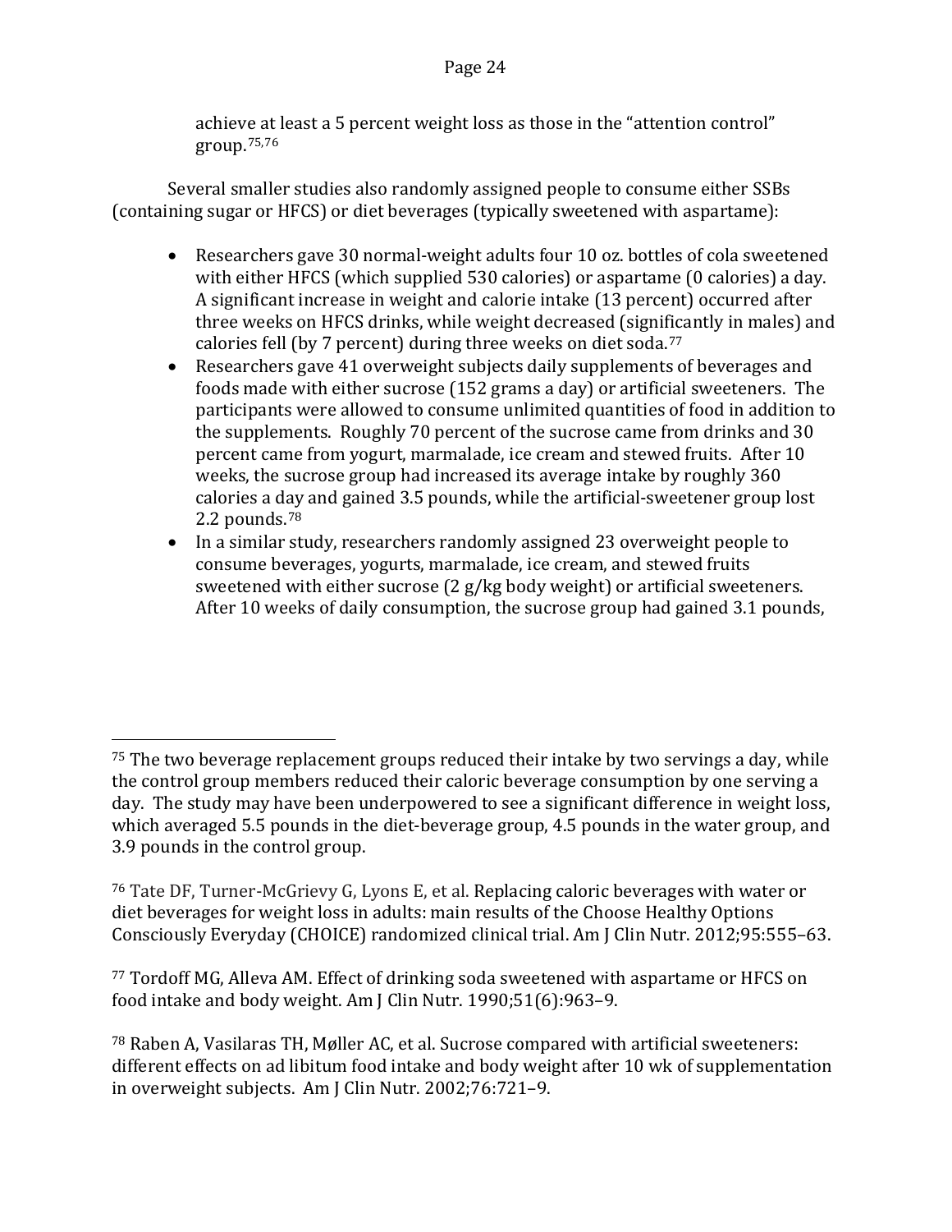achieve at least a 5 percent weight loss as those in the "attention control" group.[75,76]

Several smaller studies also randomly assigned people to consume either SSBs (containing sugar or HFCS) or diet beverages (typically sweetened with aspartame):

- Researchers gave 30 normal-weight adults four 10 oz. bottles of cola sweetened with either HFCS (which supplied 530 calories) or aspartame (0 calories) a day. A significant increase in weight and calorie intake (13 percent) occurred after three weeks on HFCS drinks, while weight decreased (significantly in males) and calories fell (by 7 percent) during three weeks on diet soda.[77]
- Researchers gave 41 overweight subjects daily supplements of beverages and foods made with either sucrose (152 grams a day) or artificial sweeteners. The participants were allowed to consume unlimited quantities of food in addition to the supplements. Roughly 70 percent of the sucrose came from drinks and 30 percent came from yogurt, marmalade, ice cream and stewed fruits. After 10 weeks, the sucrose group had increased its average intake by roughly 360 calories a day and gained 3.5 pounds, while the artificial-sweetener group lost 2.2 pounds.[78]
- In a similar study, researchers randomly assigned 23 overweight people to consume beverages, yogurts, marmalade, ice cream, and stewed fruits sweetened with either sucrose (2 g/kg body weight) or artificial sweeteners. After 10 weeks of daily consumption, the sucrose group had gained 3.1 pounds,

---

[75] The two beverage replacement groups reduced their intake by two servings a day, while the control group members reduced their caloric beverage consumption by one serving a day. The study may have been underpowered to see a significant difference in weight loss, which averaged 5.5 pounds in the diet-beverage group, 4.5 pounds in the water group, and 3.9 pounds in the control group.

[76] Tate DF, Turner-McGrievy G, Lyons E, et al. Replacing caloric beverages with water or diet beverages for weight loss in adults: main results of the Choose Healthy Options Consciously Everyday (CHOICE) randomized clinical trial. Am J Clin Nutr. 2012;95:555–63.

[77] Tordoff MG, Alleva AM. Effect of drinking soda sweetened with aspartame or HFCS on food intake and body weight. Am J Clin Nutr. 1990;51(6):963–9.

[78] Raben A, Vasilaras TH, Møller AC, et al. Sucrose compared with artificial sweeteners: different effects on ad libitum food intake and body weight after 10 wk of supplementation in overweight subjects. Am J Clin Nutr. 2002;76:721–9.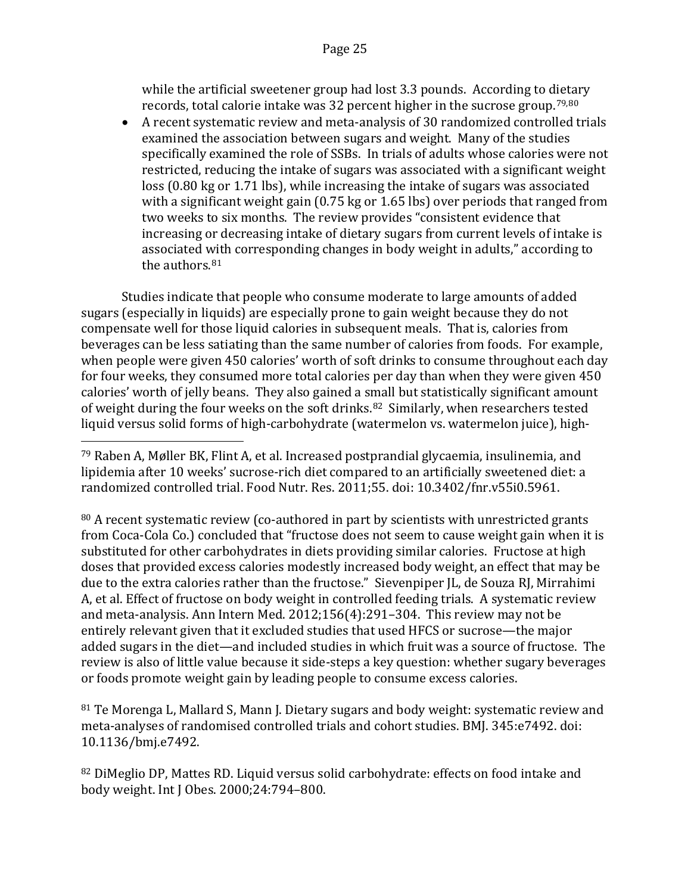while the artificial sweetener group had lost 3.3 pounds. According to dietary records, total calorie intake was 32 percent higher in the sucrose group.[79,80]

- A recent systematic review and meta-analysis of 30 randomized controlled trials examined the association between sugars and weight. Many of the studies specifically examined the role of SSBs. In trials of adults whose calories were not restricted, reducing the intake of sugars was associated with a significant weight loss (0.80 kg or 1.71 lbs), while increasing the intake of sugars was associated with a significant weight gain (0.75 kg or 1.65 lbs) over periods that ranged from two weeks to six months. The review provides "consistent evidence that increasing or decreasing intake of dietary sugars from current levels of intake is associated with corresponding changes in body weight in adults," according to the authors.[81]

Studies indicate that people who consume moderate to large amounts of added sugars (especially in liquids) are especially prone to gain weight because they do not compensate well for those liquid calories in subsequent meals. That is, calories from beverages can be less satiating than the same number of calories from foods. For example, when people were given 450 calories' worth of soft drinks to consume throughout each day for four weeks, they consumed more total calories per day than when they were given 450 calories' worth of jelly beans. They also gained a small but statistically significant amount of weight during the four weeks on the soft drinks.[82] Similarly, when researchers tested liquid versus solid forms of high-carbohydrate (watermelon vs. watermelon juice), high-

---

[79] Raben A, Møller BK, Flint A, et al. Increased postprandial glycaemia, insulinemia, and lipidemia after 10 weeks' sucrose-rich diet compared to an artificially sweetened diet: a randomized controlled trial. Food Nutr. Res. 2011;55. doi: 10.3402/fnr.v55i0.5961.

[80] A recent systematic review (co-authored in part by scientists with unrestricted grants from Coca-Cola Co.) concluded that "fructose does not seem to cause weight gain when it is substituted for other carbohydrates in diets providing similar calories. Fructose at high doses that provided excess calories modestly increased body weight, an effect that may be due to the extra calories rather than the fructose." Sievenpiper JL, de Souza RJ, Mirrahimi A, et al. Effect of fructose on body weight in controlled feeding trials. A systematic review and meta-analysis. Ann Intern Med. 2012;156(4):291–304. This review may not be entirely relevant given that it excluded studies that used HFCS or sucrose—the major added sugars in the diet—and included studies in which fruit was a source of fructose. The review is also of little value because it side-steps a key question: whether sugary beverages or foods promote weight gain by leading people to consume excess calories.

[81] Te Morenga L, Mallard S, Mann J. Dietary sugars and body weight: systematic review and meta-analyses of randomised controlled trials and cohort studies. BMJ. 345:e7492. doi: 10.1136/bmj.e7492.

[82] DiMeglio DP, Mattes RD. Liquid versus solid carbohydrate: effects on food intake and body weight. Int J Obes. 2000;24:794–800.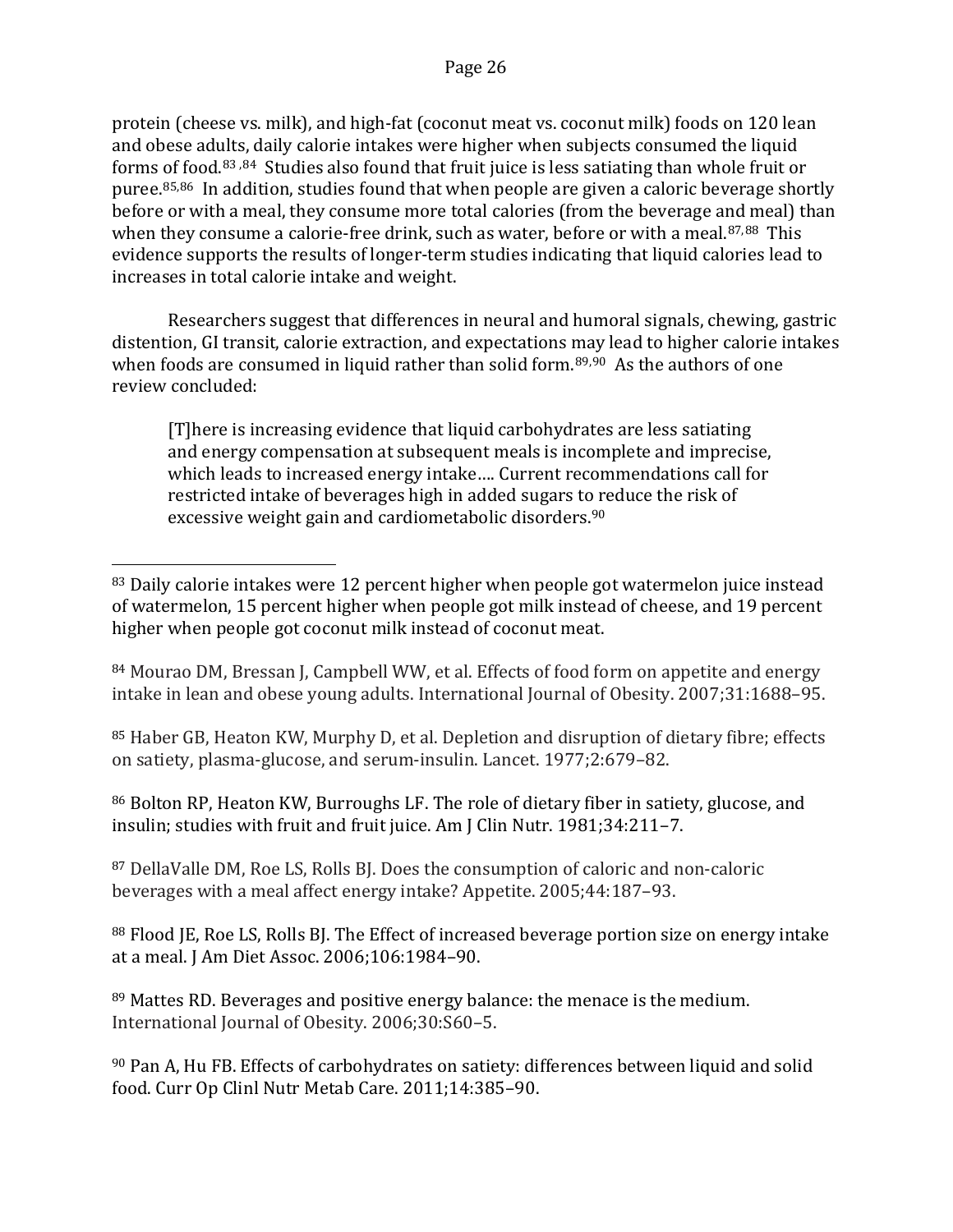protein (cheese vs. milk), and high-fat (coconut meat vs. coconut milk) foods on 120 lean and obese adults, daily calorie intakes were higher when subjects consumed the liquid forms of food.[83,84] Studies also found that fruit juice is less satiating than whole fruit or puree.[85,86] In addition, studies found that when people are given a caloric beverage shortly before or with a meal, they consume more total calories (from the beverage and meal) than when they consume a calorie-free drink, such as water, before or with a meal.[87,88] This evidence supports the results of longer-term studies indicating that liquid calories lead to increases in total calorie intake and weight.

Researchers suggest that differences in neural and humoral signals, chewing, gastric distention, GI transit, calorie extraction, and expectations may lead to higher calorie intakes when foods are consumed in liquid rather than solid form.[89,90] As the authors of one review concluded:

> [T]here is increasing evidence that liquid carbohydrates are less satiating and energy compensation at subsequent meals is incomplete and imprecise, which leads to increased energy intake…. Current recommendations call for restricted intake of beverages high in added sugars to reduce the risk of excessive weight gain and cardiometabolic disorders.[90]

---

[83] Daily calorie intakes were 12 percent higher when people got watermelon juice instead of watermelon, 15 percent higher when people got milk instead of cheese, and 19 percent higher when people got coconut milk instead of coconut meat.

[84] Mourao DM, Bressan J, Campbell WW, et al. Effects of food form on appetite and energy intake in lean and obese young adults. International Journal of Obesity. 2007;31:1688–95.

[85] Haber GB, Heaton KW, Murphy D, et al. Depletion and disruption of dietary fibre; effects on satiety, plasma-glucose, and serum-insulin. Lancet. 1977;2:679–82.

[86] Bolton RP, Heaton KW, Burroughs LF. The role of dietary fiber in satiety, glucose, and insulin; studies with fruit and fruit juice. Am J Clin Nutr. 1981;34:211–7.

[87] DellaValle DM, Roe LS, Rolls BJ. Does the consumption of caloric and non-caloric beverages with a meal affect energy intake? Appetite. 2005;44:187–93.

[88] Flood JE, Roe LS, Rolls BJ. The Effect of increased beverage portion size on energy intake at a meal. J Am Diet Assoc. 2006;106:1984–90.

[89] Mattes RD. Beverages and positive energy balance: the menace is the medium. International Journal of Obesity. 2006;30:S60–5.

[90] Pan A, Hu FB. Effects of carbohydrates on satiety: differences between liquid and solid food. Curr Op Clinl Nutr Metab Care. 2011;14:385–90.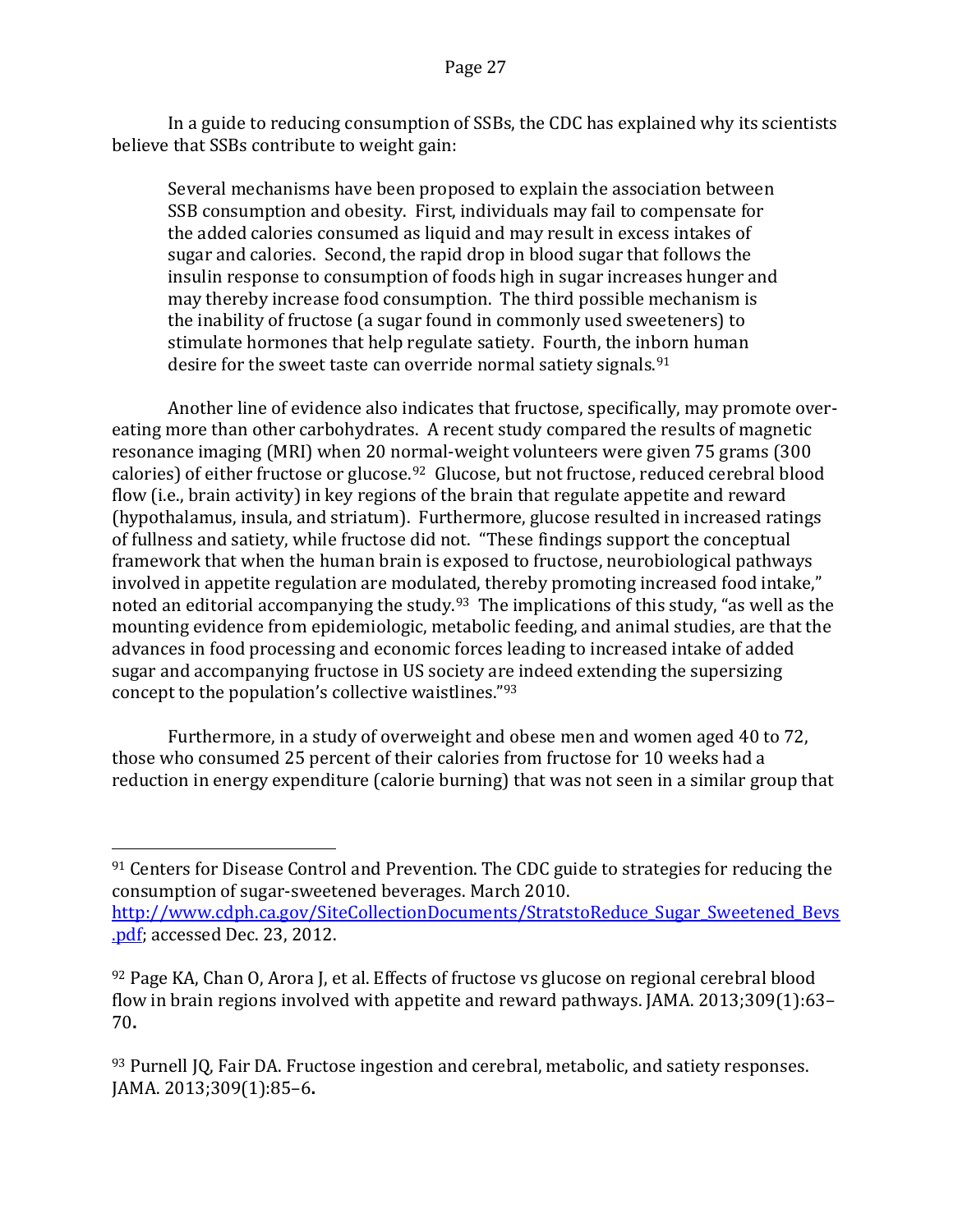In a guide to reducing consumption of SSBs, the CDC has explained why its scientists believe that SSBs contribute to weight gain:

> Several mechanisms have been proposed to explain the association between SSB consumption and obesity. First, individuals may fail to compensate for the added calories consumed as liquid and may result in excess intakes of sugar and calories. Second, the rapid drop in blood sugar that follows the insulin response to consumption of foods high in sugar increases hunger and may thereby increase food consumption. The third possible mechanism is the inability of fructose (a sugar found in commonly used sweeteners) to stimulate hormones that help regulate satiety. Fourth, the inborn human desire for the sweet taste can override normal satiety signals.[91]

Another line of evidence also indicates that fructose, specifically, may promote over-eating more than other carbohydrates. A recent study compared the results of magnetic resonance imaging (MRI) when 20 normal-weight volunteers were given 75 grams (300 calories) of either fructose or glucose.[92] Glucose, but not fructose, reduced cerebral blood flow (i.e., brain activity) in key regions of the brain that regulate appetite and reward (hypothalamus, insula, and striatum). Furthermore, glucose resulted in increased ratings of fullness and satiety, while fructose did not. "These findings support the conceptual framework that when the human brain is exposed to fructose, neurobiological pathways involved in appetite regulation are modulated, thereby promoting increased food intake," noted an editorial accompanying the study.[93] The implications of this study, "as well as the mounting evidence from epidemiologic, metabolic feeding, and animal studies, are that the advances in food processing and economic forces leading to increased intake of added sugar and accompanying fructose in US society are indeed extending the supersizing concept to the population's collective waistlines."[93]

Furthermore, in a study of overweight and obese men and women aged 40 to 72, those who consumed 25 percent of their calories from fructose for 10 weeks had a reduction in energy expenditure (calorie burning) that was not seen in a similar group that

---

[91] Centers for Disease Control and Prevention. The CDC guide to strategies for reducing the consumption of sugar-sweetened beverages. March 2010. [http://www.cdph.ca.gov/SiteCollectionDocuments/StratstoReduce_Sugar_Sweetened_Bevs.pdf](http://www.cdph.ca.gov/SiteCollectionDocuments/StratstoReduce_Sugar_Sweetened_Bevs.pdf); accessed Dec. 23, 2012.

[92] Page KA, Chan O, Arora J, et al. Effects of fructose vs glucose on regional cerebral blood flow in brain regions involved with appetite and reward pathways. JAMA. 2013;309(1):63–70.

[93] Purnell JQ, Fair DA. Fructose ingestion and cerebral, metabolic, and satiety responses. JAMA. 2013;309(1):85–6.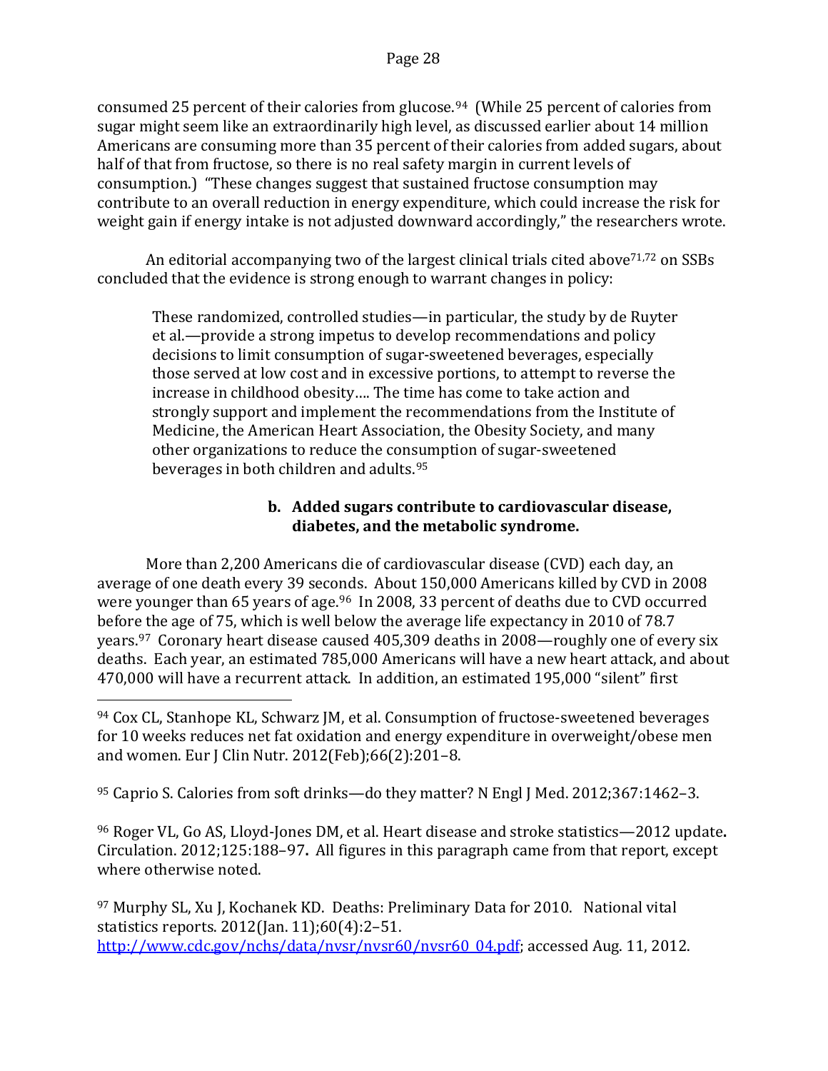consumed 25 percent of their calories from glucose.[94] (While 25 percent of calories from sugar might seem like an extraordinarily high level, as discussed earlier about 14 million Americans are consuming more than 35 percent of their calories from added sugars, about half of that from fructose, so there is no real safety margin in current levels of consumption.) "These changes suggest that sustained fructose consumption may contribute to an overall reduction in energy expenditure, which could increase the risk for weight gain if energy intake is not adjusted downward accordingly," the researchers wrote.

An editorial accompanying two of the largest clinical trials cited above[71,72] on SSBs concluded that the evidence is strong enough to warrant changes in policy:

> These randomized, controlled studies—in particular, the study by de Ruyter et al.—provide a strong impetus to develop recommendations and policy decisions to limit consumption of sugar-sweetened beverages, especially those served at low cost and in excessive portions, to attempt to reverse the increase in childhood obesity…. The time has come to take action and strongly support and implement the recommendations from the Institute of Medicine, the American Heart Association, the Obesity Society, and many other organizations to reduce the consumption of sugar-sweetened beverages in both children and adults.[95]

#### b. Added sugars contribute to cardiovascular disease, diabetes, and the metabolic syndrome.

More than 2,200 Americans die of cardiovascular disease (CVD) each day, an average of one death every 39 seconds. About 150,000 Americans killed by CVD in 2008 were younger than 65 years of age.[96] In 2008, 33 percent of deaths due to CVD occurred before the age of 75, which is well below the average life expectancy in 2010 of 78.7 years.[97] Coronary heart disease caused 405,309 deaths in 2008—roughly one of every six deaths. Each year, an estimated 785,000 Americans will have a new heart attack, and about 470,000 will have a recurrent attack. In addition, an estimated 195,000 "silent" first

---

[94] Cox CL, Stanhope KL, Schwarz JM, et al. Consumption of fructose-sweetened beverages for 10 weeks reduces net fat oxidation and energy expenditure in overweight/obese men and women. Eur J Clin Nutr. 2012(Feb);66(2):201–8.

[95] Caprio S. Calories from soft drinks—do they matter? N Engl J Med. 2012;367:1462–3.

[96] Roger VL, Go AS, Lloyd-Jones DM, et al. Heart disease and stroke statistics—2012 update**.** Circulation. 2012;125:188–97**.** All figures in this paragraph came from that report, except where otherwise noted.

[97] Murphy SL, Xu J, Kochanek KD. Deaths: Preliminary Data for 2010. National vital statistics reports. 2012(Jan. 11);60(4):2–51. http://www.cdc.gov/nchs/data/nvsr/nvsr60/nvsr60_04.pdf; accessed Aug. 11, 2012.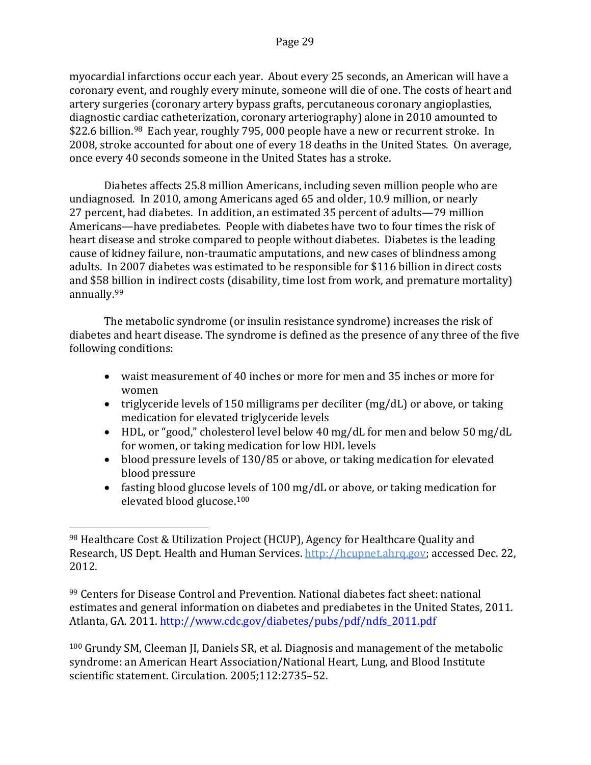myocardial infarctions occur each year. About every 25 seconds, an American will have a coronary event, and roughly every minute, someone will die of one. The costs of heart and artery surgeries (coronary artery bypass grafts, percutaneous coronary angioplasties, diagnostic cardiac catheterization, coronary arteriography) alone in 2010 amounted to $22.6 billion.[98] Each year, roughly 795, 000 people have a new or recurrent stroke. In 2008, stroke accounted for about one of every 18 deaths in the United States. On average, once every 40 seconds someone in the United States has a stroke.

Diabetes affects 25.8 million Americans, including seven million people who are undiagnosed. In 2010, among Americans aged 65 and older, 10.9 million, or nearly 27 percent, had diabetes. In addition, an estimated 35 percent of adults—79 million Americans—have prediabetes. People with diabetes have two to four times the risk of heart disease and stroke compared to people without diabetes. Diabetes is the leading cause of kidney failure, non-traumatic amputations, and new cases of blindness among adults. In 2007 diabetes was estimated to be responsible for $116 billion in direct costs and $58 billion in indirect costs (disability, time lost from work, and premature mortality) annually.[99]

The metabolic syndrome (or insulin resistance syndrome) increases the risk of diabetes and heart disease. The syndrome is defined as the presence of any three of the five following conditions:

- waist measurement of 40 inches or more for men and 35 inches or more for women
- triglyceride levels of 150 milligrams per deciliter (mg/dL) or above, or taking medication for elevated triglyceride levels
- HDL, or "good," cholesterol level below 40 mg/dL for men and below 50 mg/dL for women, or taking medication for low HDL levels
- blood pressure levels of 130/85 or above, or taking medication for elevated blood pressure
- fasting blood glucose levels of 100 mg/dL or above, or taking medication for elevated blood glucose.[100]

---

[98] Healthcare Cost & Utilization Project (HCUP), Agency for Healthcare Quality and Research, US Dept. Health and Human Services. http://hcupnet.ahrq.gov; accessed Dec. 22, 2012.

[99] Centers for Disease Control and Prevention. National diabetes fact sheet: national estimates and general information on diabetes and prediabetes in the United States, 2011. Atlanta, GA. 2011. http://www.cdc.gov/diabetes/pubs/pdf/ndfs_2011.pdf

[100] Grundy SM, Cleeman JI, Daniels SR, et al. Diagnosis and management of the metabolic syndrome: an American Heart Association/National Heart, Lung, and Blood Institute scientific statement. Circulation. 2005;112:2735–52.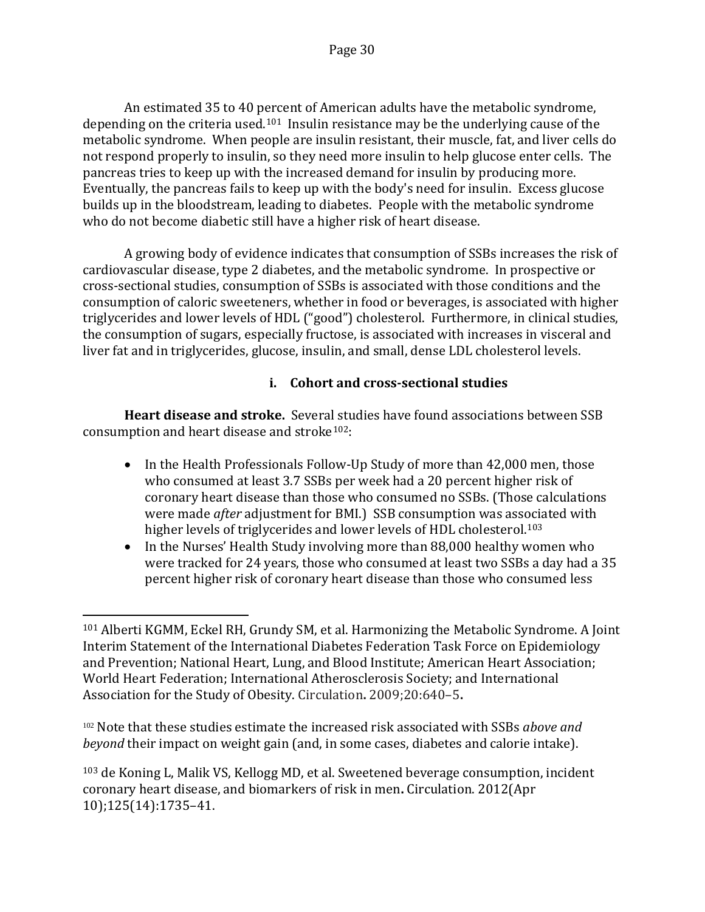An estimated 35 to 40 percent of American adults have the metabolic syndrome, depending on the criteria used.[101] Insulin resistance may be the underlying cause of the metabolic syndrome. When people are insulin resistant, their muscle, fat, and liver cells do not respond properly to insulin, so they need more insulin to help glucose enter cells. The pancreas tries to keep up with the increased demand for insulin by producing more. Eventually, the pancreas fails to keep up with the body's need for insulin. Excess glucose builds up in the bloodstream, leading to diabetes. People with the metabolic syndrome who do not become diabetic still have a higher risk of heart disease.

A growing body of evidence indicates that consumption of SSBs increases the risk of cardiovascular disease, type 2 diabetes, and the metabolic syndrome. In prospective or cross-sectional studies, consumption of SSBs is associated with those conditions and the consumption of caloric sweeteners, whether in food or beverages, is associated with higher triglycerides and lower levels of HDL ("good") cholesterol. Furthermore, in clinical studies, the consumption of sugars, especially fructose, is associated with increases in visceral and liver fat and in triglycerides, glucose, insulin, and small, dense LDL cholesterol levels.

### i. Cohort and cross-sectional studies

**Heart disease and stroke.** Several studies have found associations between SSB consumption and heart disease and stroke[102]:

- In the Health Professionals Follow-Up Study of more than 42,000 men, those who consumed at least 3.7 SSBs per week had a 20 percent higher risk of coronary heart disease than those who consumed no SSBs. (Those calculations were made *after* adjustment for BMI.) SSB consumption was associated with higher levels of triglycerides and lower levels of HDL cholesterol.[103]
- In the Nurses' Health Study involving more than 88,000 healthy women who were tracked for 24 years, those who consumed at least two SSBs a day had a 35 percent higher risk of coronary heart disease than those who consumed less

---

[101] Alberti KGMM, Eckel RH, Grundy SM, et al. Harmonizing the Metabolic Syndrome. A Joint Interim Statement of the International Diabetes Federation Task Force on Epidemiology and Prevention; National Heart, Lung, and Blood Institute; American Heart Association; World Heart Federation; International Atherosclerosis Society; and International Association for the Study of Obesity. Circulation. 2009;20:640–5.

[102] Note that these studies estimate the increased risk associated with SSBs *above and beyond* their impact on weight gain (and, in some cases, diabetes and calorie intake).

[103] de Koning L, Malik VS, Kellogg MD, et al. Sweetened beverage consumption, incident coronary heart disease, and biomarkers of risk in men. Circulation. 2012(Apr 10);125(14):1735–41.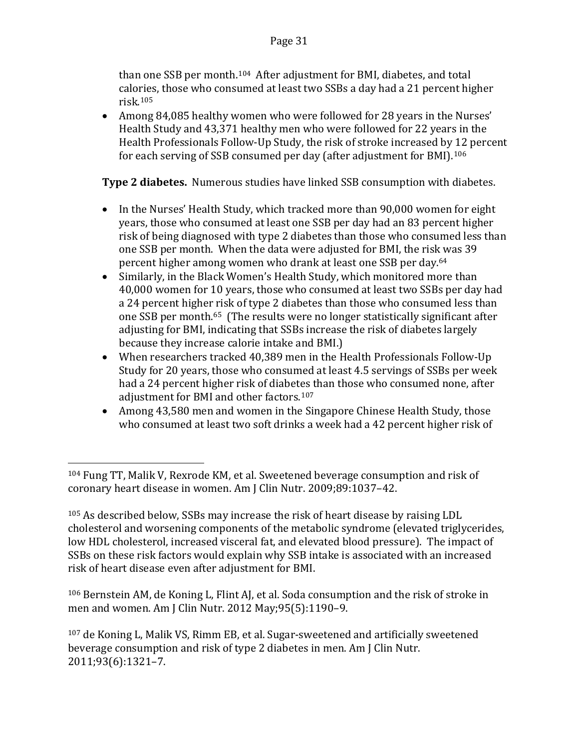than one SSB per month.[104] After adjustment for BMI, diabetes, and total calories, those who consumed at least two SSBs a day had a 21 percent higher risk.[105]

- Among 84,085 healthy women who were followed for 28 years in the Nurses' Health Study and 43,371 healthy men who were followed for 22 years in the Health Professionals Follow-Up Study, the risk of stroke increased by 12 percent for each serving of SSB consumed per day (after adjustment for BMI).[106]

**Type 2 diabetes.** Numerous studies have linked SSB consumption with diabetes.

- In the Nurses' Health Study, which tracked more than 90,000 women for eight years, those who consumed at least one SSB per day had an 83 percent higher risk of being diagnosed with type 2 diabetes than those who consumed less than one SSB per month. When the data were adjusted for BMI, the risk was 39 percent higher among women who drank at least one SSB per day.[64]
- Similarly, in the Black Women's Health Study, which monitored more than 40,000 women for 10 years, those who consumed at least two SSBs per day had a 24 percent higher risk of type 2 diabetes than those who consumed less than one SSB per month.[65] (The results were no longer statistically significant after adjusting for BMI, indicating that SSBs increase the risk of diabetes largely because they increase calorie intake and BMI.)
- When researchers tracked 40,389 men in the Health Professionals Follow-Up Study for 20 years, those who consumed at least 4.5 servings of SSBs per week had a 24 percent higher risk of diabetes than those who consumed none, after adjustment for BMI and other factors.[107]
- Among 43,580 men and women in the Singapore Chinese Health Study, those who consumed at least two soft drinks a week had a 42 percent higher risk of

---

[104] Fung TT, Malik V, Rexrode KM, et al. Sweetened beverage consumption and risk of coronary heart disease in women. Am J Clin Nutr. 2009;89:1037–42.

[105] As described below, SSBs may increase the risk of heart disease by raising LDL cholesterol and worsening components of the metabolic syndrome (elevated triglycerides, low HDL cholesterol, increased visceral fat, and elevated blood pressure). The impact of SSBs on these risk factors would explain why SSB intake is associated with an increased risk of heart disease even after adjustment for BMI.

[106] Bernstein AM, de Koning L, Flint AJ, et al. Soda consumption and the risk of stroke in men and women. Am J Clin Nutr. 2012 May;95(5):1190–9.

[107] de Koning L, Malik VS, Rimm EB, et al. Sugar-sweetened and artificially sweetened beverage consumption and risk of type 2 diabetes in men. Am J Clin Nutr. 2011;93(6):1321–7.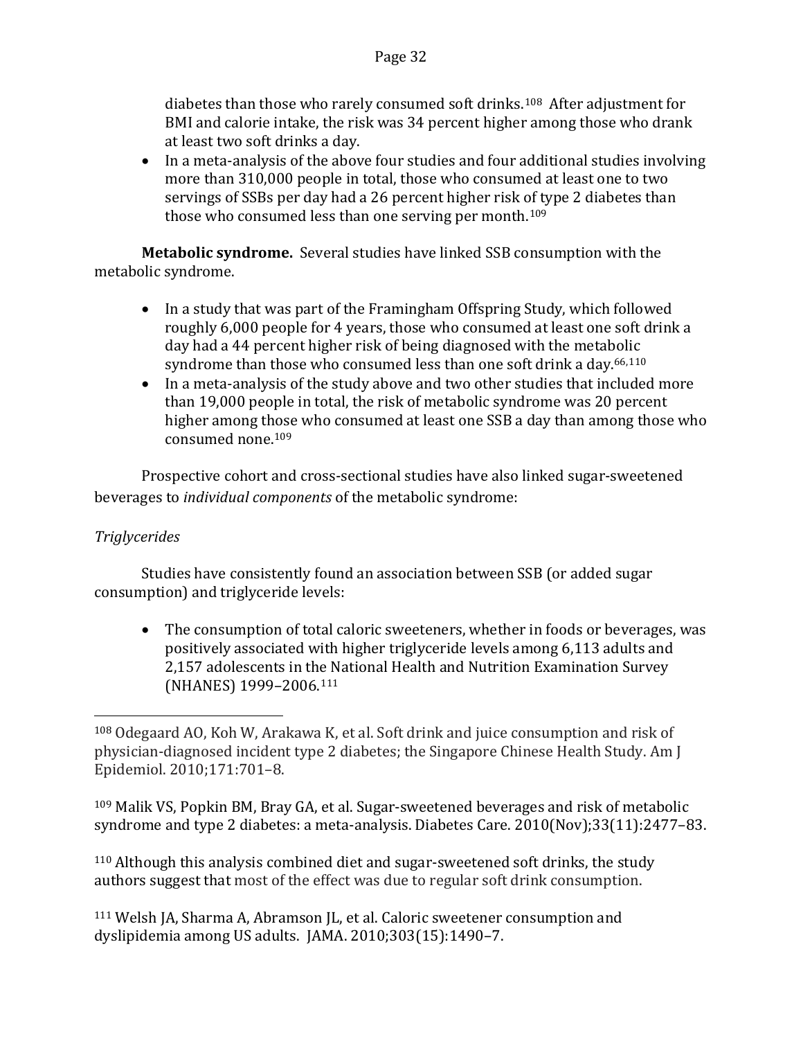diabetes than those who rarely consumed soft drinks.[108] After adjustment for BMI and calorie intake, the risk was 34 percent higher among those who drank at least two soft drinks a day.

- In a meta-analysis of the above four studies and four additional studies involving more than 310,000 people in total, those who consumed at least one to two servings of SSBs per day had a 26 percent higher risk of type 2 diabetes than those who consumed less than one serving per month.[109]

**Metabolic syndrome.** Several studies have linked SSB consumption with the metabolic syndrome.

- In a study that was part of the Framingham Offspring Study, which followed roughly 6,000 people for 4 years, those who consumed at least one soft drink a day had a 44 percent higher risk of being diagnosed with the metabolic syndrome than those who consumed less than one soft drink a day.[66,110]
- In a meta-analysis of the study above and two other studies that included more than 19,000 people in total, the risk of metabolic syndrome was 20 percent higher among those who consumed at least one SSB a day than among those who consumed none.[109]

Prospective cohort and cross-sectional studies have also linked sugar-sweetened beverages to *individual components* of the metabolic syndrome:

*Triglycerides*

Studies have consistently found an association between SSB (or added sugar consumption) and triglyceride levels:

- The consumption of total caloric sweeteners, whether in foods or beverages, was positively associated with higher triglyceride levels among 6,113 adults and 2,157 adolescents in the National Health and Nutrition Examination Survey (NHANES) 1999–2006.[111]

---

[108] Odegaard AO, Koh W, Arakawa K, et al. Soft drink and juice consumption and risk of physician-diagnosed incident type 2 diabetes; the Singapore Chinese Health Study. Am J Epidemiol. 2010;171:701–8.

[109] Malik VS, Popkin BM, Bray GA, et al. Sugar-sweetened beverages and risk of metabolic syndrome and type 2 diabetes: a meta-analysis. Diabetes Care. 2010(Nov);33(11):2477–83.

[110] Although this analysis combined diet and sugar-sweetened soft drinks, the study authors suggest that most of the effect was due to regular soft drink consumption.

[111] Welsh JA, Sharma A, Abramson JL, et al. Caloric sweetener consumption and dyslipidemia among US adults. JAMA. 2010;303(15):1490–7.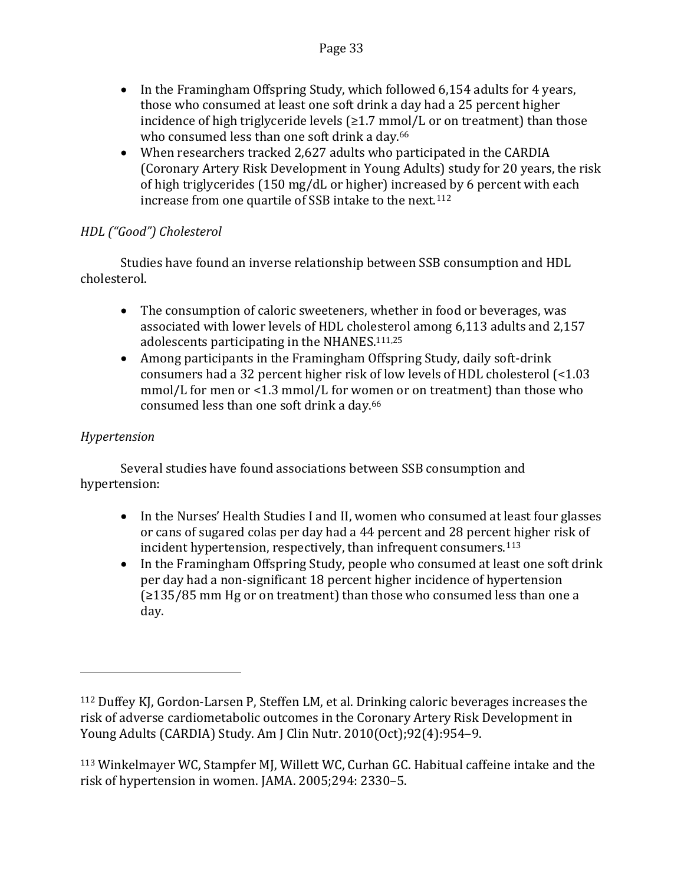- In the Framingham Offspring Study, which followed 6,154 adults for 4 years, those who consumed at least one soft drink a day had a 25 percent higher incidence of high triglyceride levels (≥1.7 mmol/L or on treatment) than those who consumed less than one soft drink a day.[66]
- When researchers tracked 2,627 adults who participated in the CARDIA (Coronary Artery Risk Development in Young Adults) study for 20 years, the risk of high triglycerides (150 mg/dL or higher) increased by 6 percent with each increase from one quartile of SSB intake to the next.[112]

*HDL ("Good") Cholesterol*

Studies have found an inverse relationship between SSB consumption and HDL cholesterol.

- The consumption of caloric sweeteners, whether in food or beverages, was associated with lower levels of HDL cholesterol among 6,113 adults and 2,157 adolescents participating in the NHANES.[111,25]
- Among participants in the Framingham Offspring Study, daily soft-drink consumers had a 32 percent higher risk of low levels of HDL cholesterol (<1.03 mmol/L for men or <1.3 mmol/L for women or on treatment) than those who consumed less than one soft drink a day.[66]

*Hypertension*

Several studies have found associations between SSB consumption and hypertension:

- In the Nurses' Health Studies I and II, women who consumed at least four glasses or cans of sugared colas per day had a 44 percent and 28 percent higher risk of incident hypertension, respectively, than infrequent consumers.[113]
- In the Framingham Offspring Study, people who consumed at least one soft drink per day had a non-significant 18 percent higher incidence of hypertension (≥135/85 mm Hg or on treatment) than those who consumed less than one a day.

---

[112] Duffey KJ, Gordon-Larsen P, Steffen LM, et al. Drinking caloric beverages increases the risk of adverse cardiometabolic outcomes in the Coronary Artery Risk Development in Young Adults (CARDIA) Study. Am J Clin Nutr. 2010(Oct);92(4):954–9.

[113] Winkelmayer WC, Stampfer MJ, Willett WC, Curhan GC. Habitual caffeine intake and the risk of hypertension in women. JAMA. 2005;294: 2330–5.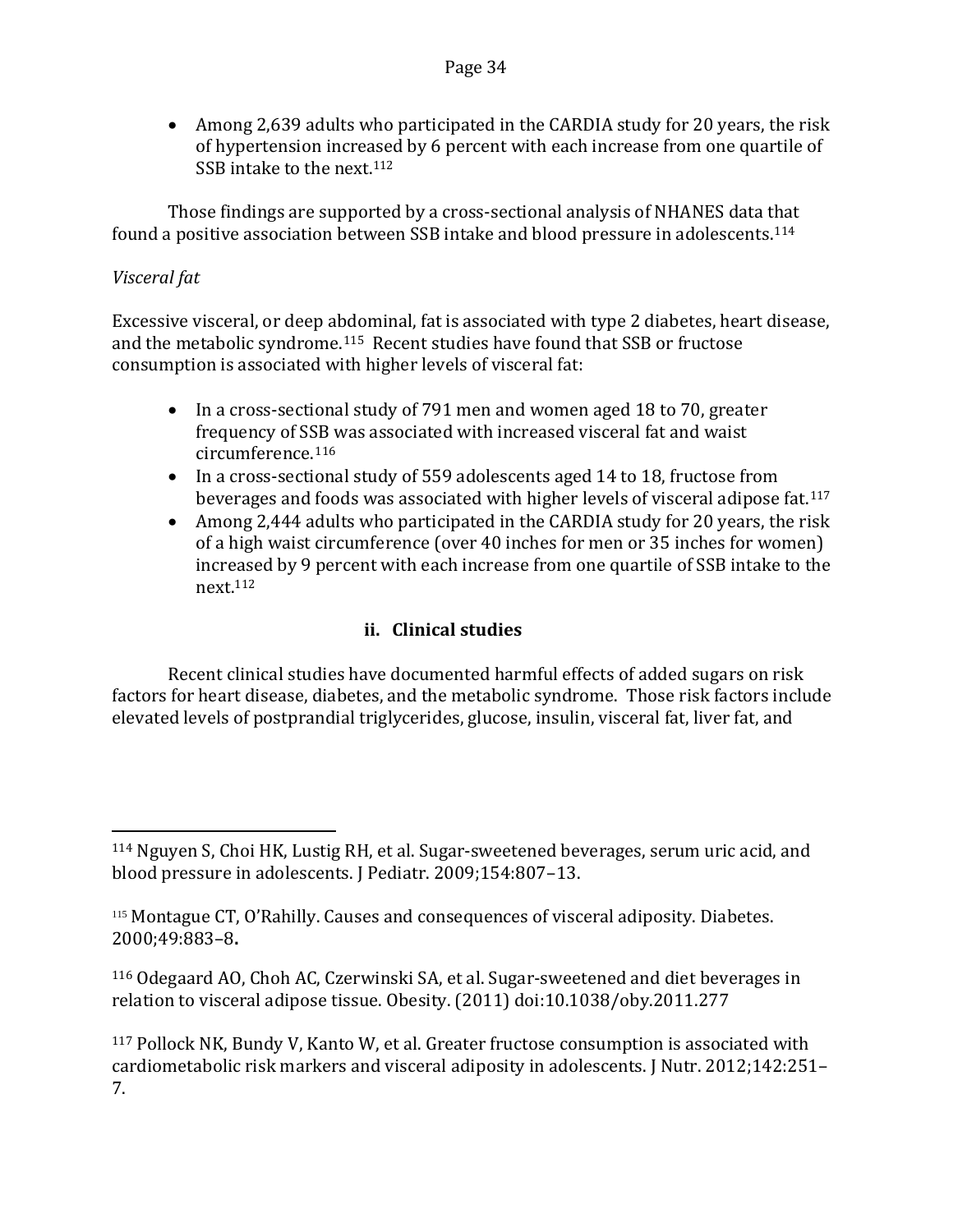- Among 2,639 adults who participated in the CARDIA study for 20 years, the risk of hypertension increased by 6 percent with each increase from one quartile of SSB intake to the next.[112]

Those findings are supported by a cross-sectional analysis of NHANES data that found a positive association between SSB intake and blood pressure in adolescents.[114]

*Visceral fat*

Excessive visceral, or deep abdominal, fat is associated with type 2 diabetes, heart disease, and the metabolic syndrome.[115] Recent studies have found that SSB or fructose consumption is associated with higher levels of visceral fat:

- In a cross-sectional study of 791 men and women aged 18 to 70, greater frequency of SSB was associated with increased visceral fat and waist circumference.[116]
- In a cross-sectional study of 559 adolescents aged 14 to 18, fructose from beverages and foods was associated with higher levels of visceral adipose fat.[117]
- Among 2,444 adults who participated in the CARDIA study for 20 years, the risk of a high waist circumference (over 40 inches for men or 35 inches for women) increased by 9 percent with each increase from one quartile of SSB intake to the next.[112]

### ii. Clinical studies

Recent clinical studies have documented harmful effects of added sugars on risk factors for heart disease, diabetes, and the metabolic syndrome. Those risk factors include elevated levels of postprandial triglycerides, glucose, insulin, visceral fat, liver fat, and

---

[114] Nguyen S, Choi HK, Lustig RH, et al. Sugar-sweetened beverages, serum uric acid, and blood pressure in adolescents. J Pediatr. 2009;154:807–13.

[115] Montague CT, O'Rahilly. Causes and consequences of visceral adiposity. Diabetes. 2000;49:883–8.

[116] Odegaard AO, Choh AC, Czerwinski SA, et al. Sugar-sweetened and diet beverages in relation to visceral adipose tissue. Obesity. (2011) doi:10.1038/oby.2011.277

[117] Pollock NK, Bundy V, Kanto W, et al. Greater fructose consumption is associated with cardiometabolic risk markers and visceral adiposity in adolescents. J Nutr. 2012;142:251–7.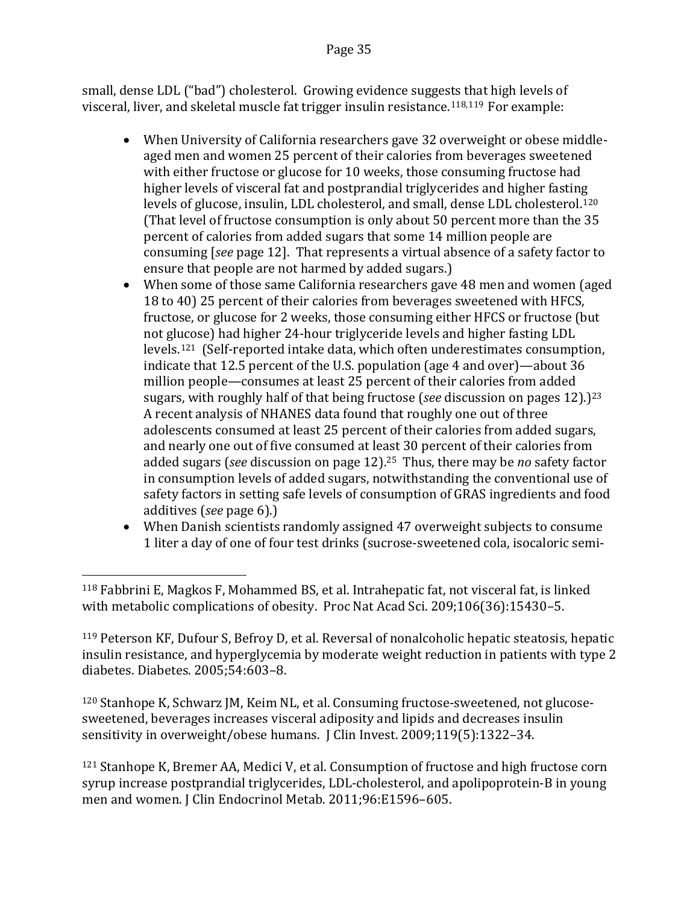small, dense LDL ("bad") cholesterol. Growing evidence suggests that high levels of visceral, liver, and skeletal muscle fat trigger insulin resistance.[118,119] For example:

- When University of California researchers gave 32 overweight or obese middle-aged men and women 25 percent of their calories from beverages sweetened with either fructose or glucose for 10 weeks, those consuming fructose had higher levels of visceral fat and postprandial triglycerides and higher fasting levels of glucose, insulin, LDL cholesterol, and small, dense LDL cholesterol.[120] (That level of fructose consumption is only about 50 percent more than the 35 percent of calories from added sugars that some 14 million people are consuming [*see* page 12]. That represents a virtual absence of a safety factor to ensure that people are not harmed by added sugars.)
- When some of those same California researchers gave 48 men and women (aged 18 to 40) 25 percent of their calories from beverages sweetened with HFCS, fructose, or glucose for 2 weeks, those consuming either HFCS or fructose (but not glucose) had higher 24-hour triglyceride levels and higher fasting LDL levels.[121] (Self-reported intake data, which often underestimates consumption, indicate that 12.5 percent of the U.S. population (age 4 and over)—about 36 million people—consumes at least 25 percent of their calories from added sugars, with roughly half of that being fructose (*see* discussion on pages 12).)[23] A recent analysis of NHANES data found that roughly one out of three adolescents consumed at least 25 percent of their calories from added sugars, and nearly one out of five consumed at least 30 percent of their calories from added sugars (*see* discussion on page 12).[25] Thus, there may be *no* safety factor in consumption levels of added sugars, notwithstanding the conventional use of safety factors in setting safe levels of consumption of GRAS ingredients and food additives (*see* page 6).)
- When Danish scientists randomly assigned 47 overweight subjects to consume 1 liter a day of one of four test drinks (sucrose-sweetened cola, isocaloric semi-

---

[118] Fabbrini E, Magkos F, Mohammed BS, et al. Intrahepatic fat, not visceral fat, is linked with metabolic complications of obesity. Proc Nat Acad Sci. 209;106(36):15430–5.

[119] Peterson KF, Dufour S, Befroy D, et al. Reversal of nonalcoholic hepatic steatosis, hepatic insulin resistance, and hyperglycemia by moderate weight reduction in patients with type 2 diabetes. Diabetes. 2005;54:603–8.

[120] Stanhope K, Schwarz JM, Keim NL, et al. Consuming fructose-sweetened, not glucose-sweetened, beverages increases visceral adiposity and lipids and decreases insulin sensitivity in overweight/obese humans. J Clin Invest. 2009;119(5):1322–34.

[121] Stanhope K, Bremer AA, Medici V, et al. Consumption of fructose and high fructose corn syrup increase postprandial triglycerides, LDL-cholesterol, and apolipoprotein-B in young men and women. J Clin Endocrinol Metab. 2011;96:E1596–605.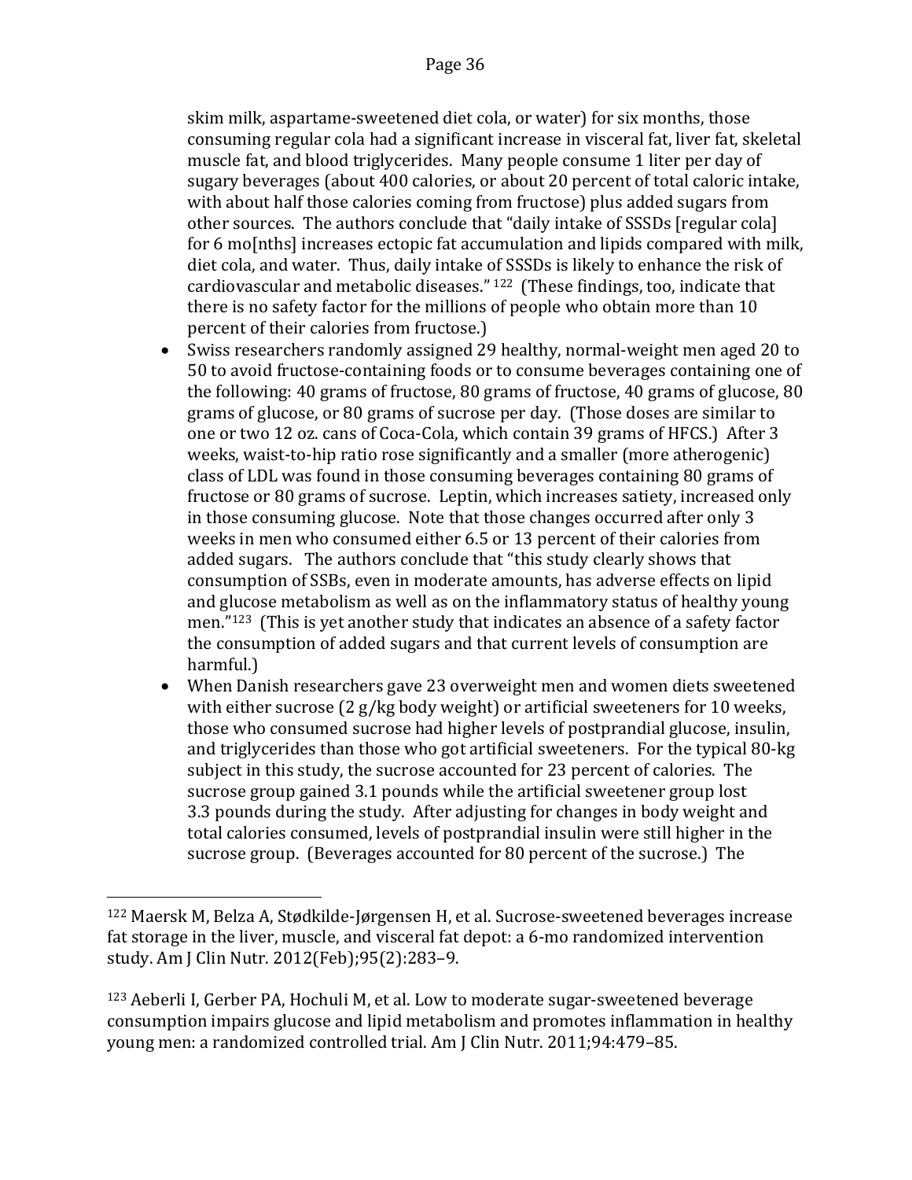skim milk, aspartame-sweetened diet cola, or water) for six months, those consuming regular cola had a significant increase in visceral fat, liver fat, skeletal muscle fat, and blood triglycerides. Many people consume 1 liter per day of sugary beverages (about 400 calories, or about 20 percent of total caloric intake, with about half those calories coming from fructose) plus added sugars from other sources. The authors conclude that "daily intake of SSSDs [regular cola] for 6 mo[nths] increases ectopic fat accumulation and lipids compared with milk, diet cola, and water. Thus, daily intake of SSSDs is likely to enhance the risk of cardiovascular and metabolic diseases." [122] (These findings, too, indicate that there is no safety factor for the millions of people who obtain more than 10 percent of their calories from fructose.)

- Swiss researchers randomly assigned 29 healthy, normal-weight men aged 20 to 50 to avoid fructose-containing foods or to consume beverages containing one of the following: 40 grams of fructose, 80 grams of fructose, 40 grams of glucose, 80 grams of glucose, or 80 grams of sucrose per day. (Those doses are similar to one or two 12 oz. cans of Coca-Cola, which contain 39 grams of HFCS.) After 3 weeks, waist-to-hip ratio rose significantly and a smaller (more atherogenic) class of LDL was found in those consuming beverages containing 80 grams of fructose or 80 grams of sucrose. Leptin, which increases satiety, increased only in those consuming glucose. Note that those changes occurred after only 3 weeks in men who consumed either 6.5 or 13 percent of their calories from added sugars. The authors conclude that "this study clearly shows that consumption of SSBs, even in moderate amounts, has adverse effects on lipid and glucose metabolism as well as on the inflammatory status of healthy young men."[123] (This is yet another study that indicates an absence of a safety factor the consumption of added sugars and that current levels of consumption are harmful.)
- When Danish researchers gave 23 overweight men and women diets sweetened with either sucrose (2 g/kg body weight) or artificial sweeteners for 10 weeks, those who consumed sucrose had higher levels of postprandial glucose, insulin, and triglycerides than those who got artificial sweeteners. For the typical 80-kg subject in this study, the sucrose accounted for 23 percent of calories. The sucrose group gained 3.1 pounds while the artificial sweetener group lost 3.3 pounds during the study. After adjusting for changes in body weight and total calories consumed, levels of postprandial insulin were still higher in the sucrose group. (Beverages accounted for 80 percent of the sucrose.) The

---

[122] Maersk M, Belza A, Stødkilde-Jørgensen H, et al. Sucrose-sweetened beverages increase fat storage in the liver, muscle, and visceral fat depot: a 6-mo randomized intervention study. Am J Clin Nutr. 2012(Feb);95(2):283–9.

[123] Aeberli I, Gerber PA, Hochuli M, et al. Low to moderate sugar-sweetened beverage consumption impairs glucose and lipid metabolism and promotes inflammation in healthy young men: a randomized controlled trial. Am J Clin Nutr. 2011;94:479–85.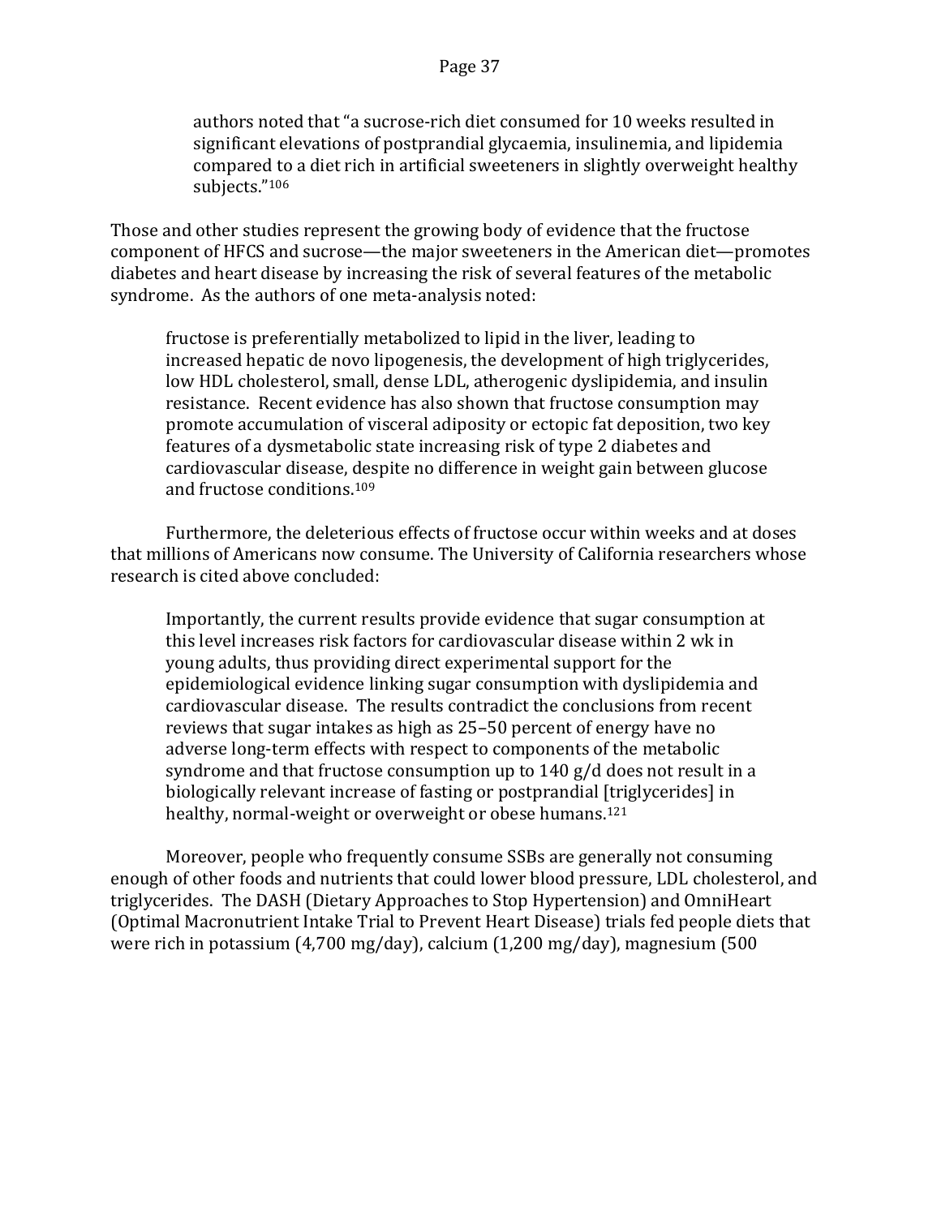> authors noted that "a sucrose-rich diet consumed for 10 weeks resulted in significant elevations of postprandial glycaemia, insulinemia, and lipidemia compared to a diet rich in artificial sweeteners in slightly overweight healthy subjects."[106]

Those and other studies represent the growing body of evidence that the fructose component of HFCS and sucrose—the major sweeteners in the American diet—promotes diabetes and heart disease by increasing the risk of several features of the metabolic syndrome. As the authors of one meta-analysis noted:

> fructose is preferentially metabolized to lipid in the liver, leading to increased hepatic de novo lipogenesis, the development of high triglycerides, low HDL cholesterol, small, dense LDL, atherogenic dyslipidemia, and insulin resistance. Recent evidence has also shown that fructose consumption may promote accumulation of visceral adiposity or ectopic fat deposition, two key features of a dysmetabolic state increasing risk of type 2 diabetes and cardiovascular disease, despite no difference in weight gain between glucose and fructose conditions.[109]

Furthermore, the deleterious effects of fructose occur within weeks and at doses that millions of Americans now consume. The University of California researchers whose research is cited above concluded:

> Importantly, the current results provide evidence that sugar consumption at this level increases risk factors for cardiovascular disease within 2 wk in young adults, thus providing direct experimental support for the epidemiological evidence linking sugar consumption with dyslipidemia and cardiovascular disease. The results contradict the conclusions from recent reviews that sugar intakes as high as 25–50 percent of energy have no adverse long-term effects with respect to components of the metabolic syndrome and that fructose consumption up to 140 g/d does not result in a biologically relevant increase of fasting or postprandial [triglycerides] in healthy, normal-weight or overweight or obese humans.[121]

Moreover, people who frequently consume SSBs are generally not consuming enough of other foods and nutrients that could lower blood pressure, LDL cholesterol, and triglycerides. The DASH (Dietary Approaches to Stop Hypertension) and OmniHeart (Optimal Macronutrient Intake Trial to Prevent Heart Disease) trials fed people diets that were rich in potassium (4,700 mg/day), calcium (1,200 mg/day), magnesium (500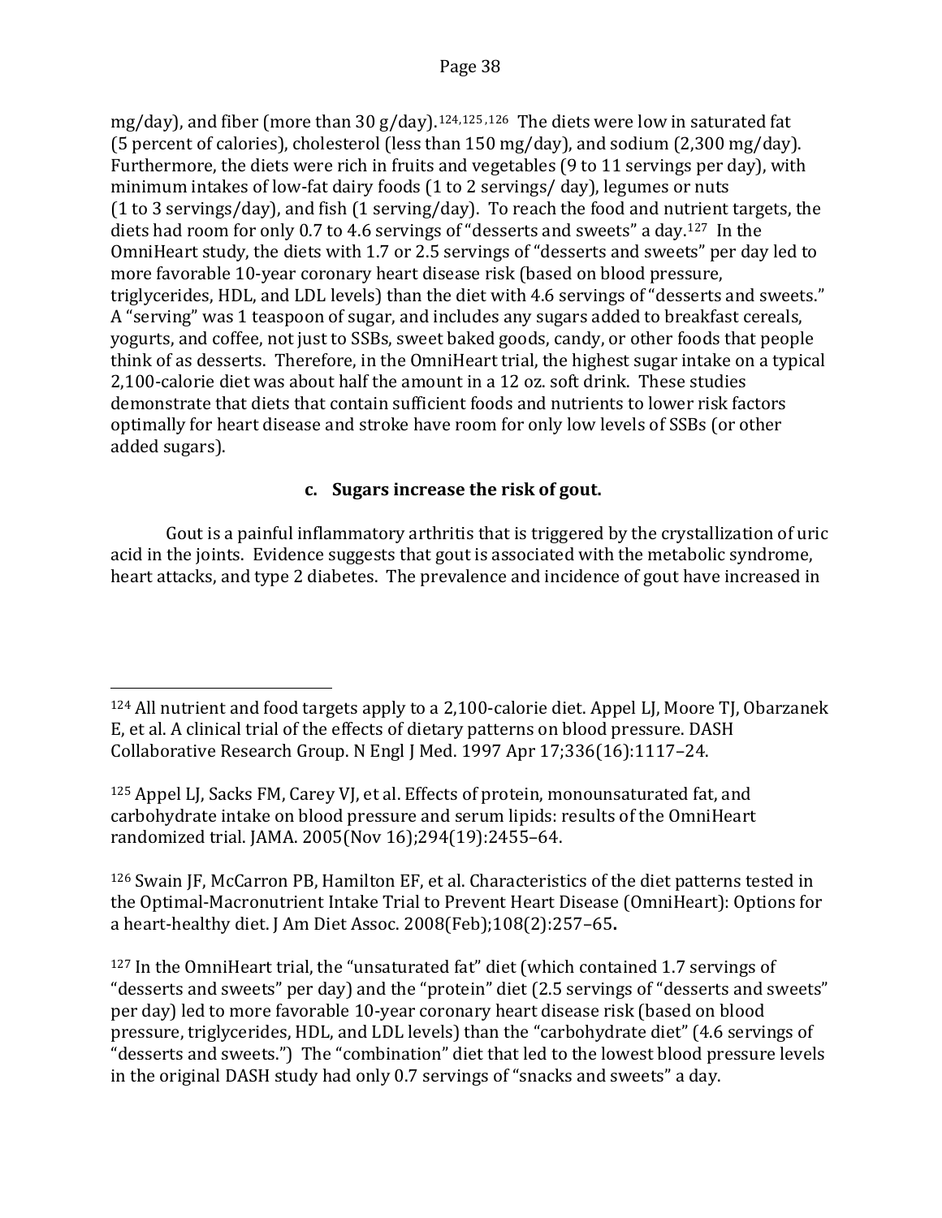mg/day), and fiber (more than 30 g/day).[124,125,126] The diets were low in saturated fat (5 percent of calories), cholesterol (less than 150 mg/day), and sodium (2,300 mg/day). Furthermore, the diets were rich in fruits and vegetables (9 to 11 servings per day), with minimum intakes of low-fat dairy foods (1 to 2 servings/ day), legumes or nuts (1 to 3 servings/day), and fish (1 serving/day). To reach the food and nutrient targets, the diets had room for only 0.7 to 4.6 servings of "desserts and sweets" a day.[127] In the OmniHeart study, the diets with 1.7 or 2.5 servings of "desserts and sweets" per day led to more favorable 10-year coronary heart disease risk (based on blood pressure, triglycerides, HDL, and LDL levels) than the diet with 4.6 servings of "desserts and sweets." A "serving" was 1 teaspoon of sugar, and includes any sugars added to breakfast cereals, yogurts, and coffee, not just to SSBs, sweet baked goods, candy, or other foods that people think of as desserts. Therefore, in the OmniHeart trial, the highest sugar intake on a typical 2,100-calorie diet was about half the amount in a 12 oz. soft drink. These studies demonstrate that diets that contain sufficient foods and nutrients to lower risk factors optimally for heart disease and stroke have room for only low levels of SSBs (or other added sugars).

### c. Sugars increase the risk of gout.

Gout is a painful inflammatory arthritis that is triggered by the crystallization of uric acid in the joints. Evidence suggests that gout is associated with the metabolic syndrome, heart attacks, and type 2 diabetes. The prevalence and incidence of gout have increased in

---

[124] All nutrient and food targets apply to a 2,100-calorie diet. Appel LJ, Moore TJ, Obarzanek E, et al. A clinical trial of the effects of dietary patterns on blood pressure. DASH Collaborative Research Group. N Engl J Med. 1997 Apr 17;336(16):1117–24.

[125] Appel LJ, Sacks FM, Carey VJ, et al. Effects of protein, monounsaturated fat, and carbohydrate intake on blood pressure and serum lipids: results of the OmniHeart randomized trial. JAMA. 2005(Nov 16);294(19):2455–64.

[126] Swain JF, McCarron PB, Hamilton EF, et al. Characteristics of the diet patterns tested in the Optimal-Macronutrient Intake Trial to Prevent Heart Disease (OmniHeart): Options for a heart-healthy diet. J Am Diet Assoc. 2008(Feb);108(2):257–65.

[127] In the OmniHeart trial, the "unsaturated fat" diet (which contained 1.7 servings of "desserts and sweets" per day) and the "protein" diet (2.5 servings of "desserts and sweets" per day) led to more favorable 10-year coronary heart disease risk (based on blood pressure, triglycerides, HDL, and LDL levels) than the "carbohydrate diet" (4.6 servings of "desserts and sweets.") The "combination" diet that led to the lowest blood pressure levels in the original DASH study had only 0.7 servings of "snacks and sweets" a day.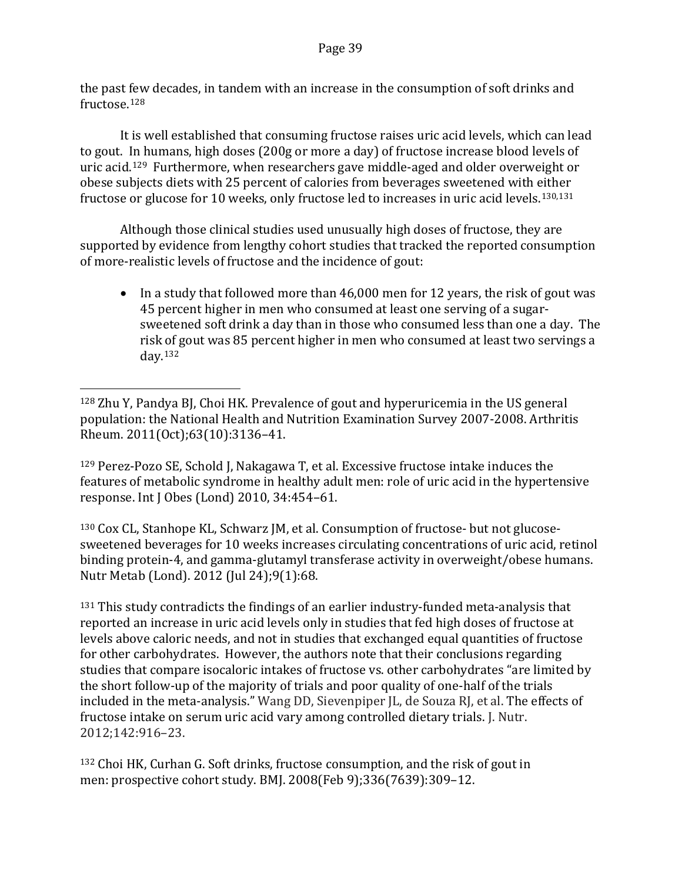the past few decades, in tandem with an increase in the consumption of soft drinks and fructose.[128]

It is well established that consuming fructose raises uric acid levels, which can lead to gout. In humans, high doses (200g or more a day) of fructose increase blood levels of uric acid.[129] Furthermore, when researchers gave middle-aged and older overweight or obese subjects diets with 25 percent of calories from beverages sweetened with either fructose or glucose for 10 weeks, only fructose led to increases in uric acid levels.[130,131]

Although those clinical studies used unusually high doses of fructose, they are supported by evidence from lengthy cohort studies that tracked the reported consumption of more-realistic levels of fructose and the incidence of gout:

- In a study that followed more than 46,000 men for 12 years, the risk of gout was 45 percent higher in men who consumed at least one serving of a sugar-sweetened soft drink a day than in those who consumed less than one a day. The risk of gout was 85 percent higher in men who consumed at least two servings a day.[132]

---

[128] Zhu Y, Pandya BJ, Choi HK. Prevalence of gout and hyperuricemia in the US general population: the National Health and Nutrition Examination Survey 2007-2008. Arthritis Rheum. 2011(Oct);63(10):3136–41.

[129] Perez-Pozo SE, Schold J, Nakagawa T, et al. Excessive fructose intake induces the features of metabolic syndrome in healthy adult men: role of uric acid in the hypertensive response. Int J Obes (Lond) 2010, 34:454–61.

[130] Cox CL, Stanhope KL, Schwarz JM, et al. Consumption of fructose- but not glucose-sweetened beverages for 10 weeks increases circulating concentrations of uric acid, retinol binding protein-4, and gamma-glutamyl transferase activity in overweight/obese humans. Nutr Metab (Lond). 2012 (Jul 24);9(1):68.

[131] This study contradicts the findings of an earlier industry-funded meta-analysis that reported an increase in uric acid levels only in studies that fed high doses of fructose at levels above caloric needs, and not in studies that exchanged equal quantities of fructose for other carbohydrates. However, the authors note that their conclusions regarding studies that compare isocaloric intakes of fructose vs. other carbohydrates "are limited by the short follow-up of the majority of trials and poor quality of one-half of the trials included in the meta-analysis." Wang DD, Sievenpiper JL, de Souza RJ, et al. The effects of fructose intake on serum uric acid vary among controlled dietary trials. J. Nutr. 2012;142:916–23.

[132] Choi HK, Curhan G. Soft drinks, fructose consumption, and the risk of gout in men: prospective cohort study. BMJ. 2008(Feb 9);336(7639):309–12.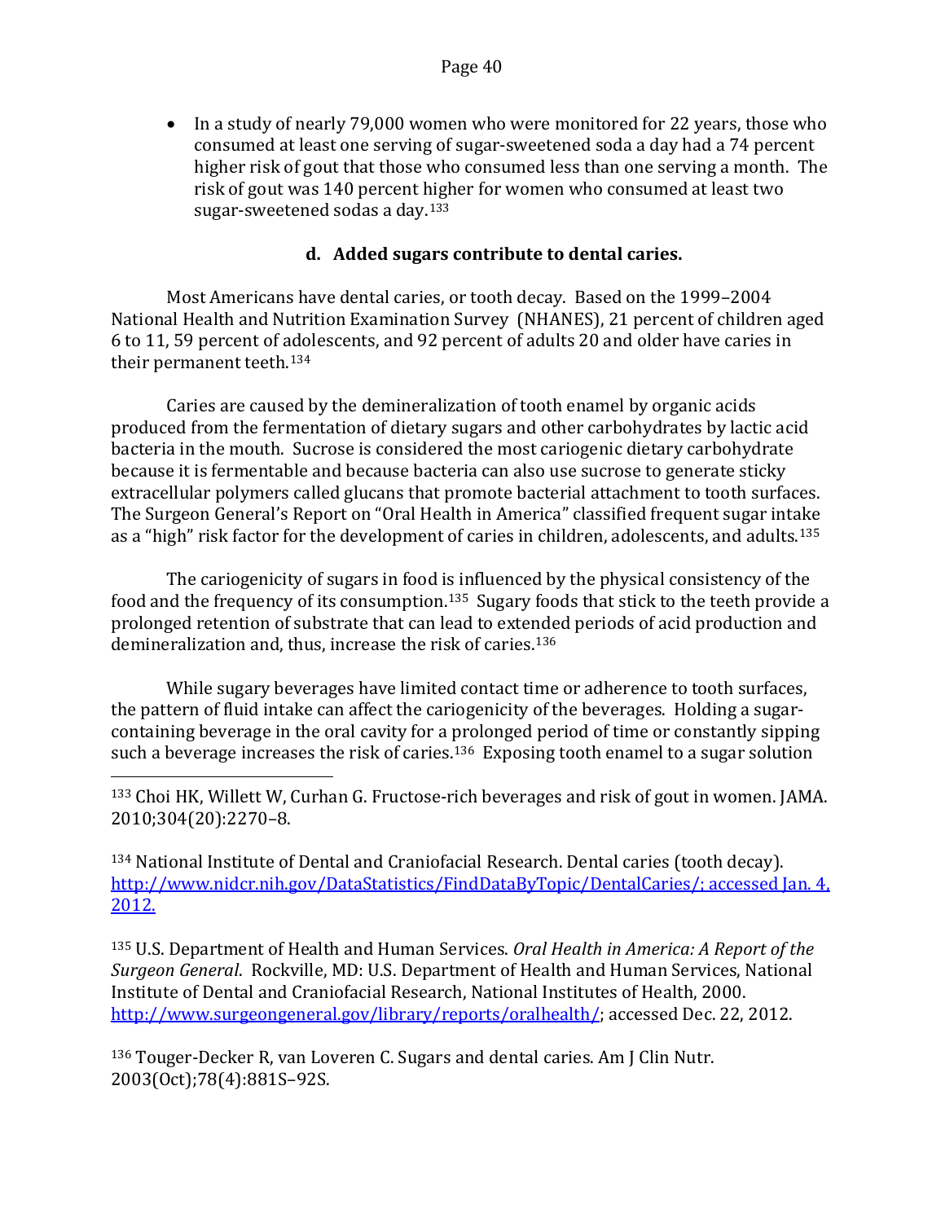- In a study of nearly 79,000 women who were monitored for 22 years, those who consumed at least one serving of sugar-sweetened soda a day had a 74 percent higher risk of gout that those who consumed less than one serving a month. The risk of gout was 140 percent higher for women who consumed at least two sugar-sweetened sodas a day.[133]

### d. Added sugars contribute to dental caries.

Most Americans have dental caries, or tooth decay. Based on the 1999–2004 National Health and Nutrition Examination Survey (NHANES), 21 percent of children aged 6 to 11, 59 percent of adolescents, and 92 percent of adults 20 and older have caries in their permanent teeth.[134]

Caries are caused by the demineralization of tooth enamel by organic acids produced from the fermentation of dietary sugars and other carbohydrates by lactic acid bacteria in the mouth. Sucrose is considered the most cariogenic dietary carbohydrate because it is fermentable and because bacteria can also use sucrose to generate sticky extracellular polymers called glucans that promote bacterial attachment to tooth surfaces. The Surgeon General's Report on "Oral Health in America" classified frequent sugar intake as a "high" risk factor for the development of caries in children, adolescents, and adults.[135]

The cariogenicity of sugars in food is influenced by the physical consistency of the food and the frequency of its consumption.[135] Sugary foods that stick to the teeth provide a prolonged retention of substrate that can lead to extended periods of acid production and demineralization and, thus, increase the risk of caries.[136]

While sugary beverages have limited contact time or adherence to tooth surfaces, the pattern of fluid intake can affect the cariogenicity of the beverages. Holding a sugar-containing beverage in the oral cavity for a prolonged period of time or constantly sipping such a beverage increases the risk of caries.[136] Exposing tooth enamel to a sugar solution

---

[133] Choi HK, Willett W, Curhan G. Fructose-rich beverages and risk of gout in women. JAMA. 2010;304(20):2270–8.

[134] National Institute of Dental and Craniofacial Research. Dental caries (tooth decay). http://www.nidcr.nih.gov/DataStatistics/FindDataByTopic/DentalCaries/; accessed Jan. 4, 2012.

[135] U.S. Department of Health and Human Services. *Oral Health in America: A Report of the Surgeon General*. Rockville, MD: U.S. Department of Health and Human Services, National Institute of Dental and Craniofacial Research, National Institutes of Health, 2000. http://www.surgeongeneral.gov/library/reports/oralhealth/; accessed Dec. 22, 2012.

[136] Touger-Decker R, van Loveren C. Sugars and dental caries. Am J Clin Nutr. 2003(Oct);78(4):881S–92S.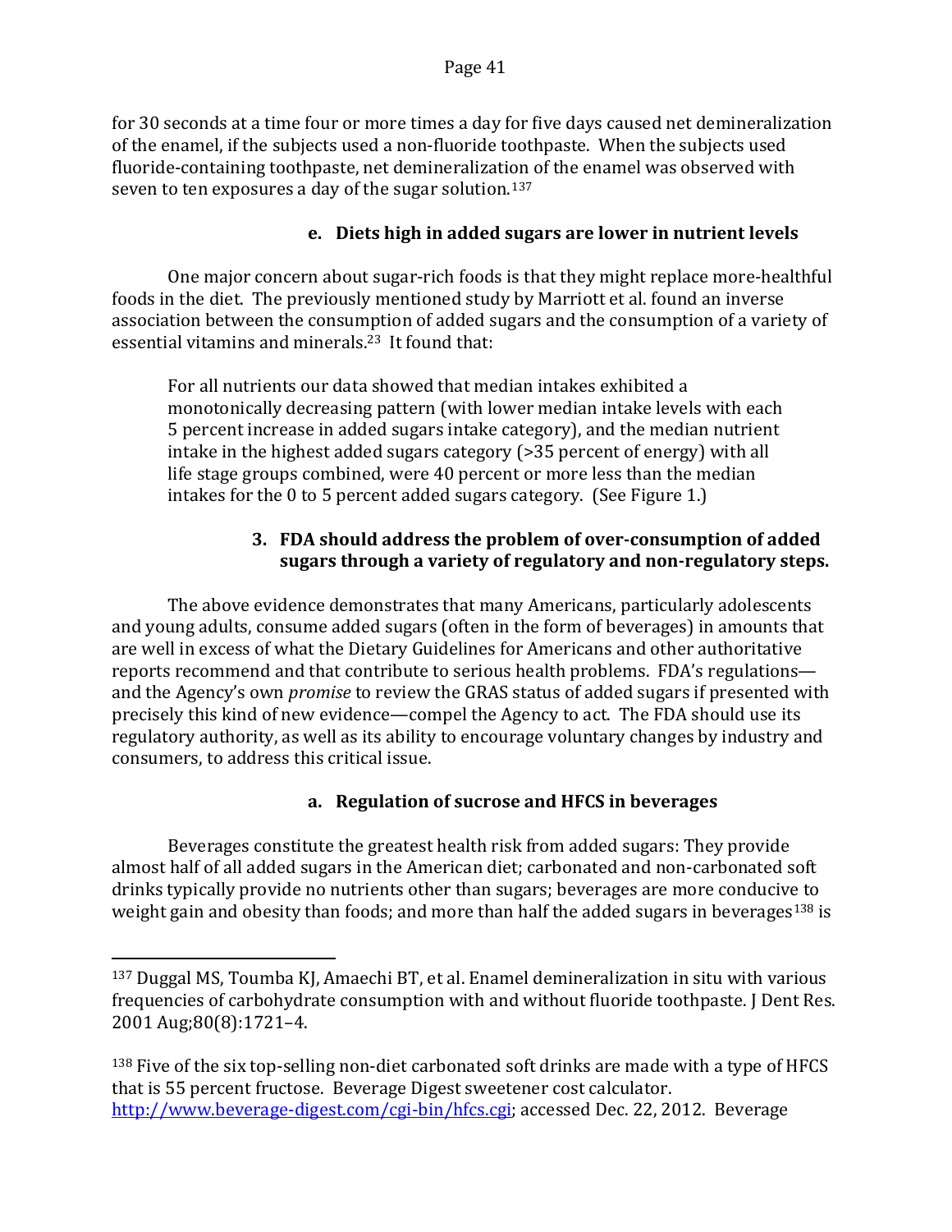for 30 seconds at a time four or more times a day for five days caused net demineralization of the enamel, if the subjects used a non-fluoride toothpaste. When the subjects used fluoride-containing toothpaste, net demineralization of the enamel was observed with seven to ten exposures a day of the sugar solution.[137]

#### e. Diets high in added sugars are lower in nutrient levels

One major concern about sugar-rich foods is that they might replace more-healthful foods in the diet. The previously mentioned study by Marriott et al. found an inverse association between the consumption of added sugars and the consumption of a variety of essential vitamins and minerals.[23] It found that:

> For all nutrients our data showed that median intakes exhibited a monotonically decreasing pattern (with lower median intake levels with each 5 percent increase in added sugars intake category), and the median nutrient intake in the highest added sugars category (>35 percent of energy) with all life stage groups combined, were 40 percent or more less than the median intakes for the 0 to 5 percent added sugars category. (See Figure 1.)

### 3. FDA should address the problem of over-consumption of added sugars through a variety of regulatory and non-regulatory steps.

The above evidence demonstrates that many Americans, particularly adolescents and young adults, consume added sugars (often in the form of beverages) in amounts that are well in excess of what the Dietary Guidelines for Americans and other authoritative reports recommend and that contribute to serious health problems. FDA's regulations—and the Agency's own *promise* to review the GRAS status of added sugars if presented with precisely this kind of new evidence—compel the Agency to act. The FDA should use its regulatory authority, as well as its ability to encourage voluntary changes by industry and consumers, to address this critical issue.

#### a. Regulation of sucrose and HFCS in beverages

Beverages constitute the greatest health risk from added sugars: They provide almost half of all added sugars in the American diet; carbonated and non-carbonated soft drinks typically provide no nutrients other than sugars; beverages are more conducive to weight gain and obesity than foods; and more than half the added sugars in beverages[138] is

---

[137] Duggal MS, Toumba KJ, Amaechi BT, et al. Enamel demineralization in situ with various frequencies of carbohydrate consumption with and without fluoride toothpaste. J Dent Res. 2001 Aug;80(8):1721–4.

[138] Five of the six top-selling non-diet carbonated soft drinks are made with a type of HFCS that is 55 percent fructose. Beverage Digest sweetener cost calculator. http://www.beverage-digest.com/cgi-bin/hfcs.cgi; accessed Dec. 22, 2012. Beverage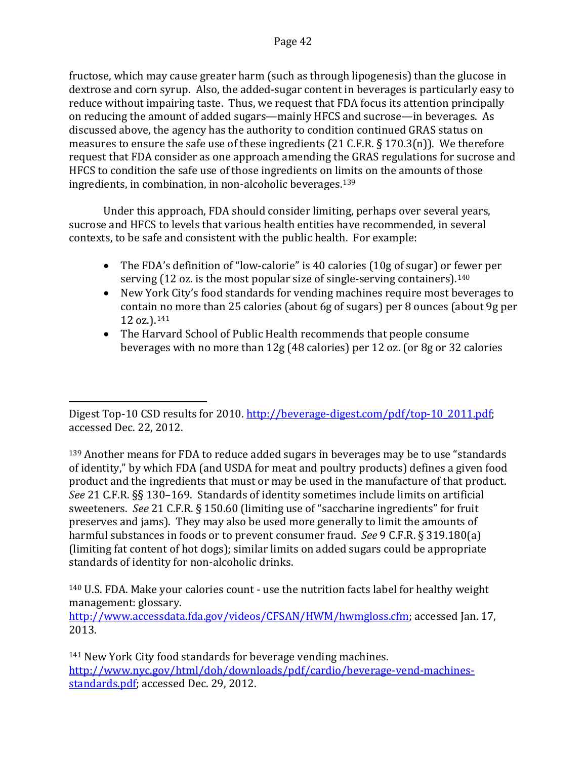fructose, which may cause greater harm (such as through lipogenesis) than the glucose in dextrose and corn syrup. Also, the added-sugar content in beverages is particularly easy to reduce without impairing taste. Thus, we request that FDA focus its attention principally on reducing the amount of added sugars—mainly HFCS and sucrose—in beverages. As discussed above, the agency has the authority to condition continued GRAS status on measures to ensure the safe use of these ingredients (21 C.F.R. § 170.3(n)). We therefore request that FDA consider as one approach amending the GRAS regulations for sucrose and HFCS to condition the safe use of those ingredients on limits on the amounts of those ingredients, in combination, in non-alcoholic beverages.[139]

Under this approach, FDA should consider limiting, perhaps over several years, sucrose and HFCS to levels that various health entities have recommended, in several contexts, to be safe and consistent with the public health. For example:

- The FDA's definition of "low-calorie" is 40 calories (10g of sugar) or fewer per serving (12 oz. is the most popular size of single-serving containers).[140]
- New York City's food standards for vending machines require most beverages to contain no more than 25 calories (about 6g of sugars) per 8 ounces (about 9g per 12 oz.).[141]
- The Harvard School of Public Health recommends that people consume beverages with no more than 12g (48 calories) per 12 oz. (or 8g or 32 calories

---

Digest Top-10 CSD results for 2010. http://beverage-digest.com/pdf/top-10_2011.pdf; accessed Dec. 22, 2012.

[139] Another means for FDA to reduce added sugars in beverages may be to use "standards of identity," by which FDA (and USDA for meat and poultry products) defines a given food product and the ingredients that must or may be used in the manufacture of that product. *See* 21 C.F.R. §§ 130–169. Standards of identity sometimes include limits on artificial sweeteners. *See* 21 C.F.R. § 150.60 (limiting use of "saccharine ingredients" for fruit preserves and jams). They may also be used more generally to limit the amounts of harmful substances in foods or to prevent consumer fraud. *See* 9 C.F.R. § 319.180(a) (limiting fat content of hot dogs); similar limits on added sugars could be appropriate standards of identity for non-alcoholic drinks.

[140] U.S. FDA. Make your calories count - use the nutrition facts label for healthy weight management: glossary. http://www.accessdata.fda.gov/videos/CFSAN/HWM/hwmgloss.cfm; accessed Jan. 17, 2013.

[141] New York City food standards for beverage vending machines. http://www.nyc.gov/html/doh/downloads/pdf/cardio/beverage-vend-machines-standards.pdf; accessed Dec. 29, 2012.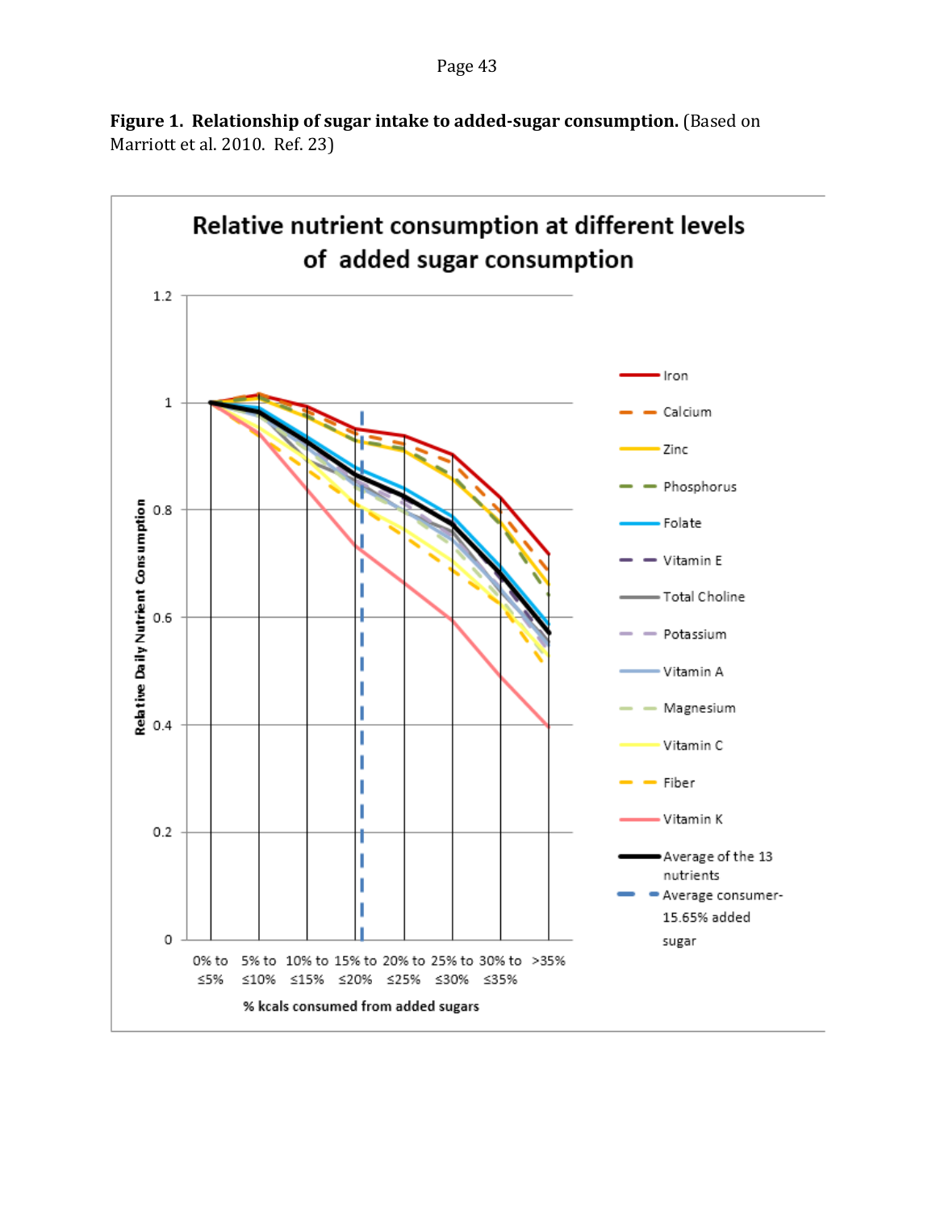**Figure 1. Relationship of sugar intake to added-sugar consumption.** (Based on Marriott et al. 2010. Ref. 23)

Relative nutrient consumption at different levels of added sugar consumption

Relative Daily Nutrient Consumption

1.2
1
0.8
0.6
0.4
0.2
0

0% to ≤5%
5% to ≤10%
10% to ≤15%
15% to ≤20%
20% to ≤25%
25% to ≤30%
30% to ≤35%
>35%

% kcals consumed from added sugars

Iron
Calcium
Zinc
Phosphorus
Folate
Vitamin E
Total Choline
Potassium
Vitamin A
Magnesium
Vitamin C
Fiber
Vitamin K
Average of the 13 nutrients
Average consumer-15.65% added sugar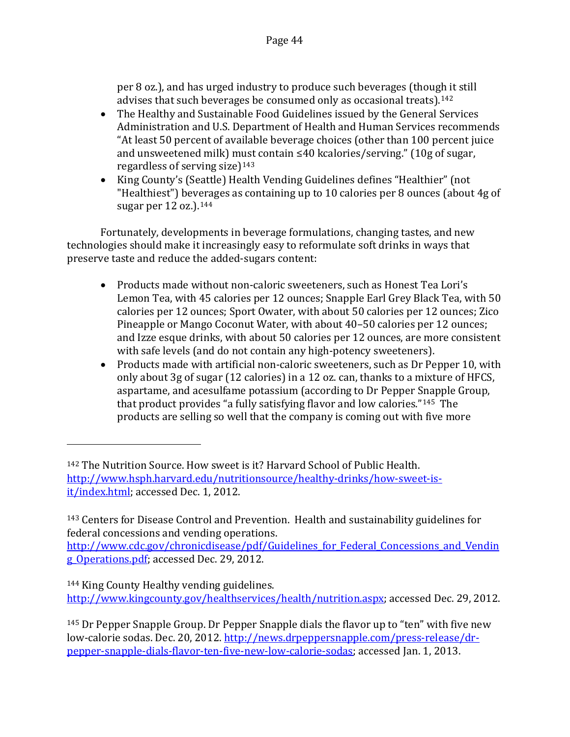per 8 oz.), and has urged industry to produce such beverages (though it still advises that such beverages be consumed only as occasional treats).[142]

- The Healthy and Sustainable Food Guidelines issued by the General Services Administration and U.S. Department of Health and Human Services recommends "At least 50 percent of available beverage choices (other than 100 percent juice and unsweetened milk) must contain ≤40 kcalories/serving." (10g of sugar, regardless of serving size)[143]
- King County's (Seattle) Health Vending Guidelines defines "Healthier" (not "Healthiest") beverages as containing up to 10 calories per 8 ounces (about 4g of sugar per 12 oz.).[144]

Fortunately, developments in beverage formulations, changing tastes, and new technologies should make it increasingly easy to reformulate soft drinks in ways that preserve taste and reduce the added-sugars content:

- Products made without non-caloric sweeteners, such as Honest Tea Lori's Lemon Tea, with 45 calories per 12 ounces; Snapple Earl Grey Black Tea, with 50 calories per 12 ounces; Sport Owater, with about 50 calories per 12 ounces; Zico Pineapple or Mango Coconut Water, with about 40–50 calories per 12 ounces; and Izze esque drinks, with about 50 calories per 12 ounces, are more consistent with safe levels (and do not contain any high-potency sweeteners).
- Products made with artificial non-caloric sweeteners, such as Dr Pepper 10, with only about 3g of sugar (12 calories) in a 12 oz. can, thanks to a mixture of HFCS, aspartame, and acesulfame potassium (according to Dr Pepper Snapple Group, that product provides "a fully satisfying flavor and low calories."[145] The products are selling so well that the company is coming out with five more

---

[142] The Nutrition Source. How sweet is it? Harvard School of Public Health. http://www.hsph.harvard.edu/nutritionsource/healthy-drinks/how-sweet-is-it/index.html; accessed Dec. 1, 2012.

[143] Centers for Disease Control and Prevention. Health and sustainability guidelines for federal concessions and vending operations. http://www.cdc.gov/chronicdisease/pdf/Guidelines_for_Federal_Concessions_and_Vending_Operations.pdf; accessed Dec. 29, 2012.

[144] King County Healthy vending guidelines. http://www.kingcounty.gov/healthservices/health/nutrition.aspx; accessed Dec. 29, 2012.

[145] Dr Pepper Snapple Group. Dr Pepper Snapple dials the flavor up to "ten" with five new low-calorie sodas. Dec. 20, 2012. http://news.drpeppersnapple.com/press-release/dr-pepper-snapple-dials-flavor-ten-five-new-low-calorie-sodas; accessed Jan. 1, 2013.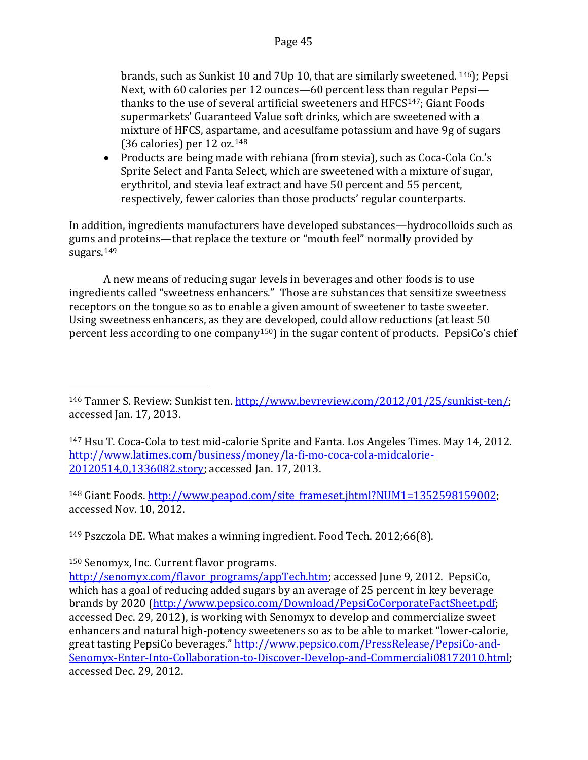brands, such as Sunkist 10 and 7Up 10, that are similarly sweetened. [146]); Pepsi Next, with 60 calories per 12 ounces—60 percent less than regular Pepsi—thanks to the use of several artificial sweeteners and HFCS[147]; Giant Foods supermarkets' Guaranteed Value soft drinks, which are sweetened with a mixture of HFCS, aspartame, and acesulfame potassium and have 9g of sugars (36 calories) per 12 oz.[148]

- Products are being made with rebiana (from stevia), such as Coca-Cola Co.'s Sprite Select and Fanta Select, which are sweetened with a mixture of sugar, erythritol, and stevia leaf extract and have 50 percent and 55 percent, respectively, fewer calories than those products' regular counterparts.

In addition, ingredients manufacturers have developed substances—hydrocolloids such as gums and proteins—that replace the texture or "mouth feel" normally provided by sugars.[149]

A new means of reducing sugar levels in beverages and other foods is to use ingredients called "sweetness enhancers." Those are substances that sensitize sweetness receptors on the tongue so as to enable a given amount of sweetener to taste sweeter. Using sweetness enhancers, as they are developed, could allow reductions (at least 50 percent less according to one company[150]) in the sugar content of products. PepsiCo's chief

---

[146] Tanner S. Review: Sunkist ten. http://www.bevreview.com/2012/01/25/sunkist-ten/; accessed Jan. 17, 2013.

[147] Hsu T. Coca-Cola to test mid-calorie Sprite and Fanta. Los Angeles Times. May 14, 2012. http://www.latimes.com/business/money/la-fi-mo-coca-cola-midcalorie-20120514,0,1336082.story; accessed Jan. 17, 2013.

[148] Giant Foods. http://www.peapod.com/site_frameset.jhtml?NUM1=1352598159002; accessed Nov. 10, 2012.

[149] Pszczola DE. What makes a winning ingredient. Food Tech. 2012;66(8).

[150] Senomyx, Inc. Current flavor programs. http://senomyx.com/flavor_programs/appTech.htm; accessed June 9, 2012. PepsiCo, which has a goal of reducing added sugars by an average of 25 percent in key beverage brands by 2020 (http://www.pepsico.com/Download/PepsiCoCorporateFactSheet.pdf; accessed Dec. 29, 2012), is working with Senomyx to develop and commercialize sweet enhancers and natural high-potency sweeteners so as to be able to market "lower-calorie, great tasting PepsiCo beverages." http://www.pepsico.com/PressRelease/PepsiCo-and-Senomyx-Enter-Into-Collaboration-to-Discover-Develop-and-Commerciali08172010.html; accessed Dec. 29, 2012.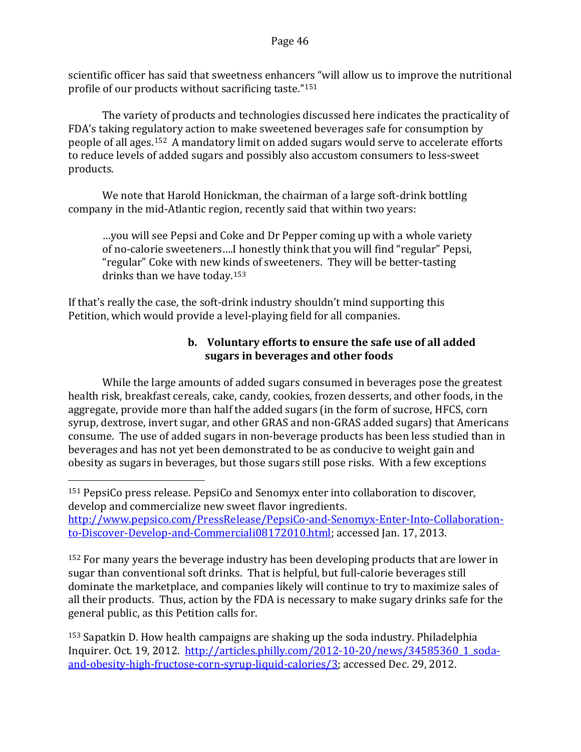scientific officer has said that sweetness enhancers "will allow us to improve the nutritional profile of our products without sacrificing taste."[151]

The variety of products and technologies discussed here indicates the practicality of FDA's taking regulatory action to make sweetened beverages safe for consumption by people of all ages.[152] A mandatory limit on added sugars would serve to accelerate efforts to reduce levels of added sugars and possibly also accustom consumers to less-sweet products.

We note that Harold Honickman, the chairman of a large soft-drink bottling company in the mid-Atlantic region, recently said that within two years:

> …you will see Pepsi and Coke and Dr Pepper coming up with a whole variety of no-calorie sweeteners….I honestly think that you will find "regular" Pepsi, "regular" Coke with new kinds of sweeteners. They will be better-tasting drinks than we have today.[153]

If that's really the case, the soft-drink industry shouldn't mind supporting this Petition, which would provide a level-playing field for all companies.

#### b. Voluntary efforts to ensure the safe use of all added sugars in beverages and other foods

While the large amounts of added sugars consumed in beverages pose the greatest health risk, breakfast cereals, cake, candy, cookies, frozen desserts, and other foods, in the aggregate, provide more than half the added sugars (in the form of sucrose, HFCS, corn syrup, dextrose, invert sugar, and other GRAS and non-GRAS added sugars) that Americans consume. The use of added sugars in non-beverage products has been less studied than in beverages and has not yet been demonstrated to be as conducive to weight gain and obesity as sugars in beverages, but those sugars still pose risks. With a few exceptions

---

[151] PepsiCo press release. PepsiCo and Senomyx enter into collaboration to discover, develop and commercialize new sweet flavor ingredients. http://www.pepsico.com/PressRelease/PepsiCo-and-Senomyx-Enter-Into-Collaboration-to-Discover-Develop-and-Commerciali08172010.html; accessed Jan. 17, 2013.

[152] For many years the beverage industry has been developing products that are lower in sugar than conventional soft drinks. That is helpful, but full-calorie beverages still dominate the marketplace, and companies likely will continue to try to maximize sales of all their products. Thus, action by the FDA is necessary to make sugary drinks safe for the general public, as this Petition calls for.

[153] Sapatkin D. How health campaigns are shaking up the soda industry. Philadelphia Inquirer. Oct. 19, 2012. http://articles.philly.com/2012-10-20/news/34585360_1_soda-and-obesity-high-fructose-corn-syrup-liquid-calories/3; accessed Dec. 29, 2012.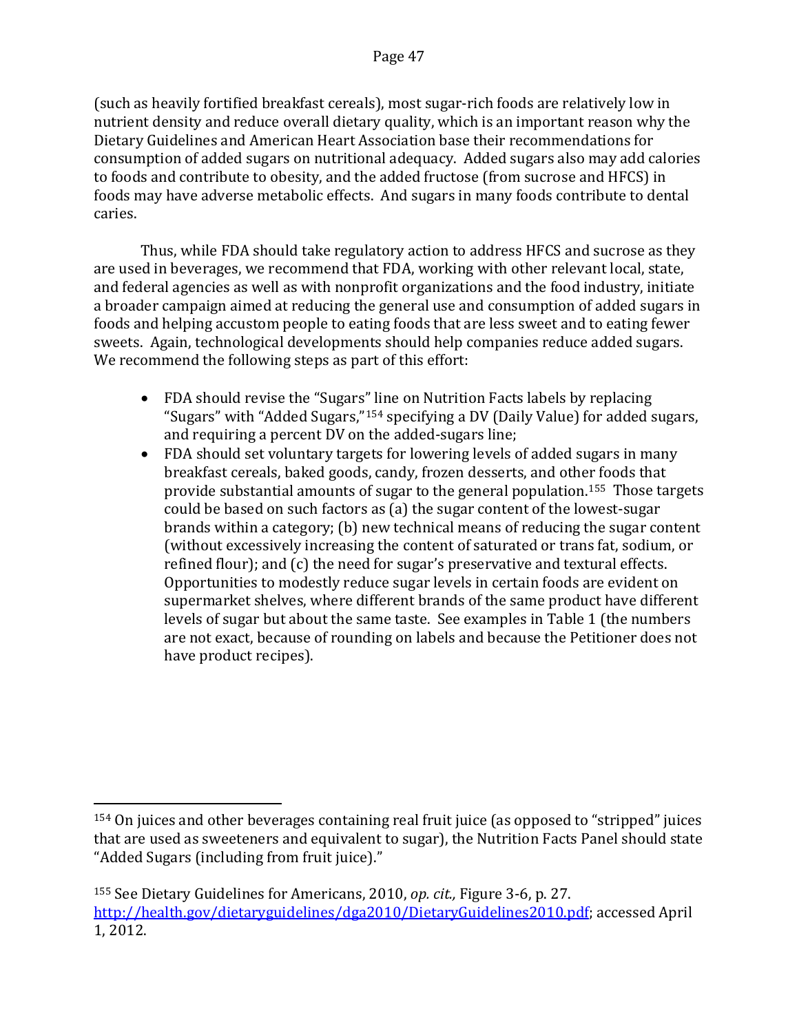(such as heavily fortified breakfast cereals), most sugar-rich foods are relatively low in nutrient density and reduce overall dietary quality, which is an important reason why the Dietary Guidelines and American Heart Association base their recommendations for consumption of added sugars on nutritional adequacy. Added sugars also may add calories to foods and contribute to obesity, and the added fructose (from sucrose and HFCS) in foods may have adverse metabolic effects. And sugars in many foods contribute to dental caries.

Thus, while FDA should take regulatory action to address HFCS and sucrose as they are used in beverages, we recommend that FDA, working with other relevant local, state, and federal agencies as well as with nonprofit organizations and the food industry, initiate a broader campaign aimed at reducing the general use and consumption of added sugars in foods and helping accustom people to eating foods that are less sweet and to eating fewer sweets. Again, technological developments should help companies reduce added sugars. We recommend the following steps as part of this effort:

- FDA should revise the "Sugars" line on Nutrition Facts labels by replacing "Sugars" with "Added Sugars,"[154] specifying a DV (Daily Value) for added sugars, and requiring a percent DV on the added-sugars line;
- FDA should set voluntary targets for lowering levels of added sugars in many breakfast cereals, baked goods, candy, frozen desserts, and other foods that provide substantial amounts of sugar to the general population.[155] Those targets could be based on such factors as (a) the sugar content of the lowest-sugar brands within a category; (b) new technical means of reducing the sugar content (without excessively increasing the content of saturated or trans fat, sodium, or refined flour); and (c) the need for sugar's preservative and textural effects. Opportunities to modestly reduce sugar levels in certain foods are evident on supermarket shelves, where different brands of the same product have different levels of sugar but about the same taste. See examples in Table 1 (the numbers are not exact, because of rounding on labels and because the Petitioner does not have product recipes).

---

[154] On juices and other beverages containing real fruit juice (as opposed to "stripped" juices that are used as sweeteners and equivalent to sugar), the Nutrition Facts Panel should state "Added Sugars (including from fruit juice)."

[155] See Dietary Guidelines for Americans, 2010, *op. cit.,* Figure 3-6, p. 27. http://health.gov/dietaryguidelines/dga2010/DietaryGuidelines2010.pdf; accessed April 1, 2012.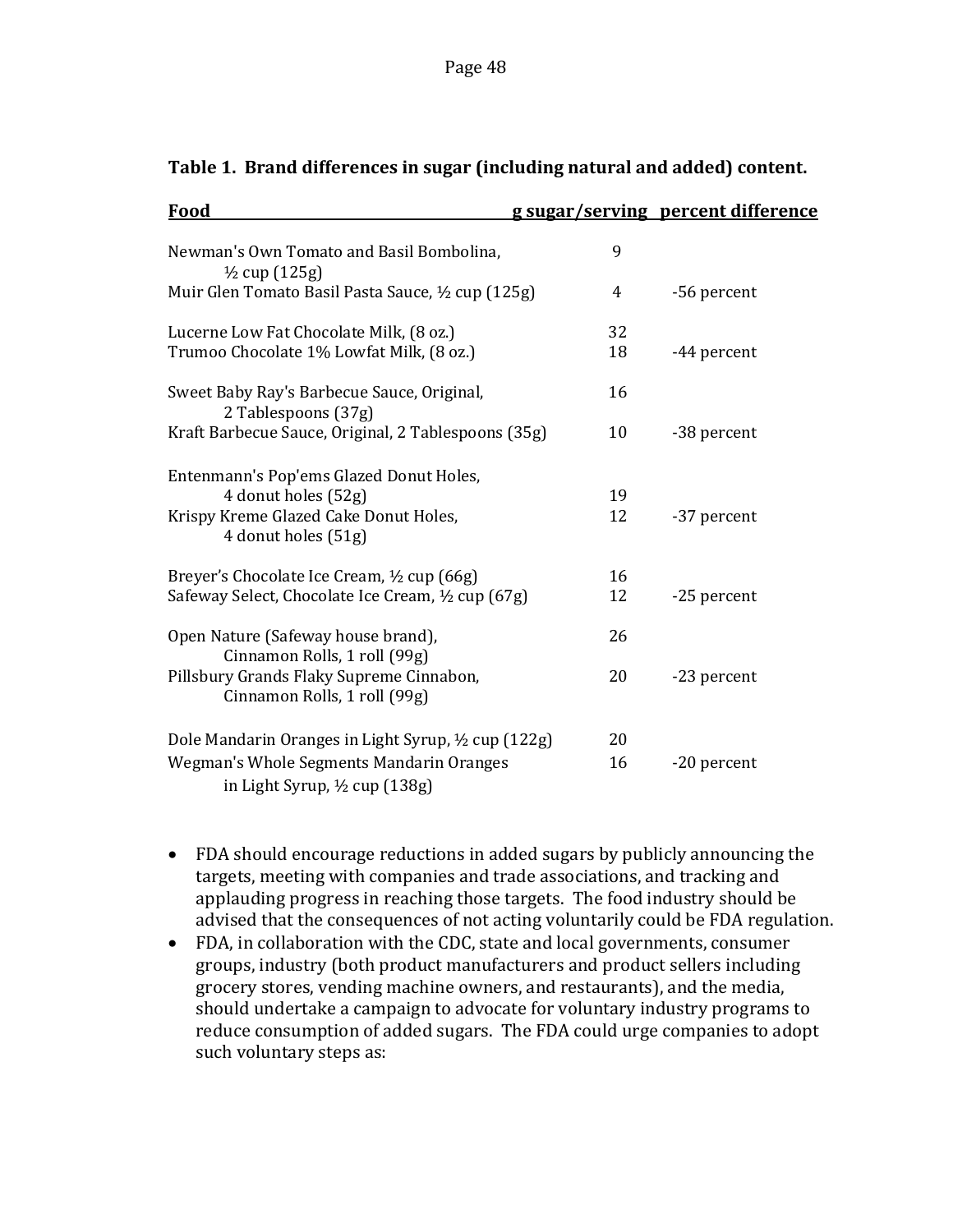**Table 1. Brand differences in sugar (including natural and added) content.**

| Food | g sugar/serving | percent difference |
|---|---|---|
| Newman's Own Tomato and Basil Bombolina, ½ cup (125g) | 9 | |
| Muir Glen Tomato Basil Pasta Sauce, ½ cup (125g) | 4 | -56 percent |
| Lucerne Low Fat Chocolate Milk, (8 oz.) | 32 | |
| Trumoo Chocolate 1% Lowfat Milk, (8 oz.) | 18 | -44 percent |
| Sweet Baby Ray's Barbecue Sauce, Original, 2 Tablespoons (37g) | 16 | |
| Kraft Barbecue Sauce, Original, 2 Tablespoons (35g) | 10 | -38 percent |
| Entenmann's Pop'ems Glazed Donut Holes, 4 donut holes (52g) | 19 | |
| Krispy Kreme Glazed Cake Donut Holes, 4 donut holes (51g) | 12 | -37 percent |
| Breyer's Chocolate Ice Cream, ½ cup (66g) | 16 | |
| Safeway Select, Chocolate Ice Cream, ½ cup (67g) | 12 | -25 percent |
| Open Nature (Safeway house brand), Cinnamon Rolls, 1 roll (99g) | 26 | |
| Pillsbury Grands Flaky Supreme Cinnabon, Cinnamon Rolls, 1 roll (99g) | 20 | -23 percent |
| Dole Mandarin Oranges in Light Syrup, ½ cup (122g) | 20 | |
| Wegman's Whole Segments Mandarin Oranges in Light Syrup, ½ cup (138g) | 16 | -20 percent |

- FDA should encourage reductions in added sugars by publicly announcing the targets, meeting with companies and trade associations, and tracking and applauding progress in reaching those targets. The food industry should be advised that the consequences of not acting voluntarily could be FDA regulation.
- FDA, in collaboration with the CDC, state and local governments, consumer groups, industry (both product manufacturers and product sellers including grocery stores, vending machine owners, and restaurants), and the media, should undertake a campaign to advocate for voluntary industry programs to reduce consumption of added sugars. The FDA could urge companies to adopt such voluntary steps as: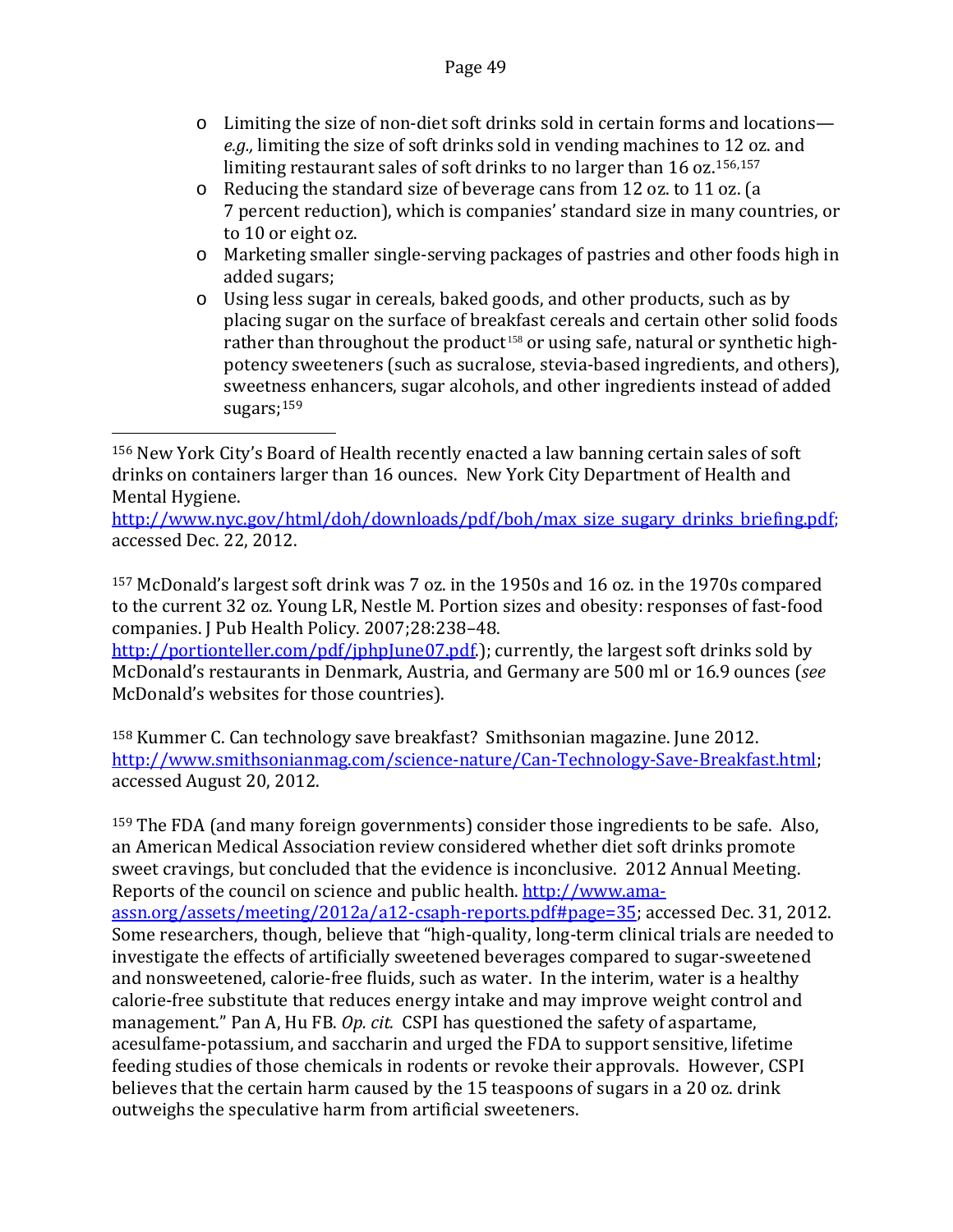- Limiting the size of non-diet soft drinks sold in certain forms and locations—*e.g.,* limiting the size of soft drinks sold in vending machines to 12 oz. and limiting restaurant sales of soft drinks to no larger than 16 oz.[156,157]
- Reducing the standard size of beverage cans from 12 oz. to 11 oz. (a 7 percent reduction), which is companies' standard size in many countries, or to 10 or eight oz.
- Marketing smaller single-serving packages of pastries and other foods high in added sugars;
- Using less sugar in cereals, baked goods, and other products, such as by placing sugar on the surface of breakfast cereals and certain other solid foods rather than throughout the product[158] or using safe, natural or synthetic high-potency sweeteners (such as sucralose, stevia-based ingredients, and others), sweetness enhancers, sugar alcohols, and other ingredients instead of added sugars;[159]

---

[156] New York City's Board of Health recently enacted a law banning certain sales of soft drinks on containers larger than 16 ounces. New York City Department of Health and Mental Hygiene. http://www.nyc.gov/html/doh/downloads/pdf/boh/max_size_sugary_drinks_briefing.pdf; accessed Dec. 22, 2012.

[157] McDonald's largest soft drink was 7 oz. in the 1950s and 16 oz. in the 1970s compared to the current 32 oz. Young LR, Nestle M. Portion sizes and obesity: responses of fast-food companies. J Pub Health Policy. 2007;28:238–48. http://portionteller.com/pdf/jphpJune07.pdf.); currently, the largest soft drinks sold by McDonald's restaurants in Denmark, Austria, and Germany are 500 ml or 16.9 ounces (*see* McDonald's websites for those countries).

[158] Kummer C. Can technology save breakfast? Smithsonian magazine. June 2012. http://www.smithsonianmag.com/science-nature/Can-Technology-Save-Breakfast.html; accessed August 20, 2012.

[159] The FDA (and many foreign governments) consider those ingredients to be safe. Also, an American Medical Association review considered whether diet soft drinks promote sweet cravings, but concluded that the evidence is inconclusive. 2012 Annual Meeting. Reports of the council on science and public health. http://www.ama-assn.org/assets/meeting/2012a/a12-csaph-reports.pdf#page=35; accessed Dec. 31, 2012. Some researchers, though, believe that "high-quality, long-term clinical trials are needed to investigate the effects of artificially sweetened beverages compared to sugar-sweetened and nonsweetened, calorie-free fluids, such as water. In the interim, water is a healthy calorie-free substitute that reduces energy intake and may improve weight control and management." Pan A, Hu FB. *Op. cit.* CSPI has questioned the safety of aspartame, acesulfame-potassium, and saccharin and urged the FDA to support sensitive, lifetime feeding studies of those chemicals in rodents or revoke their approvals. However, CSPI believes that the certain harm caused by the 15 teaspoons of sugars in a 20 oz. drink outweighs the speculative harm from artificial sweeteners.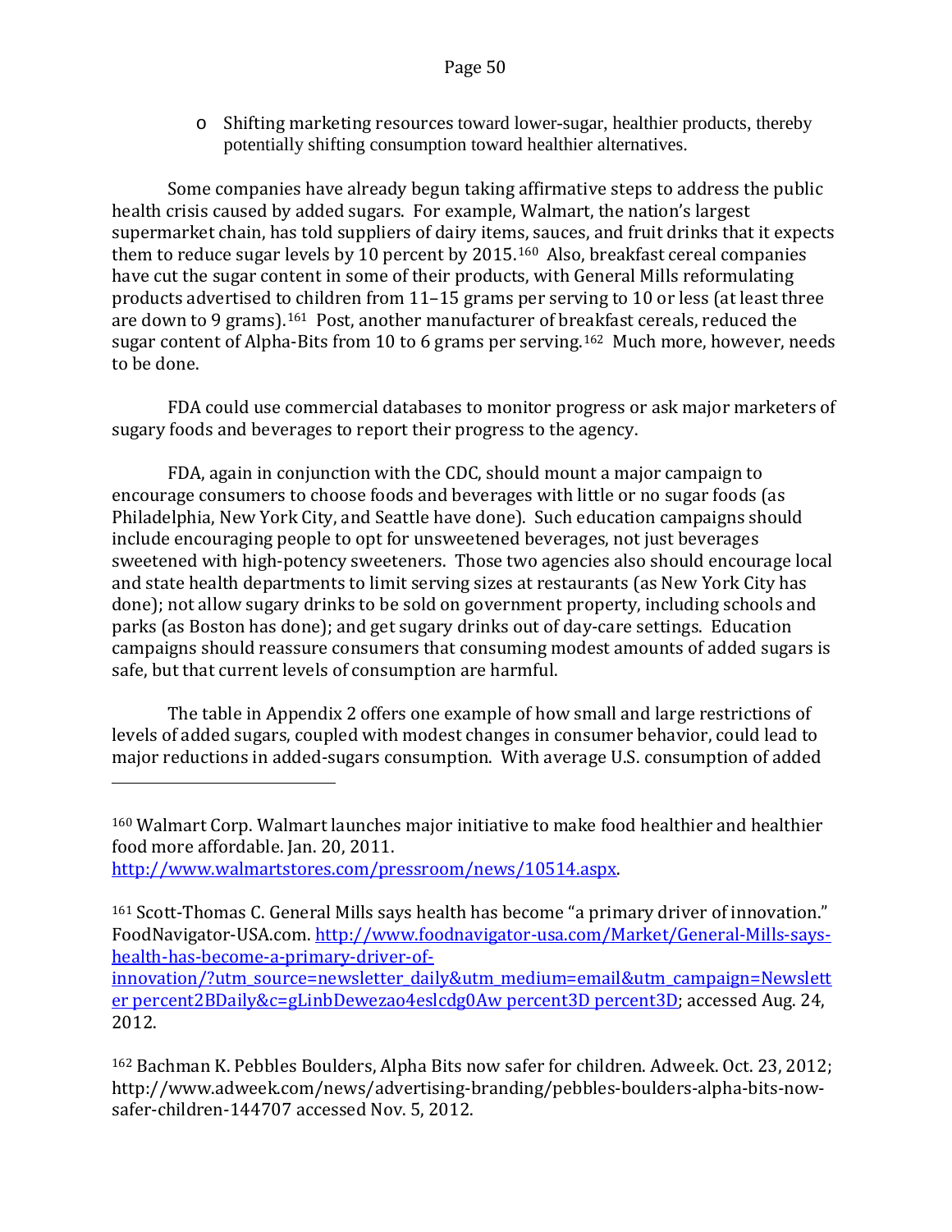- Shifting marketing resources toward lower-sugar, healthier products, thereby potentially shifting consumption toward healthier alternatives.

Some companies have already begun taking affirmative steps to address the public health crisis caused by added sugars. For example, Walmart, the nation's largest supermarket chain, has told suppliers of dairy items, sauces, and fruit drinks that it expects them to reduce sugar levels by 10 percent by 2015.[160] Also, breakfast cereal companies have cut the sugar content in some of their products, with General Mills reformulating products advertised to children from 11–15 grams per serving to 10 or less (at least three are down to 9 grams).[161] Post, another manufacturer of breakfast cereals, reduced the sugar content of Alpha-Bits from 10 to 6 grams per serving.[162] Much more, however, needs to be done.

FDA could use commercial databases to monitor progress or ask major marketers of sugary foods and beverages to report their progress to the agency.

FDA, again in conjunction with the CDC, should mount a major campaign to encourage consumers to choose foods and beverages with little or no sugar foods (as Philadelphia, New York City, and Seattle have done). Such education campaigns should include encouraging people to opt for unsweetened beverages, not just beverages sweetened with high-potency sweeteners. Those two agencies also should encourage local and state health departments to limit serving sizes at restaurants (as New York City has done); not allow sugary drinks to be sold on government property, including schools and parks (as Boston has done); and get sugary drinks out of day-care settings. Education campaigns should reassure consumers that consuming modest amounts of added sugars is safe, but that current levels of consumption are harmful.

The table in Appendix 2 offers one example of how small and large restrictions of levels of added sugars, coupled with modest changes in consumer behavior, could lead to major reductions in added-sugars consumption. With average U.S. consumption of added

---

[160] Walmart Corp. Walmart launches major initiative to make food healthier and healthier food more affordable. Jan. 20, 2011. http://www.walmartstores.com/pressroom/news/10514.aspx.

[161] Scott-Thomas C. General Mills says health has become "a primary driver of innovation." FoodNavigator-USA.com. http://www.foodnavigator-usa.com/Market/General-Mills-says-health-has-become-a-primary-driver-of-innovation/?utm_source=newsletter_daily&utm_medium=email&utm_campaign=Newsletter percent2BDaily&c=gLinbDewezao4eslcdg0Aw percent3D percent3D; accessed Aug. 24, 2012.

[162] Bachman K. Pebbles Boulders, Alpha Bits now safer for children. Adweek. Oct. 23, 2012; http://www.adweek.com/news/advertising-branding/pebbles-boulders-alpha-bits-now-safer-children-144707 accessed Nov. 5, 2012.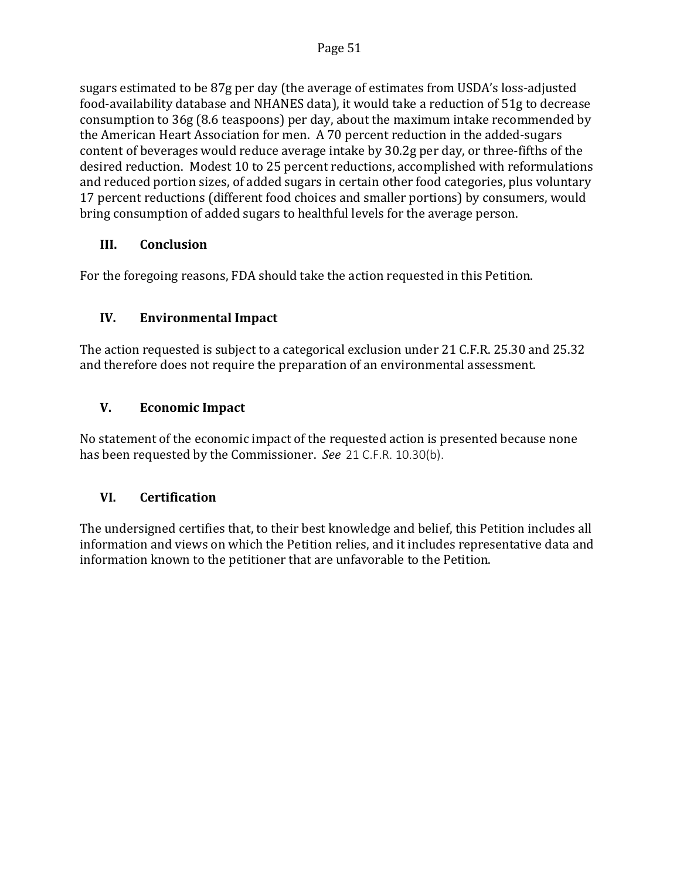sugars estimated to be 87g per day (the average of estimates from USDA's loss-adjusted food-availability database and NHANES data), it would take a reduction of 51g to decrease consumption to 36g (8.6 teaspoons) per day, about the maximum intake recommended by the American Heart Association for men. A 70 percent reduction in the added-sugars content of beverages would reduce average intake by 30.2g per day, or three-fifths of the desired reduction. Modest 10 to 25 percent reductions, accomplished with reformulations and reduced portion sizes, of added sugars in certain other food categories, plus voluntary 17 percent reductions (different food choices and smaller portions) by consumers, would bring consumption of added sugars to healthful levels for the average person.

## III. Conclusion

For the foregoing reasons, FDA should take the action requested in this Petition.

## IV. Environmental Impact

The action requested is subject to a categorical exclusion under 21 C.F.R. 25.30 and 25.32 and therefore does not require the preparation of an environmental assessment.

## V. Economic Impact

No statement of the economic impact of the requested action is presented because none has been requested by the Commissioner. *See* 21 C.F.R. 10.30(b).

## VI. Certification

The undersigned certifies that, to their best knowledge and belief, this Petition includes all information and views on which the Petition relies, and it includes representative data and information known to the petitioner that are unfavorable to the Petition.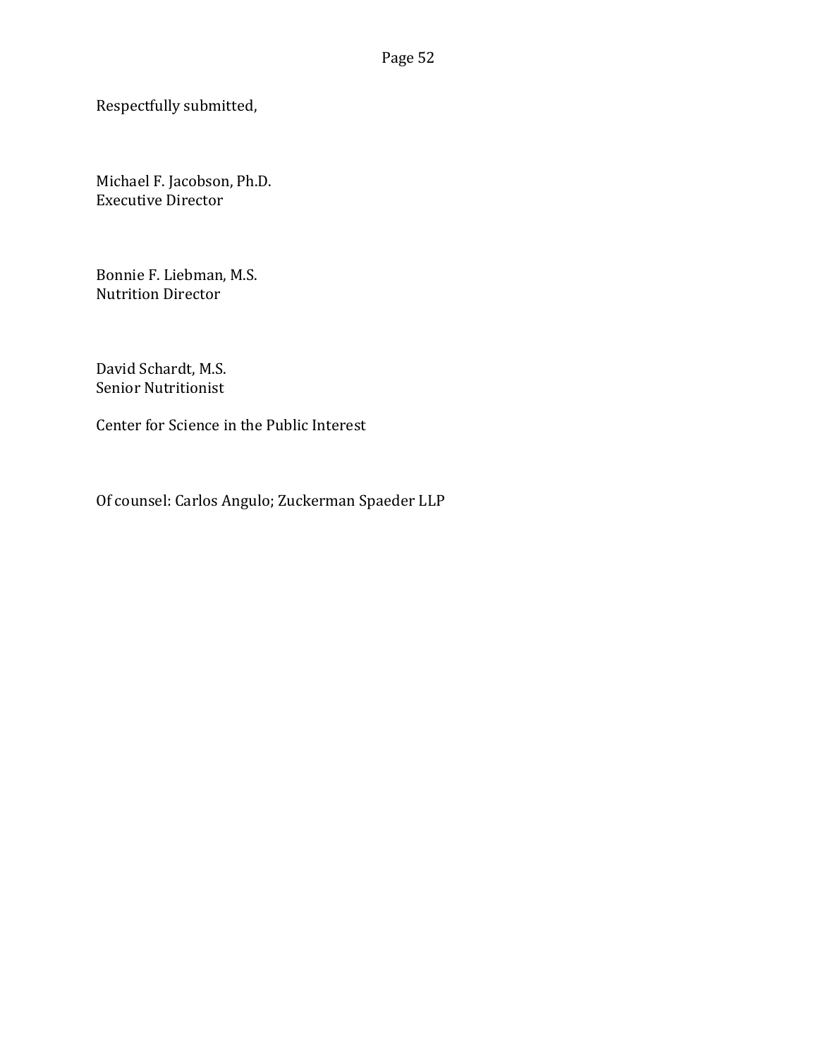Respectfully submitted,

Michael F. Jacobson, Ph.D.
Executive Director

Bonnie F. Liebman, M.S.
Nutrition Director

David Schardt, M.S.
Senior Nutritionist

Center for Science in the Public Interest

Of counsel: Carlos Angulo; Zuckerman Spaeder LLP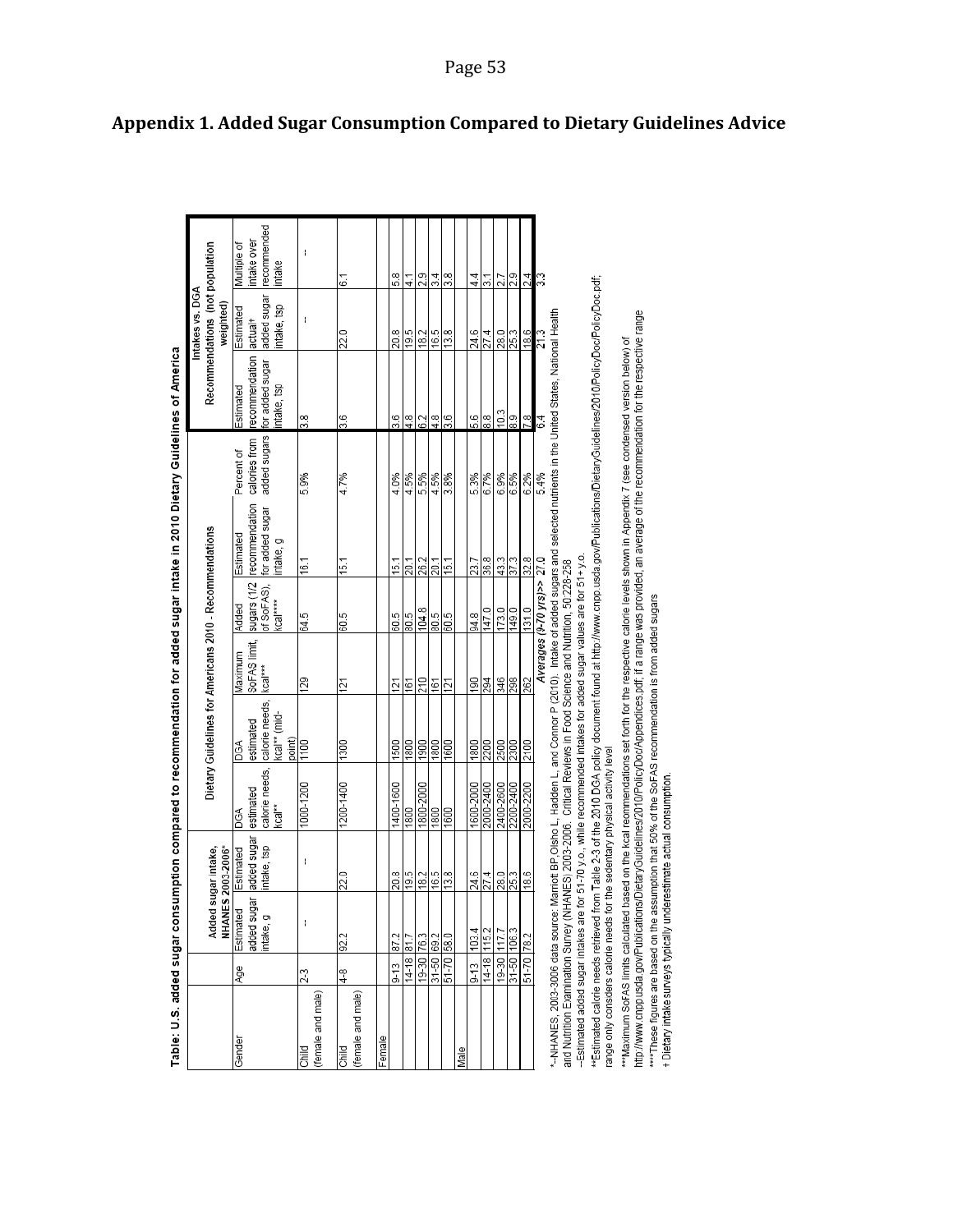## Appendix 1. Added Sugar Consumption Compared to Dietary Guidelines Advice

**Table: U.S. added sugar consumption compared to recommendation for added sugar intake in 2010 Dietary Guidelines of America**

| | | Added sugar intake, NHANES 2003-2006* | | Dietary Guidelines for Americans 2010 - Recommendations | | | | | | Intakes vs. DGA Recommendations (not population weighted) | | |
|---|---|---|---|---|---|---|---|---|---|---|---|---|
| Gender | Age | Estimated added sugar intake, g | Estimated added sugar intake, tsp | DGA estimated calorie needs, kcal** | DGA estimated calorie needs, kcal** (mid-point) | Maximum SoFAS limit, kcal*** | Added sugars (1/2 of SoFAS), kcal**** | Estimated recommendation for added sugar intake, g | Percent of calories from added sugars | Estimated recommendation for added sugar intake, tsp | Estimated actual+ added sugar intake, tsp | Multiple of intake over recommended intake |
| Child (female and male) | 2-3 | -- | -- | 1000-1200 | 1100 | 129 | 64.5 | 16.1 | 5.9% | 3.8 | -- | -- |
| Child (female and male) | 4-8 | 92.2 | 22.0 | 1200-1400 | 1300 | 121 | 60.5 | 15.1 | 4.7% | 3.6 | 22.0 | 6.1 |
| Female | | | | | | | | | | | | |
| | 9-13 | 87.2 | 20.8 | 1400-1600 | 1500 | 121 | 60.5 | 15.1 | 4.0% | 3.6 | 20.8 | 5.8 |
| | 14-18 | 81.7 | 19.5 | 1800 | 1800 | 161 | 80.5 | 20.1 | 4.5% | 4.8 | 19.5 | 4.1 |
| | 19-30 | 76.3 | 18.2 | 1800-2000 | 1900 | 210 | 104.8 | 26.2 | 5.5% | 6.2 | 18.2 | 2.9 |
| | 31-50 | 69.2 | 16.5 | 1800 | 1800 | 161 | 80.5 | 20.1 | 4.5% | 4.8 | 16.5 | 3.4 |
| | 51-70 | 58.0 | 13.8 | 1600 | 1600 | 121 | 60.5 | 15.1 | 3.8% | 3.6 | 13.8 | 3.8 |
| Male | | | | | | | | | | | | |
| | 9-13 | 103.4 | 24.6 | 1600-2000 | 1800 | 190 | 94.8 | 23.7 | 5.3% | 5.6 | 24.6 | 4.4 |
| | 14-18 | 115.2 | 27.4 | 2000-2400 | 2200 | 294 | 147.0 | 36.8 | 6.7% | 8.8 | 27.4 | 3.1 |
| | 19-30 | 117.7 | 28.0 | 2400-2600 | 2500 | 346 | 173.0 | 43.3 | 6.9% | 10.3 | 28.0 | 2.7 |
| | 31-50 | 106.3 | 25.3 | 2200-2400 | 2300 | 298 | 149.0 | 37.3 | 6.5% | 8.9 | 25.3 | 2.9 |
| | 51-70 | 78.2 | 18.6 | 2000-2200 | 2100 | 262 | 131.0 | 32.8 | 6.2% | 7.8 | 18.6 | 2.4 |
| | | | | | | | Averages (9-70 yrs)>> | 27.0 | 5.4% | 6.4 | 21.3 | 3.3 |

*-NHANES, 2003-3006 data source: Marriott BP, Olsho L, Hadden L, and Connor P (2010). Intake of added sugars and selected nutrients in the United States, National Health and Nutrition Examination Survey (NHANES) 2003-2006. Critical Reviews in Food Science and Nutrition, 50:228-258

--Estimated added sugar intakes are for 51-70 y.o., while recommended intakes for added sugar values are for 51+ y.o.

**Estimated calorie needs retrieved from Table 2-3 of the 2010 DGA policy document found at http://www.cnpp.usda.gov/Publications/DietaryGuidelines/2010/PolicyDoc/PolicyDoc.pdf; range only considers calorie needs for the sedentary physical activity level

***Maximum SoFAS limits calculated based on the kcal recommendations set forth for the respective calorie levels shown in Appendix 7 (see condensed version below) of http://www.cnpp.usda.gov/Publications/DietaryGuidelines/2010/PolicyDoc/Appendices.pdf; if a range was provided, an average of the recommendation for the respective range

****These figures are based on the assumption that 50% of the SoFAS recommendation is from added sugars

+ Dietary intake surveys typically underestimate actual consumption.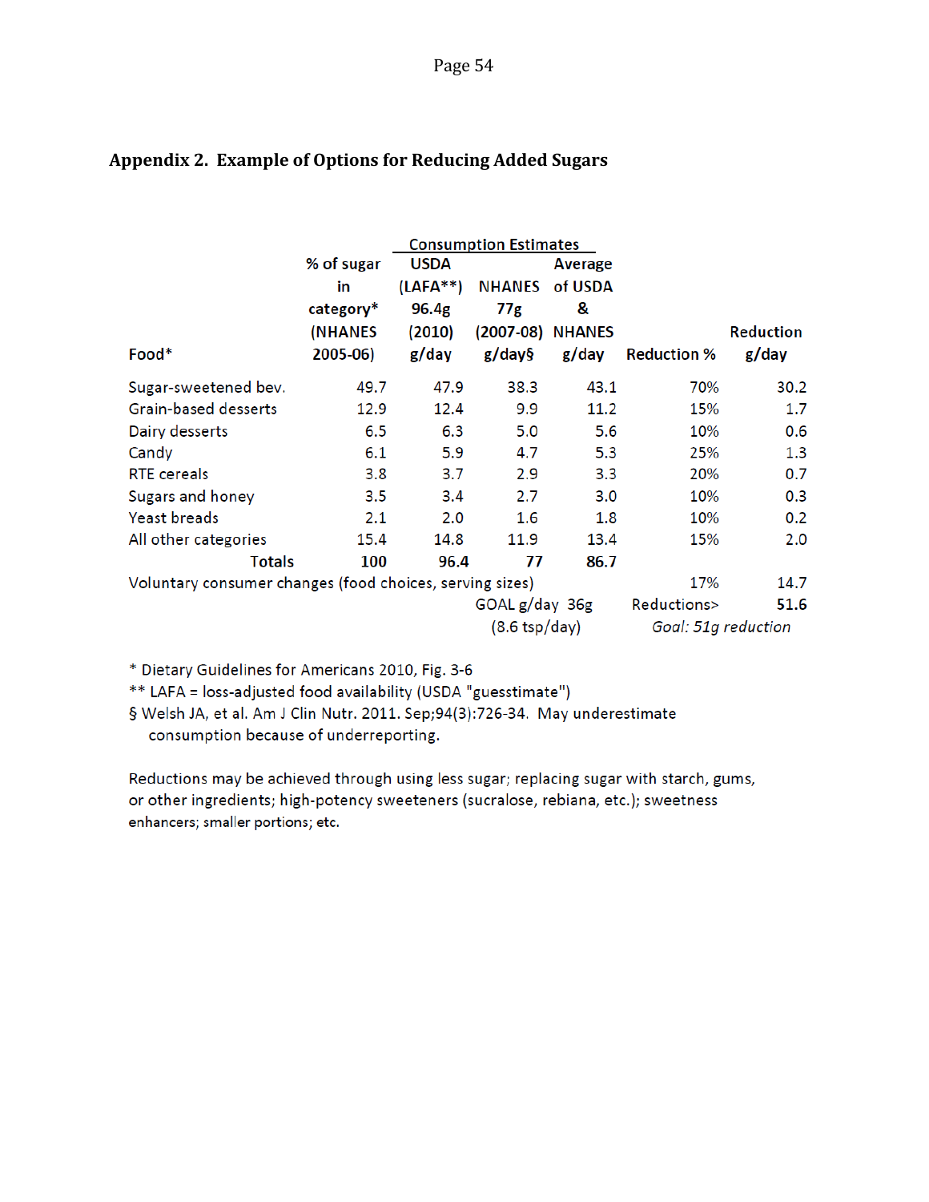## Appendix 2. Example of Options for Reducing Added Sugars

| | | Consumption Estimates | | | | |
|---|---|---|---|---|---|---|
| Food* | % of sugar in category* (NHANES 2005-06) | USDA (LAFA**) 96.4g (2010) g/day | NHANES 77g (2007-08) g/day§ | Average of USDA & NHANES g/day | Reduction % | Reduction g/day |
| Sugar-sweetened bev. | 49.7 | 47.9 | 38.3 | 43.1 | 70% | 30.2 |
| Grain-based desserts | 12.9 | 12.4 | 9.9 | 11.2 | 15% | 1.7 |
| Dairy desserts | 6.5 | 6.3 | 5.0 | 5.6 | 10% | 0.6 |
| Candy | 6.1 | 5.9 | 4.7 | 5.3 | 25% | 1.3 |
| RTE cereals | 3.8 | 3.7 | 2.9 | 3.3 | 20% | 0.7 |
| Sugars and honey | 3.5 | 3.4 | 2.7 | 3.0 | 10% | 0.3 |
| Yeast breads | 2.1 | 2.0 | 1.6 | 1.8 | 10% | 0.2 |
| All other categories | 15.4 | 14.8 | 11.9 | 13.4 | 15% | 2.0 |
| **Totals** | **100** | **96.4** | **77** | **86.7** | | |
| Voluntary consumer changes (food choices, serving sizes) | | | | | 17% | 14.7 |
| | | | GOAL g/day 36g | | Reductions> | **51.6** |
| | | | (8.6 tsp/day) | | *Goal: 51g reduction* | |

\* Dietary Guidelines for Americans 2010, Fig. 3-6

\*\* LAFA = loss-adjusted food availability (USDA "guesstimate")

§ Welsh JA, et al. Am J Clin Nutr. 2011. Sep;94(3):726-34. May underestimate consumption because of underreporting.

Reductions may be achieved through using less sugar; replacing sugar with starch, gums, or other ingredients; high-potency sweeteners (sucralose, rebiana, etc.); sweetness enhancers; smaller portions; etc.